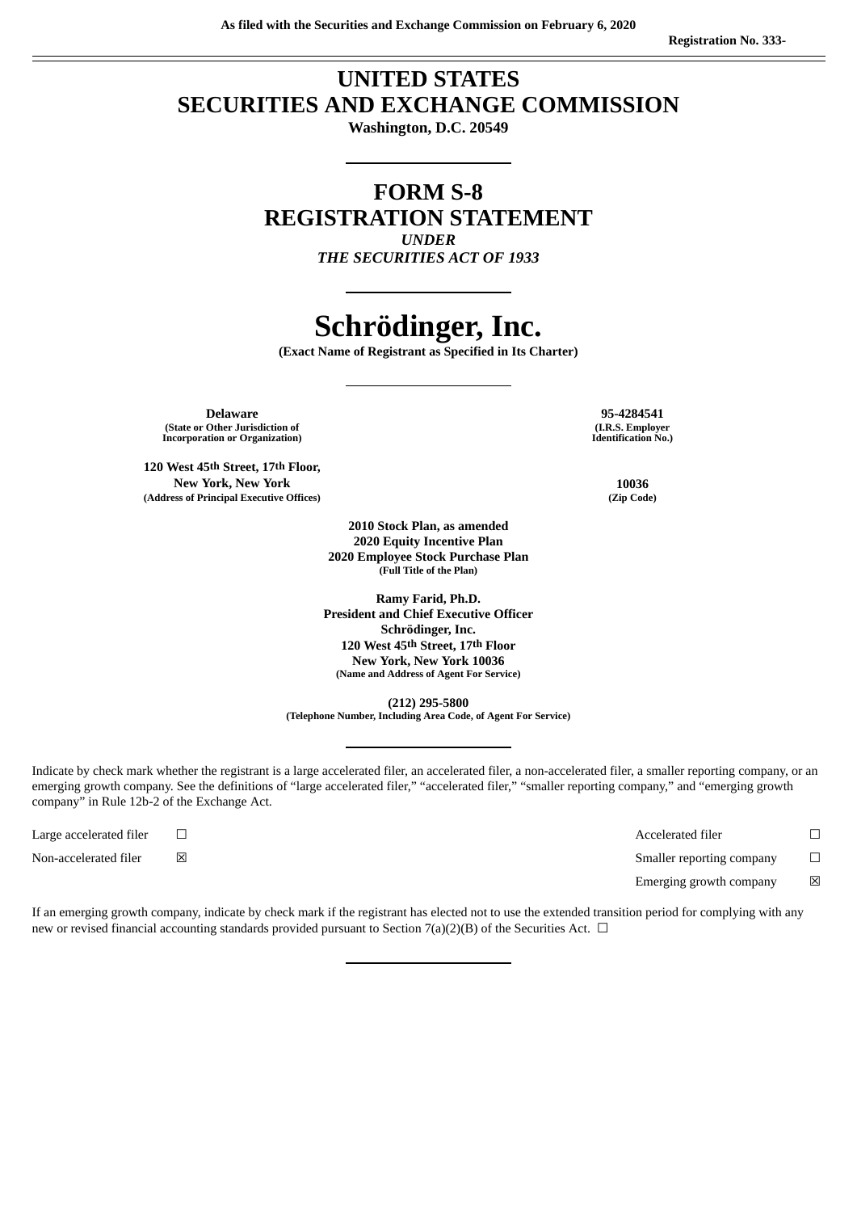As filed with the Securities and Exchange Commission on February 6, 2020

Registration No. 333-

# UNITED STATES
# SECURITIES AND EXCHANGE COMMISSION

**Washington, D.C. 20549**

---

# FORM S-8
# REGISTRATION STATEMENT

***UNDER***
***THE SECURITIES ACT OF 1933***

---

# Schrödinger, Inc.

**(Exact Name of Registrant as Specified in Its Charter)**

---

| | |
|---|---|
| **Delaware**<br>(State or Other Jurisdiction of Incorporation or Organization) | **95-4284541**<br>(I.R.S. Employer Identification No.) |
| **120 West 45th Street, 17th Floor,**<br>**New York, New York**<br>(Address of Principal Executive Offices) | **10036**<br>(Zip Code) |

**2010 Stock Plan, as amended**
**2020 Equity Incentive Plan**
**2020 Employee Stock Purchase Plan**
**(Full Title of the Plan)**

**Ramy Farid, Ph.D.**
**President and Chief Executive Officer**
**Schrödinger, Inc.**
**120 West 45th Street, 17th Floor**
**New York, New York 10036**
**(Name and Address of Agent For Service)**

**(212) 295-5800**
**(Telephone Number, Including Area Code, of Agent For Service)**

---

Indicate by check mark whether the registrant is a large accelerated filer, an accelerated filer, a non-accelerated filer, a smaller reporting company, or an emerging growth company. See the definitions of "large accelerated filer," "accelerated filer," "smaller reporting company," and "emerging growth company" in Rule 12b-2 of the Exchange Act.

| | | | |
|---|---|---|---|
| Large accelerated filer | ☐ | Accelerated filer | ☐ |
| Non-accelerated filer | ☒ | Smaller reporting company | ☐ |
| | | Emerging growth company | ☒ |

If an emerging growth company, indicate by check mark if the registrant has elected not to use the extended transition period for complying with any new or revised financial accounting standards provided pursuant to Section 7(a)(2)(B) of the Securities Act. ☐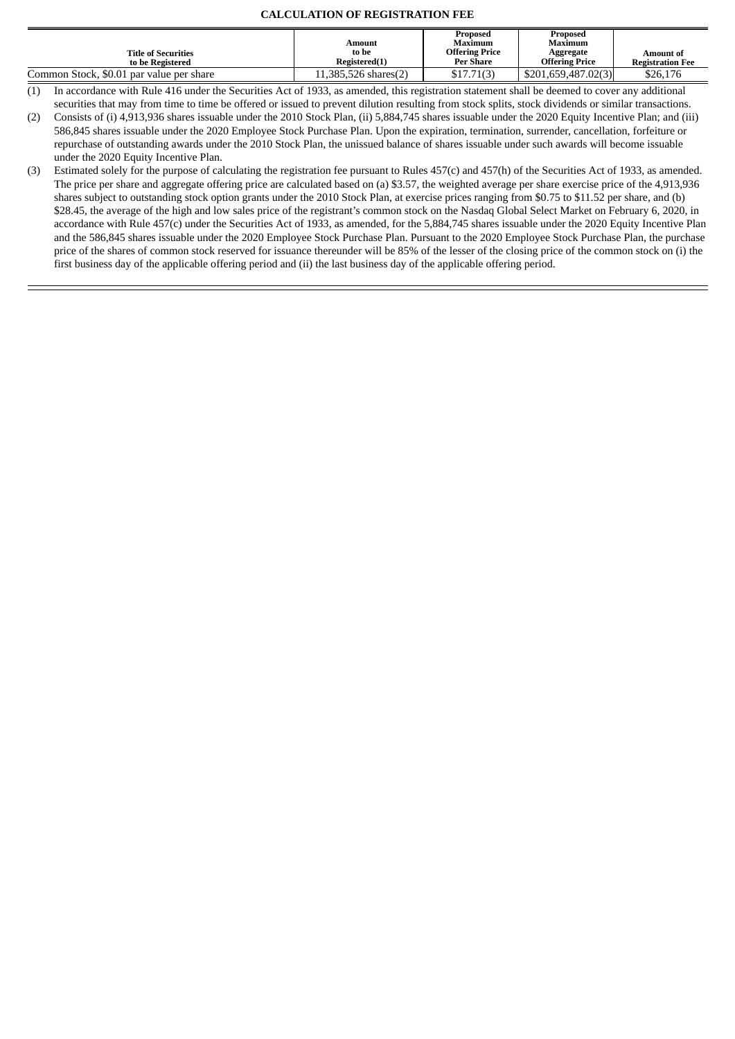**CALCULATION OF REGISTRATION FEE**

| Title of Securities to be Registered | Amount to be Registered(1) | Proposed Maximum Offering Price Per Share | Proposed Maximum Aggregate Offering Price | Amount of Registration Fee |
|---|---|---|---|---|
| Common Stock, $0.01 par value per share | 11,385,526 shares(2) | $17.71(3) | $201,659,487.02(3) | $26,176 |

(1) In accordance with Rule 416 under the Securities Act of 1933, as amended, this registration statement shall be deemed to cover any additional securities that may from time to time be offered or issued to prevent dilution resulting from stock splits, stock dividends or similar transactions.

(2) Consists of (i) 4,913,936 shares issuable under the 2010 Stock Plan, (ii) 5,884,745 shares issuable under the 2020 Equity Incentive Plan; and (iii) 586,845 shares issuable under the 2020 Employee Stock Purchase Plan. Upon the expiration, termination, surrender, cancellation, forfeiture or repurchase of outstanding awards under the 2010 Stock Plan, the unissued balance of shares issuable under such awards will become issuable under the 2020 Equity Incentive Plan.

(3) Estimated solely for the purpose of calculating the registration fee pursuant to Rules 457(c) and 457(h) of the Securities Act of 1933, as amended. The price per share and aggregate offering price are calculated based on (a) $3.57, the weighted average per share exercise price of the 4,913,936 shares subject to outstanding stock option grants under the 2010 Stock Plan, at exercise prices ranging from $0.75 to $11.52 per share, and (b) $28.45, the average of the high and low sales price of the registrant's common stock on the Nasdaq Global Select Market on February 6, 2020, in accordance with Rule 457(c) under the Securities Act of 1933, as amended, for the 5,884,745 shares issuable under the 2020 Equity Incentive Plan and the 586,845 shares issuable under the 2020 Employee Stock Purchase Plan. Pursuant to the 2020 Employee Stock Purchase Plan, the purchase price of the shares of common stock reserved for issuance thereunder will be 85% of the lesser of the closing price of the common stock on (i) the first business day of the applicable offering period and (ii) the last business day of the applicable offering period.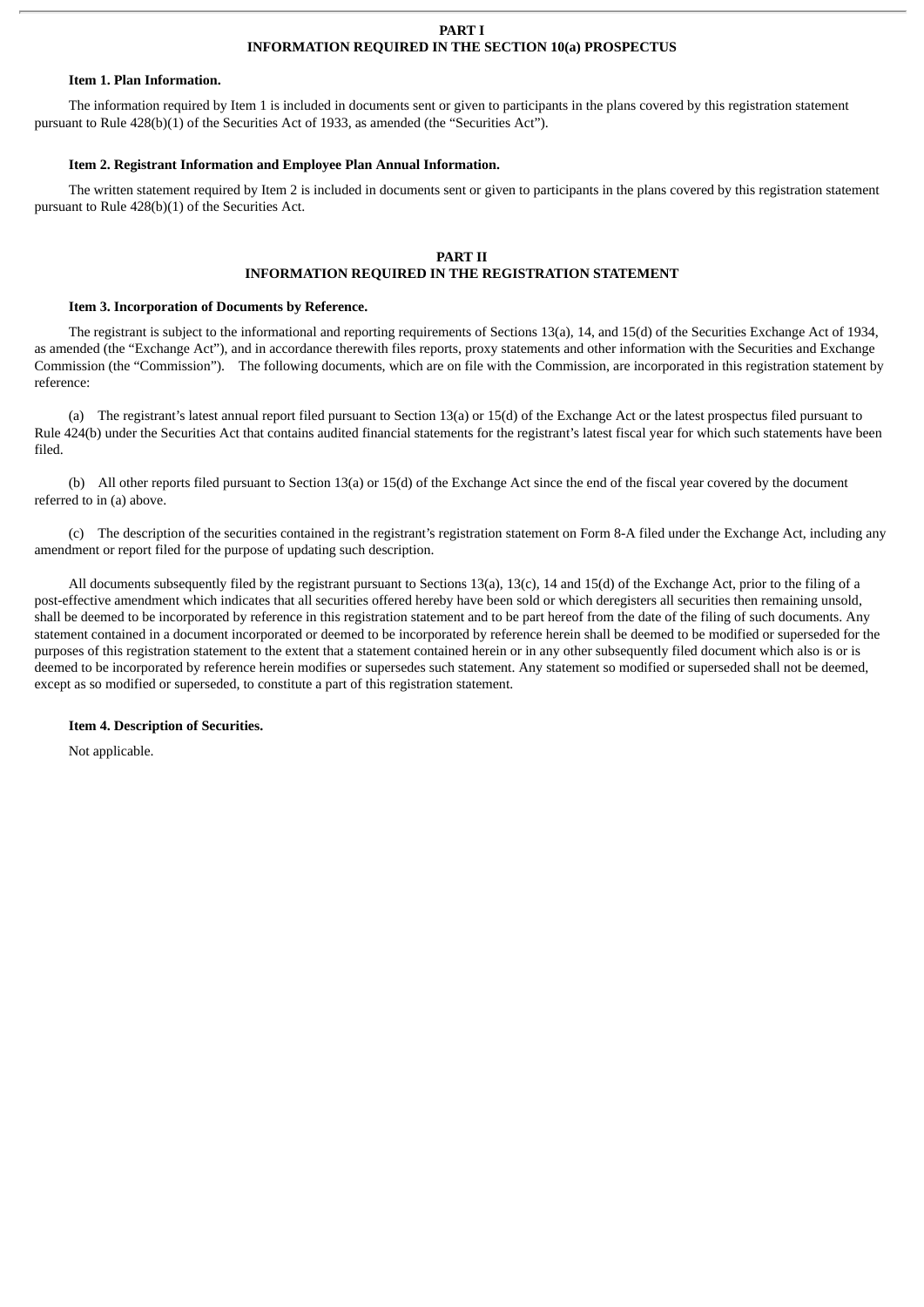## PART I
## INFORMATION REQUIRED IN THE SECTION 10(a) PROSPECTUS

**Item 1. Plan Information.**

The information required by Item 1 is included in documents sent or given to participants in the plans covered by this registration statement pursuant to Rule 428(b)(1) of the Securities Act of 1933, as amended (the "Securities Act").

**Item 2. Registrant Information and Employee Plan Annual Information.**

The written statement required by Item 2 is included in documents sent or given to participants in the plans covered by this registration statement pursuant to Rule 428(b)(1) of the Securities Act.

## PART II
## INFORMATION REQUIRED IN THE REGISTRATION STATEMENT

**Item 3. Incorporation of Documents by Reference.**

The registrant is subject to the informational and reporting requirements of Sections 13(a), 14, and 15(d) of the Securities Exchange Act of 1934, as amended (the "Exchange Act"), and in accordance therewith files reports, proxy statements and other information with the Securities and Exchange Commission (the "Commission"). The following documents, which are on file with the Commission, are incorporated in this registration statement by reference:

(a) The registrant's latest annual report filed pursuant to Section 13(a) or 15(d) of the Exchange Act or the latest prospectus filed pursuant to Rule 424(b) under the Securities Act that contains audited financial statements for the registrant's latest fiscal year for which such statements have been filed.

(b) All other reports filed pursuant to Section 13(a) or 15(d) of the Exchange Act since the end of the fiscal year covered by the document referred to in (a) above.

(c) The description of the securities contained in the registrant's registration statement on Form 8-A filed under the Exchange Act, including any amendment or report filed for the purpose of updating such description.

All documents subsequently filed by the registrant pursuant to Sections 13(a), 13(c), 14 and 15(d) of the Exchange Act, prior to the filing of a post-effective amendment which indicates that all securities offered hereby have been sold or which deregisters all securities then remaining unsold, shall be deemed to be incorporated by reference in this registration statement and to be part hereof from the date of the filing of such documents. Any statement contained in a document incorporated or deemed to be incorporated by reference herein shall be deemed to be modified or superseded for the purposes of this registration statement to the extent that a statement contained herein or in any other subsequently filed document which also is or is deemed to be incorporated by reference herein modifies or supersedes such statement. Any statement so modified or superseded shall not be deemed, except as so modified or superseded, to constitute a part of this registration statement.

**Item 4. Description of Securities.**

Not applicable.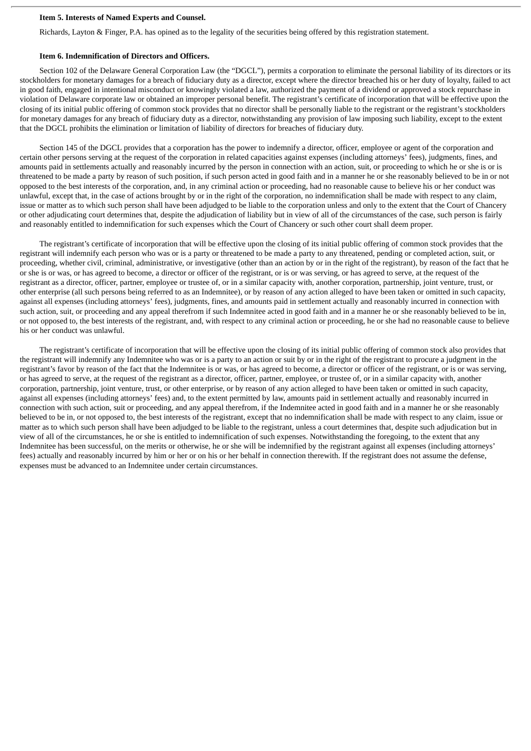**Item 5. Interests of Named Experts and Counsel.**

Richards, Layton & Finger, P.A. has opined as to the legality of the securities being offered by this registration statement.

**Item 6. Indemnification of Directors and Officers.**

Section 102 of the Delaware General Corporation Law (the "DGCL"), permits a corporation to eliminate the personal liability of its directors or its stockholders for monetary damages for a breach of fiduciary duty as a director, except where the director breached his or her duty of loyalty, failed to act in good faith, engaged in intentional misconduct or knowingly violated a law, authorized the payment of a dividend or approved a stock repurchase in violation of Delaware corporate law or obtained an improper personal benefit. The registrant's certificate of incorporation that will be effective upon the closing of its initial public offering of common stock provides that no director shall be personally liable to the registrant or the registrant's stockholders for monetary damages for any breach of fiduciary duty as a director, notwithstanding any provision of law imposing such liability, except to the extent that the DGCL prohibits the elimination or limitation of liability of directors for breaches of fiduciary duty.

Section 145 of the DGCL provides that a corporation has the power to indemnify a director, officer, employee or agent of the corporation and certain other persons serving at the request of the corporation in related capacities against expenses (including attorneys' fees), judgments, fines, and amounts paid in settlements actually and reasonably incurred by the person in connection with an action, suit, or proceeding to which he or she is or is threatened to be made a party by reason of such position, if such person acted in good faith and in a manner he or she reasonably believed to be in or not opposed to the best interests of the corporation, and, in any criminal action or proceeding, had no reasonable cause to believe his or her conduct was unlawful, except that, in the case of actions brought by or in the right of the corporation, no indemnification shall be made with respect to any claim, issue or matter as to which such person shall have been adjudged to be liable to the corporation unless and only to the extent that the Court of Chancery or other adjudicating court determines that, despite the adjudication of liability but in view of all of the circumstances of the case, such person is fairly and reasonably entitled to indemnification for such expenses which the Court of Chancery or such other court shall deem proper.

The registrant's certificate of incorporation that will be effective upon the closing of its initial public offering of common stock provides that the registrant will indemnify each person who was or is a party or threatened to be made a party to any threatened, pending or completed action, suit, or proceeding, whether civil, criminal, administrative, or investigative (other than an action by or in the right of the registrant), by reason of the fact that he or she is or was, or has agreed to become, a director or officer of the registrant, or is or was serving, or has agreed to serve, at the request of the registrant as a director, officer, partner, employee or trustee of, or in a similar capacity with, another corporation, partnership, joint venture, trust, or other enterprise (all such persons being referred to as an Indemnitee), or by reason of any action alleged to have been taken or omitted in such capacity, against all expenses (including attorneys' fees), judgments, fines, and amounts paid in settlement actually and reasonably incurred in connection with such action, suit, or proceeding and any appeal therefrom if such Indemnitee acted in good faith and in a manner he or she reasonably believed to be in, or not opposed to, the best interests of the registrant, and, with respect to any criminal action or proceeding, he or she had no reasonable cause to believe his or her conduct was unlawful.

The registrant's certificate of incorporation that will be effective upon the closing of its initial public offering of common stock also provides that the registrant will indemnify any Indemnitee who was or is a party to an action or suit by or in the right of the registrant to procure a judgment in the registrant's favor by reason of the fact that the Indemnitee is or was, or has agreed to become, a director or officer of the registrant, or is or was serving, or has agreed to serve, at the request of the registrant as a director, officer, partner, employee, or trustee of, or in a similar capacity with, another corporation, partnership, joint venture, trust, or other enterprise, or by reason of any action alleged to have been taken or omitted in such capacity, against all expenses (including attorneys' fees) and, to the extent permitted by law, amounts paid in settlement actually and reasonably incurred in connection with such action, suit or proceeding, and any appeal therefrom, if the Indemnitee acted in good faith and in a manner he or she reasonably believed to be in, or not opposed to, the best interests of the registrant, except that no indemnification shall be made with respect to any claim, issue or matter as to which such person shall have been adjudged to be liable to the registrant, unless a court determines that, despite such adjudication but in view of all of the circumstances, he or she is entitled to indemnification of such expenses. Notwithstanding the foregoing, to the extent that any Indemnitee has been successful, on the merits or otherwise, he or she will be indemnified by the registrant against all expenses (including attorneys' fees) actually and reasonably incurred by him or her or on his or her behalf in connection therewith. If the registrant does not assume the defense, expenses must be advanced to an Indemnitee under certain circumstances.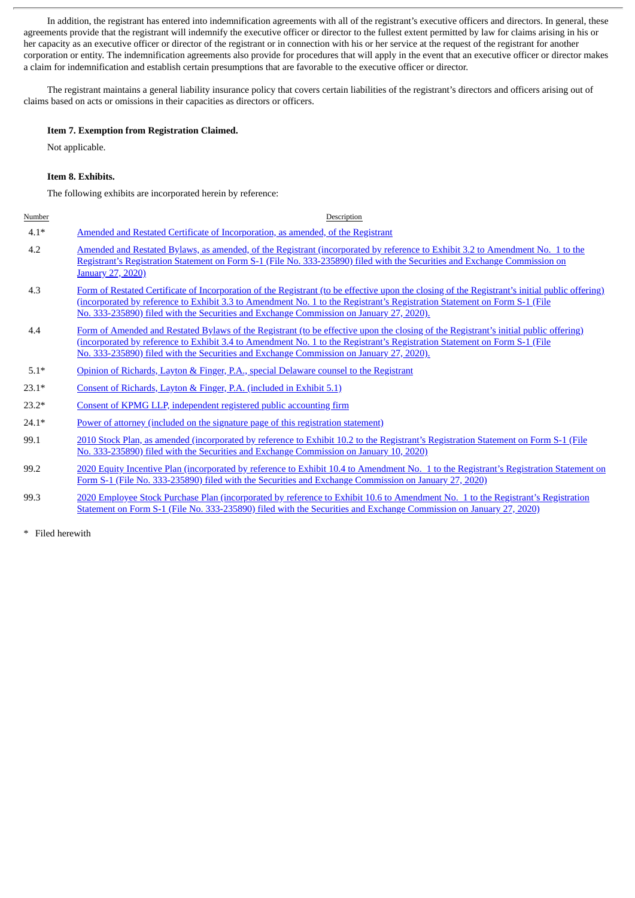In addition, the registrant has entered into indemnification agreements with all of the registrant's executive officers and directors. In general, these agreements provide that the registrant will indemnify the executive officer or director to the fullest extent permitted by law for claims arising in his or her capacity as an executive officer or director of the registrant or in connection with his or her service at the request of the registrant for another corporation or entity. The indemnification agreements also provide for procedures that will apply in the event that an executive officer or director makes a claim for indemnification and establish certain presumptions that are favorable to the executive officer or director.

The registrant maintains a general liability insurance policy that covers certain liabilities of the registrant's directors and officers arising out of claims based on acts or omissions in their capacities as directors or officers.

**Item 7. Exemption from Registration Claimed.**

Not applicable.

**Item 8. Exhibits.**

The following exhibits are incorporated herein by reference:

| Number | Description |
|---|---|
| 4.1* | Amended and Restated Certificate of Incorporation, as amended, of the Registrant |
| 4.2 | Amended and Restated Bylaws, as amended, of the Registrant (incorporated by reference to Exhibit 3.2 to Amendment No. 1 to the Registrant's Registration Statement on Form S-1 (File No. 333-235890) filed with the Securities and Exchange Commission on January 27, 2020) |
| 4.3 | Form of Restated Certificate of Incorporation of the Registrant (to be effective upon the closing of the Registrant's initial public offering) (incorporated by reference to Exhibit 3.3 to Amendment No. 1 to the Registrant's Registration Statement on Form S-1 (File No. 333-235890) filed with the Securities and Exchange Commission on January 27, 2020). |
| 4.4 | Form of Amended and Restated Bylaws of the Registrant (to be effective upon the closing of the Registrant's initial public offering) (incorporated by reference to Exhibit 3.4 to Amendment No. 1 to the Registrant's Registration Statement on Form S-1 (File No. 333-235890) filed with the Securities and Exchange Commission on January 27, 2020). |
| 5.1* | Opinion of Richards, Layton & Finger, P.A., special Delaware counsel to the Registrant |
| 23.1* | Consent of Richards, Layton & Finger, P.A. (included in Exhibit 5.1) |
| 23.2* | Consent of KPMG LLP, independent registered public accounting firm |
| 24.1* | Power of attorney (included on the signature page of this registration statement) |
| 99.1 | 2010 Stock Plan, as amended (incorporated by reference to Exhibit 10.2 to the Registrant's Registration Statement on Form S-1 (File No. 333-235890) filed with the Securities and Exchange Commission on January 10, 2020) |
| 99.2 | 2020 Equity Incentive Plan (incorporated by reference to Exhibit 10.4 to Amendment No. 1 to the Registrant's Registration Statement on Form S-1 (File No. 333-235890) filed with the Securities and Exchange Commission on January 27, 2020) |
| 99.3 | 2020 Employee Stock Purchase Plan (incorporated by reference to Exhibit 10.6 to Amendment No. 1 to the Registrant's Registration Statement on Form S-1 (File No. 333-235890) filed with the Securities and Exchange Commission on January 27, 2020) |

\* Filed herewith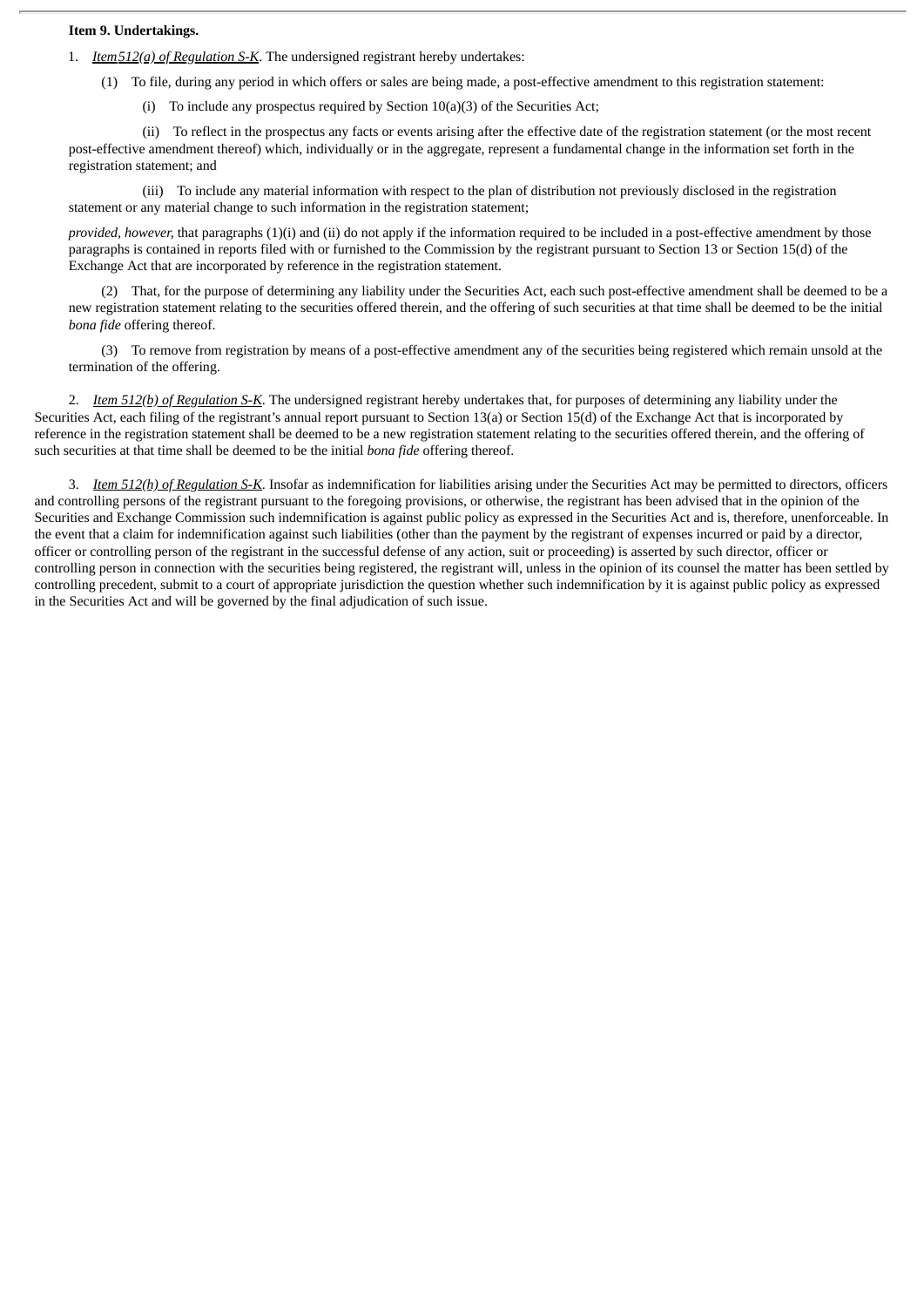**Item 9. Undertakings.**

1. *Item 512(a) of Regulation S-K*. The undersigned registrant hereby undertakes:

(1) To file, during any period in which offers or sales are being made, a post-effective amendment to this registration statement:

(i) To include any prospectus required by Section 10(a)(3) of the Securities Act;

(ii) To reflect in the prospectus any facts or events arising after the effective date of the registration statement (or the most recent post-effective amendment thereof) which, individually or in the aggregate, represent a fundamental change in the information set forth in the registration statement; and

(iii) To include any material information with respect to the plan of distribution not previously disclosed in the registration statement or any material change to such information in the registration statement;

*provided, however,* that paragraphs (1)(i) and (ii) do not apply if the information required to be included in a post-effective amendment by those paragraphs is contained in reports filed with or furnished to the Commission by the registrant pursuant to Section 13 or Section 15(d) of the Exchange Act that are incorporated by reference in the registration statement.

(2) That, for the purpose of determining any liability under the Securities Act, each such post-effective amendment shall be deemed to be a new registration statement relating to the securities offered therein, and the offering of such securities at that time shall be deemed to be the initial *bona fide* offering thereof.

(3) To remove from registration by means of a post-effective amendment any of the securities being registered which remain unsold at the termination of the offering.

2. *Item 512(b) of Regulation S-K*. The undersigned registrant hereby undertakes that, for purposes of determining any liability under the Securities Act, each filing of the registrant's annual report pursuant to Section 13(a) or Section 15(d) of the Exchange Act that is incorporated by reference in the registration statement shall be deemed to be a new registration statement relating to the securities offered therein, and the offering of such securities at that time shall be deemed to be the initial *bona fide* offering thereof.

3. *Item 512(h) of Regulation S-K*. Insofar as indemnification for liabilities arising under the Securities Act may be permitted to directors, officers and controlling persons of the registrant pursuant to the foregoing provisions, or otherwise, the registrant has been advised that in the opinion of the Securities and Exchange Commission such indemnification is against public policy as expressed in the Securities Act and is, therefore, unenforceable. In the event that a claim for indemnification against such liabilities (other than the payment by the registrant of expenses incurred or paid by a director, officer or controlling person of the registrant in the successful defense of any action, suit or proceeding) is asserted by such director, officer or controlling person in connection with the securities being registered, the registrant will, unless in the opinion of its counsel the matter has been settled by controlling precedent, submit to a court of appropriate jurisdiction the question whether such indemnification by it is against public policy as expressed in the Securities Act and will be governed by the final adjudication of such issue.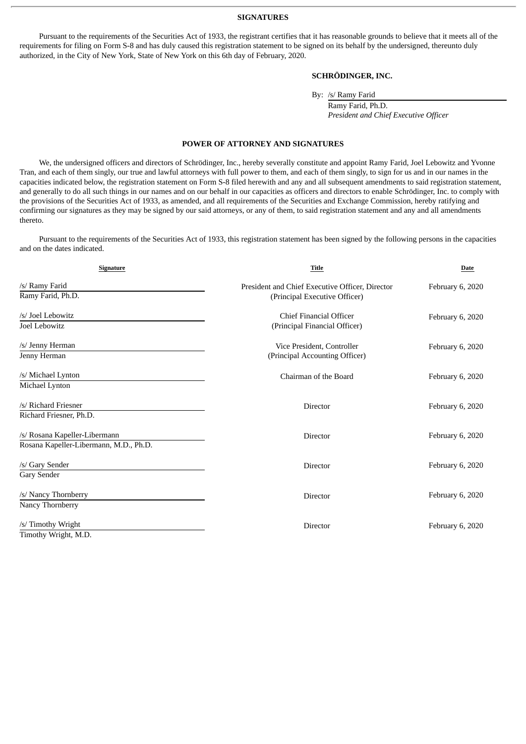## SIGNATURES

Pursuant to the requirements of the Securities Act of 1933, the registrant certifies that it has reasonable grounds to believe that it meets all of the requirements for filing on Form S-8 and has duly caused this registration statement to be signed on its behalf by the undersigned, thereunto duly authorized, in the City of New York, State of New York on this 6th day of February, 2020.

**SCHRÖDINGER, INC.**

By: /s/ Ramy Farid
Ramy Farid, Ph.D.
*President and Chief Executive Officer*

## POWER OF ATTORNEY AND SIGNATURES

We, the undersigned officers and directors of Schrödinger, Inc., hereby severally constitute and appoint Ramy Farid, Joel Lebowitz and Yvonne Tran, and each of them singly, our true and lawful attorneys with full power to them, and each of them singly, to sign for us and in our names in the capacities indicated below, the registration statement on Form S-8 filed herewith and any and all subsequent amendments to said registration statement, and generally to do all such things in our names and on our behalf in our capacities as officers and directors to enable Schrödinger, Inc. to comply with the provisions of the Securities Act of 1933, as amended, and all requirements of the Securities and Exchange Commission, hereby ratifying and confirming our signatures as they may be signed by our said attorneys, or any of them, to said registration statement and any and all amendments thereto.

Pursuant to the requirements of the Securities Act of 1933, this registration statement has been signed by the following persons in the capacities and on the dates indicated.

| Signature | Title | Date |
|---|---|---|
| /s/ Ramy Farid<br>Ramy Farid, Ph.D. | President and Chief Executive Officer, Director<br>(Principal Executive Officer) | February 6, 2020 |
| /s/ Joel Lebowitz<br>Joel Lebowitz | Chief Financial Officer<br>(Principal Financial Officer) | February 6, 2020 |
| /s/ Jenny Herman<br>Jenny Herman | Vice President, Controller<br>(Principal Accounting Officer) | February 6, 2020 |
| /s/ Michael Lynton<br>Michael Lynton | Chairman of the Board | February 6, 2020 |
| /s/ Richard Friesner<br>Richard Friesner, Ph.D. | Director | February 6, 2020 |
| /s/ Rosana Kapeller-Libermann<br>Rosana Kapeller-Libermann, M.D., Ph.D. | Director | February 6, 2020 |
| /s/ Gary Sender<br>Gary Sender | Director | February 6, 2020 |
| /s/ Nancy Thornberry<br>Nancy Thornberry | Director | February 6, 2020 |
| /s/ Timothy Wright<br>Timothy Wright, M.D. | Director | February 6, 2020 |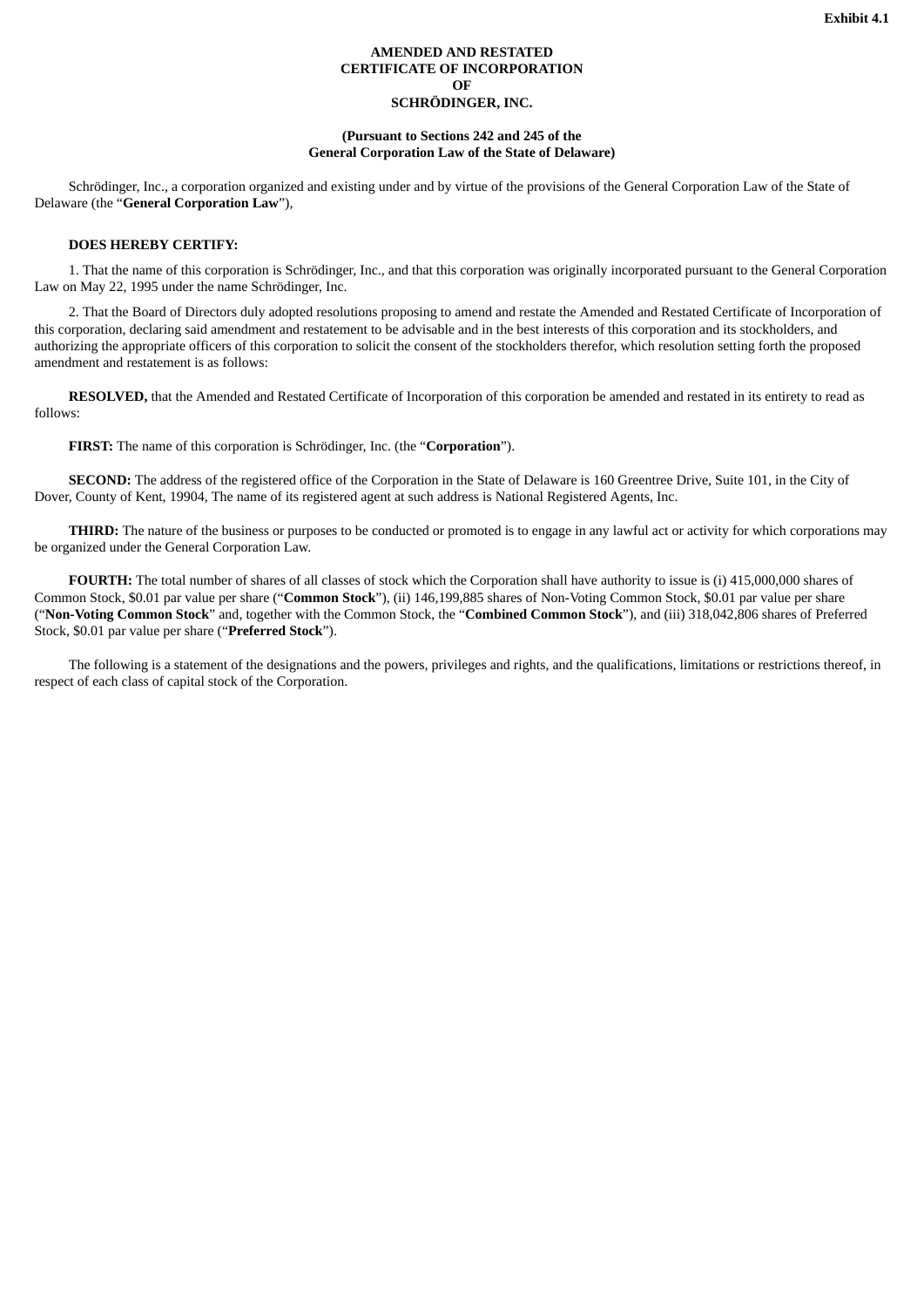**Exhibit 4.1**

**AMENDED AND RESTATED**
**CERTIFICATE OF INCORPORATION**
**OF**
**SCHRÖDINGER, INC.**

**(Pursuant to Sections 242 and 245 of the**
**General Corporation Law of the State of Delaware)**

Schrödinger, Inc., a corporation organized and existing under and by virtue of the provisions of the General Corporation Law of the State of Delaware (the "**General Corporation Law**"),

**DOES HEREBY CERTIFY:**

1. That the name of this corporation is Schrödinger, Inc., and that this corporation was originally incorporated pursuant to the General Corporation Law on May 22, 1995 under the name Schrödinger, Inc.

2. That the Board of Directors duly adopted resolutions proposing to amend and restate the Amended and Restated Certificate of Incorporation of this corporation, declaring said amendment and restatement to be advisable and in the best interests of this corporation and its stockholders, and authorizing the appropriate officers of this corporation to solicit the consent of the stockholders therefor, which resolution setting forth the proposed amendment and restatement is as follows:

**RESOLVED,** that the Amended and Restated Certificate of Incorporation of this corporation be amended and restated in its entirety to read as follows:

**FIRST:** The name of this corporation is Schrödinger, Inc. (the "**Corporation**").

**SECOND:** The address of the registered office of the Corporation in the State of Delaware is 160 Greentree Drive, Suite 101, in the City of Dover, County of Kent, 19904, The name of its registered agent at such address is National Registered Agents, Inc.

**THIRD:** The nature of the business or purposes to be conducted or promoted is to engage in any lawful act or activity for which corporations may be organized under the General Corporation Law.

**FOURTH:** The total number of shares of all classes of stock which the Corporation shall have authority to issue is (i) 415,000,000 shares of Common Stock, $0.01 par value per share ("**Common Stock**"), (ii) 146,199,885 shares of Non-Voting Common Stock, $0.01 par value per share ("**Non-Voting Common Stock**" and, together with the Common Stock, the "**Combined Common Stock**"), and (iii) 318,042,806 shares of Preferred Stock, $0.01 par value per share ("**Preferred Stock**").

The following is a statement of the designations and the powers, privileges and rights, and the qualifications, limitations or restrictions thereof, in respect of each class of capital stock of the Corporation.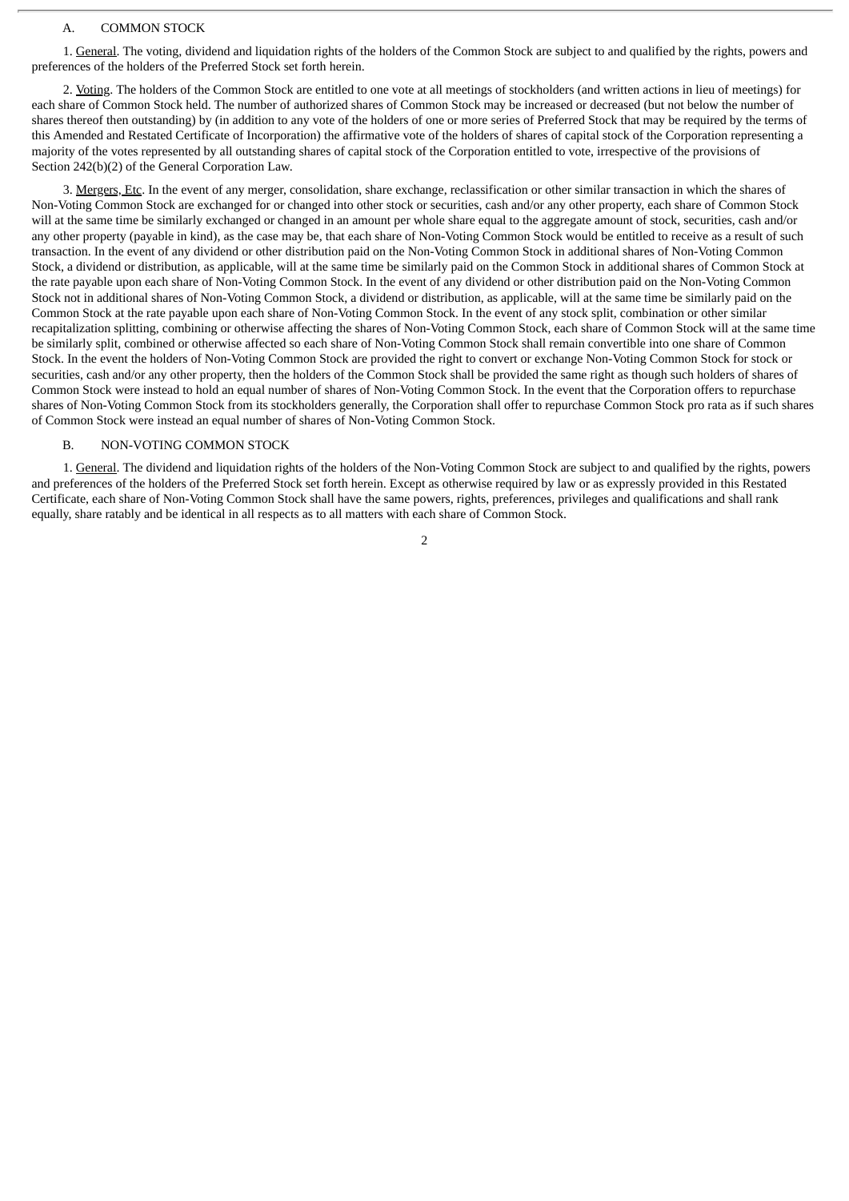## A. COMMON STOCK

1. General. The voting, dividend and liquidation rights of the holders of the Common Stock are subject to and qualified by the rights, powers and preferences of the holders of the Preferred Stock set forth herein.

2. Voting. The holders of the Common Stock are entitled to one vote at all meetings of stockholders (and written actions in lieu of meetings) for each share of Common Stock held. The number of authorized shares of Common Stock may be increased or decreased (but not below the number of shares thereof then outstanding) by (in addition to any vote of the holders of one or more series of Preferred Stock that may be required by the terms of this Amended and Restated Certificate of Incorporation) the affirmative vote of the holders of shares of capital stock of the Corporation representing a majority of the votes represented by all outstanding shares of capital stock of the Corporation entitled to vote, irrespective of the provisions of Section 242(b)(2) of the General Corporation Law.

3. Mergers, Etc. In the event of any merger, consolidation, share exchange, reclassification or other similar transaction in which the shares of Non-Voting Common Stock are exchanged for or changed into other stock or securities, cash and/or any other property, each share of Common Stock will at the same time be similarly exchanged or changed in an amount per whole share equal to the aggregate amount of stock, securities, cash and/or any other property (payable in kind), as the case may be, that each share of Non-Voting Common Stock would be entitled to receive as a result of such transaction. In the event of any dividend or other distribution paid on the Non-Voting Common Stock in additional shares of Non-Voting Common Stock, a dividend or distribution, as applicable, will at the same time be similarly paid on the Common Stock in additional shares of Common Stock at the rate payable upon each share of Non-Voting Common Stock. In the event of any dividend or other distribution paid on the Non-Voting Common Stock not in additional shares of Non-Voting Common Stock, a dividend or distribution, as applicable, will at the same time be similarly paid on the Common Stock at the rate payable upon each share of Non-Voting Common Stock. In the event of any stock split, combination or other similar recapitalization splitting, combining or otherwise affecting the shares of Non-Voting Common Stock, each share of Common Stock will at the same time be similarly split, combined or otherwise affected so each share of Non-Voting Common Stock shall remain convertible into one share of Common Stock. In the event the holders of Non-Voting Common Stock are provided the right to convert or exchange Non-Voting Common Stock for stock or securities, cash and/or any other property, then the holders of the Common Stock shall be provided the same right as though such holders of shares of Common Stock were instead to hold an equal number of shares of Non-Voting Common Stock. In the event that the Corporation offers to repurchase shares of Non-Voting Common Stock from its stockholders generally, the Corporation shall offer to repurchase Common Stock pro rata as if such shares of Common Stock were instead an equal number of shares of Non-Voting Common Stock.

## B. NON-VOTING COMMON STOCK

1. General. The dividend and liquidation rights of the holders of the Non-Voting Common Stock are subject to and qualified by the rights, powers and preferences of the holders of the Preferred Stock set forth herein. Except as otherwise required by law or as expressly provided in this Restated Certificate, each share of Non-Voting Common Stock shall have the same powers, rights, preferences, privileges and qualifications and shall rank equally, share ratably and be identical in all respects as to all matters with each share of Common Stock.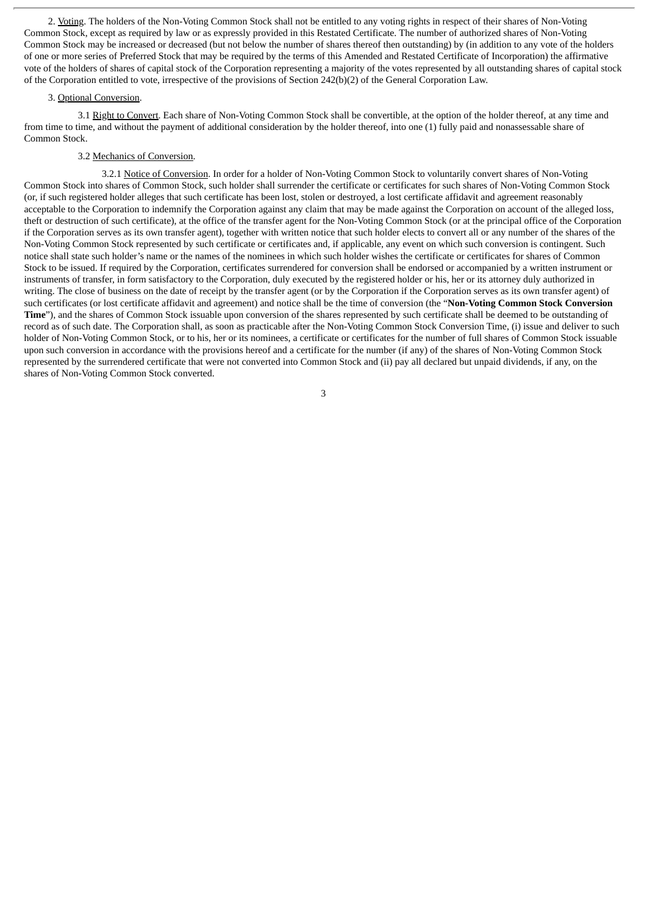2. Voting. The holders of the Non-Voting Common Stock shall not be entitled to any voting rights in respect of their shares of Non-Voting Common Stock, except as required by law or as expressly provided in this Restated Certificate. The number of authorized shares of Non-Voting Common Stock may be increased or decreased (but not below the number of shares thereof then outstanding) by (in addition to any vote of the holders of one or more series of Preferred Stock that may be required by the terms of this Amended and Restated Certificate of Incorporation) the affirmative vote of the holders of shares of capital stock of the Corporation representing a majority of the votes represented by all outstanding shares of capital stock of the Corporation entitled to vote, irrespective of the provisions of Section 242(b)(2) of the General Corporation Law.

3. Optional Conversion.

3.1 Right to Convert. Each share of Non-Voting Common Stock shall be convertible, at the option of the holder thereof, at any time and from time to time, and without the payment of additional consideration by the holder thereof, into one (1) fully paid and nonassessable share of Common Stock.

3.2 Mechanics of Conversion.

3.2.1 Notice of Conversion. In order for a holder of Non-Voting Common Stock to voluntarily convert shares of Non-Voting Common Stock into shares of Common Stock, such holder shall surrender the certificate or certificates for such shares of Non-Voting Common Stock (or, if such registered holder alleges that such certificate has been lost, stolen or destroyed, a lost certificate affidavit and agreement reasonably acceptable to the Corporation to indemnify the Corporation against any claim that may be made against the Corporation on account of the alleged loss, theft or destruction of such certificate), at the office of the transfer agent for the Non-Voting Common Stock (or at the principal office of the Corporation if the Corporation serves as its own transfer agent), together with written notice that such holder elects to convert all or any number of the shares of the Non-Voting Common Stock represented by such certificate or certificates and, if applicable, any event on which such conversion is contingent. Such notice shall state such holder's name or the names of the nominees in which such holder wishes the certificate or certificates for shares of Common Stock to be issued. If required by the Corporation, certificates surrendered for conversion shall be endorsed or accompanied by a written instrument or instruments of transfer, in form satisfactory to the Corporation, duly executed by the registered holder or his, her or its attorney duly authorized in writing. The close of business on the date of receipt by the transfer agent (or by the Corporation if the Corporation serves as its own transfer agent) of such certificates (or lost certificate affidavit and agreement) and notice shall be the time of conversion (the "**Non-Voting Common Stock Conversion Time**"), and the shares of Common Stock issuable upon conversion of the shares represented by such certificate shall be deemed to be outstanding of record as of such date. The Corporation shall, as soon as practicable after the Non-Voting Common Stock Conversion Time, (i) issue and deliver to such holder of Non-Voting Common Stock, or to his, her or its nominees, a certificate or certificates for the number of full shares of Common Stock issuable upon such conversion in accordance with the provisions hereof and a certificate for the number (if any) of the shares of Non-Voting Common Stock represented by the surrendered certificate that were not converted into Common Stock and (ii) pay all declared but unpaid dividends, if any, on the shares of Non-Voting Common Stock converted.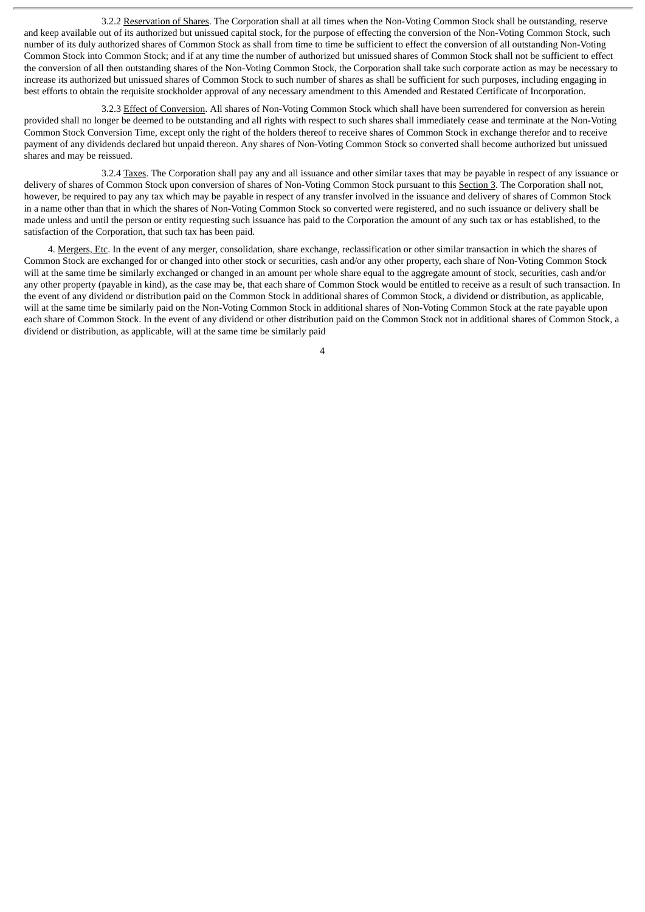3.2.2 Reservation of Shares. The Corporation shall at all times when the Non-Voting Common Stock shall be outstanding, reserve and keep available out of its authorized but unissued capital stock, for the purpose of effecting the conversion of the Non-Voting Common Stock, such number of its duly authorized shares of Common Stock as shall from time to time be sufficient to effect the conversion of all outstanding Non-Voting Common Stock into Common Stock; and if at any time the number of authorized but unissued shares of Common Stock shall not be sufficient to effect the conversion of all then outstanding shares of the Non-Voting Common Stock, the Corporation shall take such corporate action as may be necessary to increase its authorized but unissued shares of Common Stock to such number of shares as shall be sufficient for such purposes, including engaging in best efforts to obtain the requisite stockholder approval of any necessary amendment to this Amended and Restated Certificate of Incorporation.

3.2.3 Effect of Conversion. All shares of Non-Voting Common Stock which shall have been surrendered for conversion as herein provided shall no longer be deemed to be outstanding and all rights with respect to such shares shall immediately cease and terminate at the Non-Voting Common Stock Conversion Time, except only the right of the holders thereof to receive shares of Common Stock in exchange therefor and to receive payment of any dividends declared but unpaid thereon. Any shares of Non-Voting Common Stock so converted shall become authorized but unissued shares and may be reissued.

3.2.4 Taxes. The Corporation shall pay any and all issuance and other similar taxes that may be payable in respect of any issuance or delivery of shares of Common Stock upon conversion of shares of Non-Voting Common Stock pursuant to this Section 3. The Corporation shall not, however, be required to pay any tax which may be payable in respect of any transfer involved in the issuance and delivery of shares of Common Stock in a name other than that in which the shares of Non-Voting Common Stock so converted were registered, and no such issuance or delivery shall be made unless and until the person or entity requesting such issuance has paid to the Corporation the amount of any such tax or has established, to the satisfaction of the Corporation, that such tax has been paid.

4. Mergers, Etc. In the event of any merger, consolidation, share exchange, reclassification or other similar transaction in which the shares of Common Stock are exchanged for or changed into other stock or securities, cash and/or any other property, each share of Non-Voting Common Stock will at the same time be similarly exchanged or changed in an amount per whole share equal to the aggregate amount of stock, securities, cash and/or any other property (payable in kind), as the case may be, that each share of Common Stock would be entitled to receive as a result of such transaction. In the event of any dividend or distribution paid on the Common Stock in additional shares of Common Stock, a dividend or distribution, as applicable, will at the same time be similarly paid on the Non-Voting Common Stock in additional shares of Non-Voting Common Stock at the rate payable upon each share of Common Stock. In the event of any dividend or other distribution paid on the Common Stock not in additional shares of Common Stock, a dividend or distribution, as applicable, will at the same time be similarly paid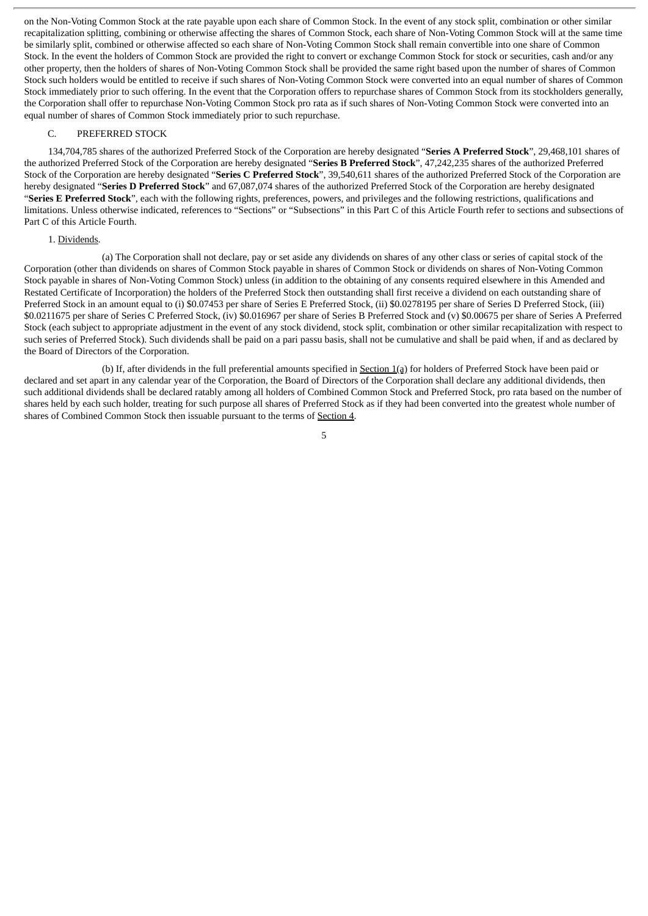on the Non-Voting Common Stock at the rate payable upon each share of Common Stock. In the event of any stock split, combination or other similar recapitalization splitting, combining or otherwise affecting the shares of Common Stock, each share of Non-Voting Common Stock will at the same time be similarly split, combined or otherwise affected so each share of Non-Voting Common Stock shall remain convertible into one share of Common Stock. In the event the holders of Common Stock are provided the right to convert or exchange Common Stock for stock or securities, cash and/or any other property, then the holders of shares of Non-Voting Common Stock shall be provided the same right based upon the number of shares of Common Stock such holders would be entitled to receive if such shares of Non-Voting Common Stock were converted into an equal number of shares of Common Stock immediately prior to such offering. In the event that the Corporation offers to repurchase shares of Common Stock from its stockholders generally, the Corporation shall offer to repurchase Non-Voting Common Stock pro rata as if such shares of Non-Voting Common Stock were converted into an equal number of shares of Common Stock immediately prior to such repurchase.

C. PREFERRED STOCK

134,704,785 shares of the authorized Preferred Stock of the Corporation are hereby designated "**Series A Preferred Stock**", 29,468,101 shares of the authorized Preferred Stock of the Corporation are hereby designated "**Series B Preferred Stock**", 47,242,235 shares of the authorized Preferred Stock of the Corporation are hereby designated "**Series C Preferred Stock**", 39,540,611 shares of the authorized Preferred Stock of the Corporation are hereby designated "**Series D Preferred Stock**" and 67,087,074 shares of the authorized Preferred Stock of the Corporation are hereby designated "**Series E Preferred Stock**", each with the following rights, preferences, powers, and privileges and the following restrictions, qualifications and limitations. Unless otherwise indicated, references to "Sections" or "Subsections" in this Part C of this Article Fourth refer to sections and subsections of Part C of this Article Fourth.

1. Dividends.

(a) The Corporation shall not declare, pay or set aside any dividends on shares of any other class or series of capital stock of the Corporation (other than dividends on shares of Common Stock payable in shares of Common Stock or dividends on shares of Non-Voting Common Stock payable in shares of Non-Voting Common Stock) unless (in addition to the obtaining of any consents required elsewhere in this Amended and Restated Certificate of Incorporation) the holders of the Preferred Stock then outstanding shall first receive a dividend on each outstanding share of Preferred Stock in an amount equal to (i) $0.07453 per share of Series E Preferred Stock, (ii) $0.0278195 per share of Series D Preferred Stock, (iii) $0.0211675 per share of Series C Preferred Stock, (iv) $0.016967 per share of Series B Preferred Stock and (v) $0.00675 per share of Series A Preferred Stock (each subject to appropriate adjustment in the event of any stock dividend, stock split, combination or other similar recapitalization with respect to such series of Preferred Stock). Such dividends shall be paid on a pari passu basis, shall not be cumulative and shall be paid when, if and as declared by the Board of Directors of the Corporation.

(b) If, after dividends in the full preferential amounts specified in Section 1(a) for holders of Preferred Stock have been paid or declared and set apart in any calendar year of the Corporation, the Board of Directors of the Corporation shall declare any additional dividends, then such additional dividends shall be declared ratably among all holders of Combined Common Stock and Preferred Stock, pro rata based on the number of shares held by each such holder, treating for such purpose all shares of Preferred Stock as if they had been converted into the greatest whole number of shares of Combined Common Stock then issuable pursuant to the terms of Section 4.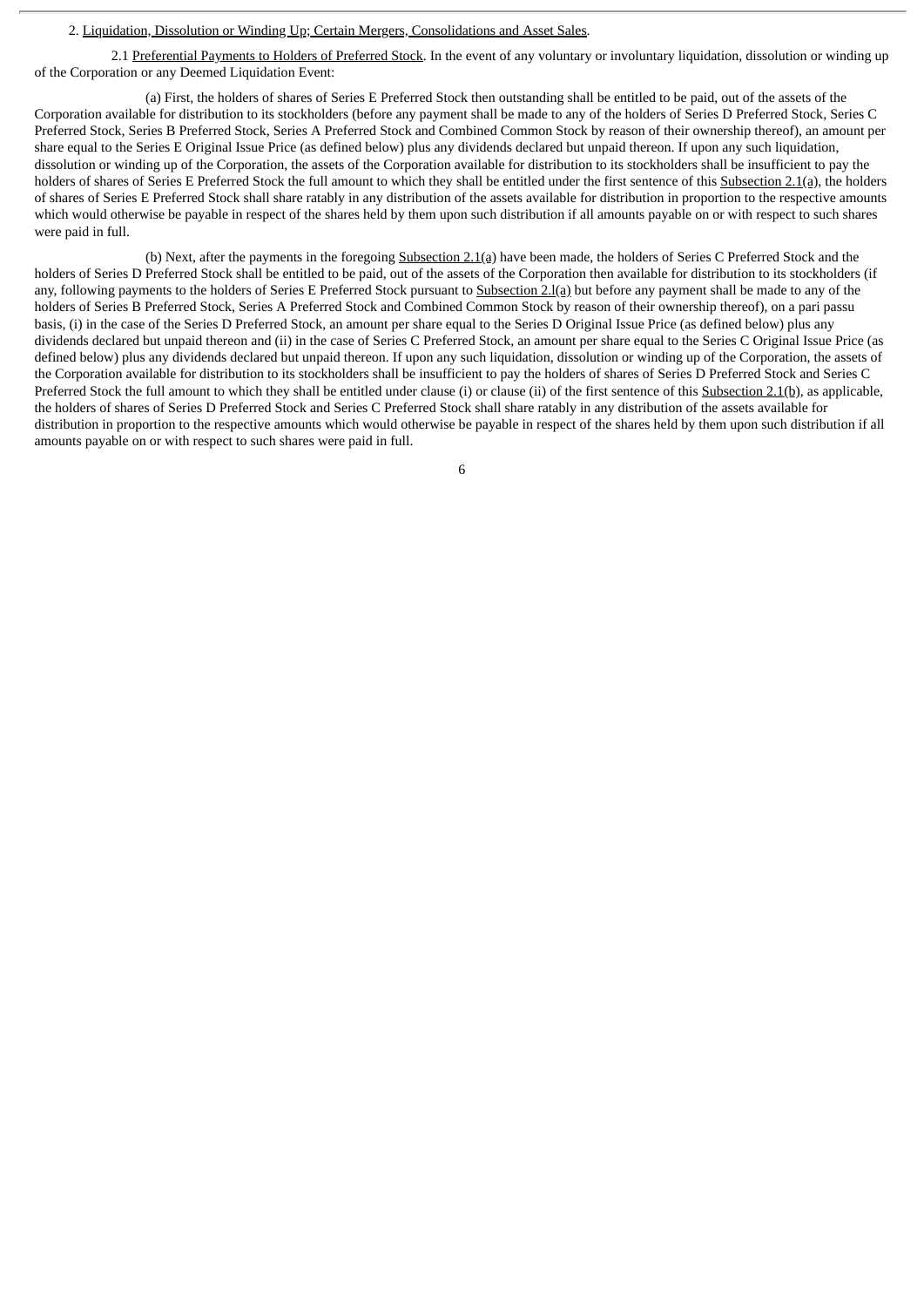2. Liquidation, Dissolution or Winding Up; Certain Mergers, Consolidations and Asset Sales.

2.1 Preferential Payments to Holders of Preferred Stock. In the event of any voluntary or involuntary liquidation, dissolution or winding up of the Corporation or any Deemed Liquidation Event:

(a) First, the holders of shares of Series E Preferred Stock then outstanding shall be entitled to be paid, out of the assets of the Corporation available for distribution to its stockholders (before any payment shall be made to any of the holders of Series D Preferred Stock, Series C Preferred Stock, Series B Preferred Stock, Series A Preferred Stock and Combined Common Stock by reason of their ownership thereof), an amount per share equal to the Series E Original Issue Price (as defined below) plus any dividends declared but unpaid thereon. If upon any such liquidation, dissolution or winding up of the Corporation, the assets of the Corporation available for distribution to its stockholders shall be insufficient to pay the holders of shares of Series E Preferred Stock the full amount to which they shall be entitled under the first sentence of this Subsection 2.1(a), the holders of shares of Series E Preferred Stock shall share ratably in any distribution of the assets available for distribution in proportion to the respective amounts which would otherwise be payable in respect of the shares held by them upon such distribution if all amounts payable on or with respect to such shares were paid in full.

(b) Next, after the payments in the foregoing Subsection 2.1(a) have been made, the holders of Series C Preferred Stock and the holders of Series D Preferred Stock shall be entitled to be paid, out of the assets of the Corporation then available for distribution to its stockholders (if any, following payments to the holders of Series E Preferred Stock pursuant to Subsection 2.l(a) but before any payment shall be made to any of the holders of Series B Preferred Stock, Series A Preferred Stock and Combined Common Stock by reason of their ownership thereof), on a pari passu basis, (i) in the case of the Series D Preferred Stock, an amount per share equal to the Series D Original Issue Price (as defined below) plus any dividends declared but unpaid thereon and (ii) in the case of Series C Preferred Stock, an amount per share equal to the Series C Original Issue Price (as defined below) plus any dividends declared but unpaid thereon. If upon any such liquidation, dissolution or winding up of the Corporation, the assets of the Corporation available for distribution to its stockholders shall be insufficient to pay the holders of shares of Series D Preferred Stock and Series C Preferred Stock the full amount to which they shall be entitled under clause (i) or clause (ii) of the first sentence of this Subsection 2.1(b), as applicable, the holders of shares of Series D Preferred Stock and Series C Preferred Stock shall share ratably in any distribution of the assets available for distribution in proportion to the respective amounts which would otherwise be payable in respect of the shares held by them upon such distribution if all amounts payable on or with respect to such shares were paid in full.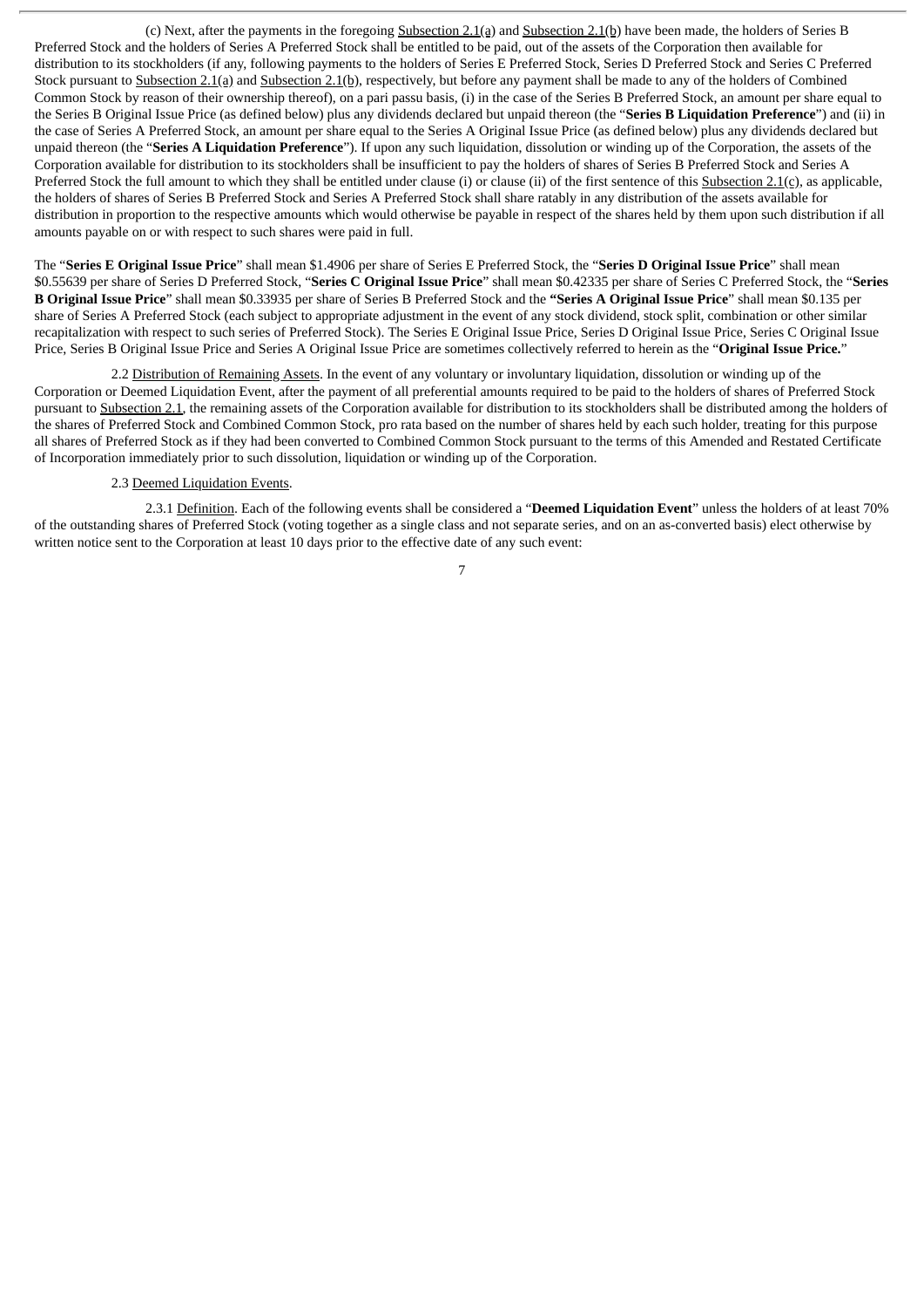(c) Next, after the payments in the foregoing Subsection 2.1(a) and Subsection 2.1(b) have been made, the holders of Series B Preferred Stock and the holders of Series A Preferred Stock shall be entitled to be paid, out of the assets of the Corporation then available for distribution to its stockholders (if any, following payments to the holders of Series E Preferred Stock, Series D Preferred Stock and Series C Preferred Stock pursuant to Subsection 2.1(a) and Subsection 2.1(b), respectively, but before any payment shall be made to any of the holders of Combined Common Stock by reason of their ownership thereof), on a pari passu basis, (i) in the case of the Series B Preferred Stock, an amount per share equal to the Series B Original Issue Price (as defined below) plus any dividends declared but unpaid thereon (the "**Series B Liquidation Preference**") and (ii) in the case of Series A Preferred Stock, an amount per share equal to the Series A Original Issue Price (as defined below) plus any dividends declared but unpaid thereon (the "**Series A Liquidation Preference**"). If upon any such liquidation, dissolution or winding up of the Corporation, the assets of the Corporation available for distribution to its stockholders shall be insufficient to pay the holders of shares of Series B Preferred Stock and Series A Preferred Stock the full amount to which they shall be entitled under clause (i) or clause (ii) of the first sentence of this Subsection 2.1(c), as applicable, the holders of shares of Series B Preferred Stock and Series A Preferred Stock shall share ratably in any distribution of the assets available for distribution in proportion to the respective amounts which would otherwise be payable in respect of the shares held by them upon such distribution if all amounts payable on or with respect to such shares were paid in full.

The "**Series E Original Issue Price**" shall mean $1.4906 per share of Series E Preferred Stock, the "**Series D Original Issue Price**" shall mean $0.55639 per share of Series D Preferred Stock, "**Series C Original Issue Price**" shall mean $0.42335 per share of Series C Preferred Stock, the "**Series B Original Issue Price**" shall mean $0.33935 per share of Series B Preferred Stock and the **"Series A Original Issue Price**" shall mean $0.135 per share of Series A Preferred Stock (each subject to appropriate adjustment in the event of any stock dividend, stock split, combination or other similar recapitalization with respect to such series of Preferred Stock). The Series E Original Issue Price, Series D Original Issue Price, Series C Original Issue Price, Series B Original Issue Price and Series A Original Issue Price are sometimes collectively referred to herein as the "**Original Issue Price.**"

2.2 Distribution of Remaining Assets. In the event of any voluntary or involuntary liquidation, dissolution or winding up of the Corporation or Deemed Liquidation Event, after the payment of all preferential amounts required to be paid to the holders of shares of Preferred Stock pursuant to Subsection 2.1, the remaining assets of the Corporation available for distribution to its stockholders shall be distributed among the holders of the shares of Preferred Stock and Combined Common Stock, pro rata based on the number of shares held by each such holder, treating for this purpose all shares of Preferred Stock as if they had been converted to Combined Common Stock pursuant to the terms of this Amended and Restated Certificate of Incorporation immediately prior to such dissolution, liquidation or winding up of the Corporation.

2.3 Deemed Liquidation Events.

2.3.1 Definition. Each of the following events shall be considered a "**Deemed Liquidation Event**" unless the holders of at least 70% of the outstanding shares of Preferred Stock (voting together as a single class and not separate series, and on an as-converted basis) elect otherwise by written notice sent to the Corporation at least 10 days prior to the effective date of any such event: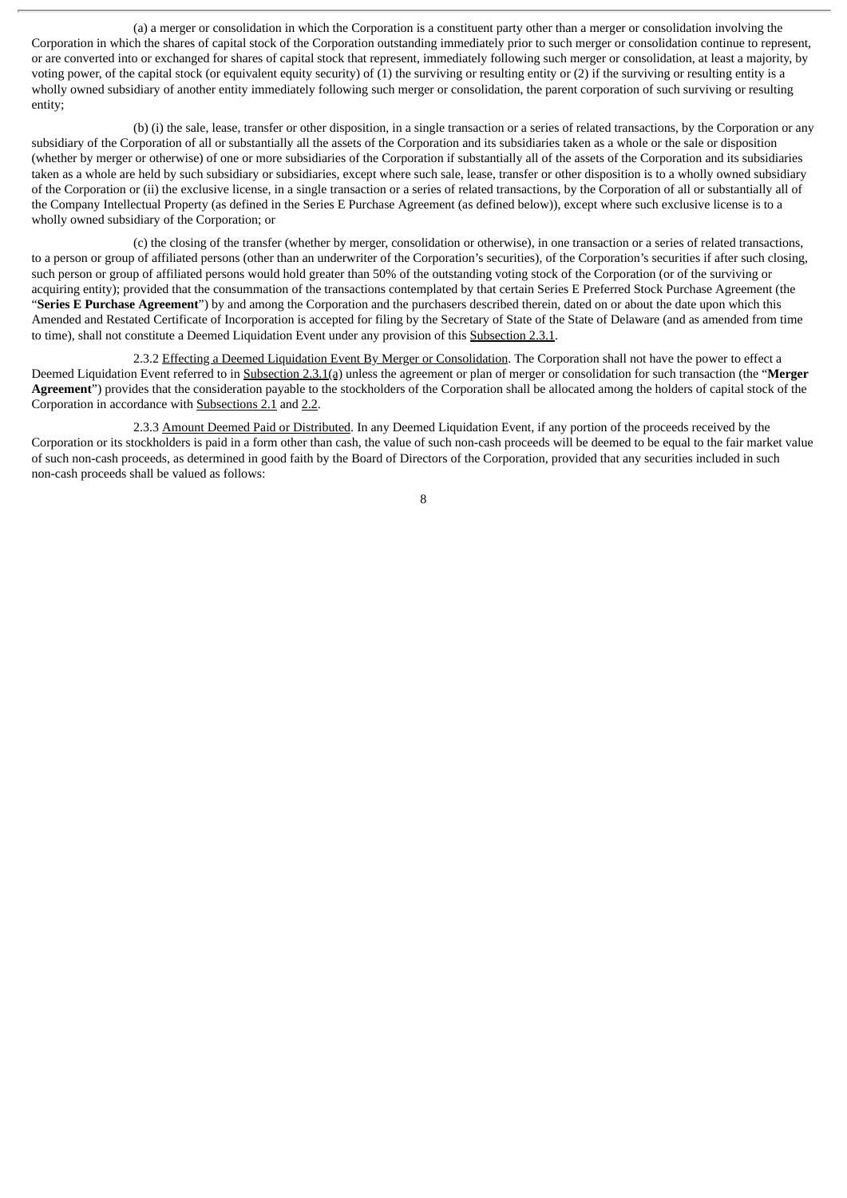(a) a merger or consolidation in which the Corporation is a constituent party other than a merger or consolidation involving the Corporation in which the shares of capital stock of the Corporation outstanding immediately prior to such merger or consolidation continue to represent, or are converted into or exchanged for shares of capital stock that represent, immediately following such merger or consolidation, at least a majority, by voting power, of the capital stock (or equivalent equity security) of (1) the surviving or resulting entity or (2) if the surviving or resulting entity is a wholly owned subsidiary of another entity immediately following such merger or consolidation, the parent corporation of such surviving or resulting entity;

(b) (i) the sale, lease, transfer or other disposition, in a single transaction or a series of related transactions, by the Corporation or any subsidiary of the Corporation of all or substantially all the assets of the Corporation and its subsidiaries taken as a whole or the sale or disposition (whether by merger or otherwise) of one or more subsidiaries of the Corporation if substantially all of the assets of the Corporation and its subsidiaries taken as a whole are held by such subsidiary or subsidiaries, except where such sale, lease, transfer or other disposition is to a wholly owned subsidiary of the Corporation or (ii) the exclusive license, in a single transaction or a series of related transactions, by the Corporation of all or substantially all of the Company Intellectual Property (as defined in the Series E Purchase Agreement (as defined below)), except where such exclusive license is to a wholly owned subsidiary of the Corporation; or

(c) the closing of the transfer (whether by merger, consolidation or otherwise), in one transaction or a series of related transactions, to a person or group of affiliated persons (other than an underwriter of the Corporation's securities), of the Corporation's securities if after such closing, such person or group of affiliated persons would hold greater than 50% of the outstanding voting stock of the Corporation (or of the surviving or acquiring entity); provided that the consummation of the transactions contemplated by that certain Series E Preferred Stock Purchase Agreement (the "**Series E Purchase Agreement**") by and among the Corporation and the purchasers described therein, dated on or about the date upon which this Amended and Restated Certificate of Incorporation is accepted for filing by the Secretary of State of the State of Delaware (and as amended from time to time), shall not constitute a Deemed Liquidation Event under any provision of this Subsection 2.3.1.

2.3.2 Effecting a Deemed Liquidation Event By Merger or Consolidation. The Corporation shall not have the power to effect a Deemed Liquidation Event referred to in Subsection 2.3.1(a) unless the agreement or plan of merger or consolidation for such transaction (the "**Merger Agreement**") provides that the consideration payable to the stockholders of the Corporation shall be allocated among the holders of capital stock of the Corporation in accordance with Subsections 2.1 and 2.2.

2.3.3 Amount Deemed Paid or Distributed. In any Deemed Liquidation Event, if any portion of the proceeds received by the Corporation or its stockholders is paid in a form other than cash, the value of such non-cash proceeds will be deemed to be equal to the fair market value of such non-cash proceeds, as determined in good faith by the Board of Directors of the Corporation, provided that any securities included in such non-cash proceeds shall be valued as follows: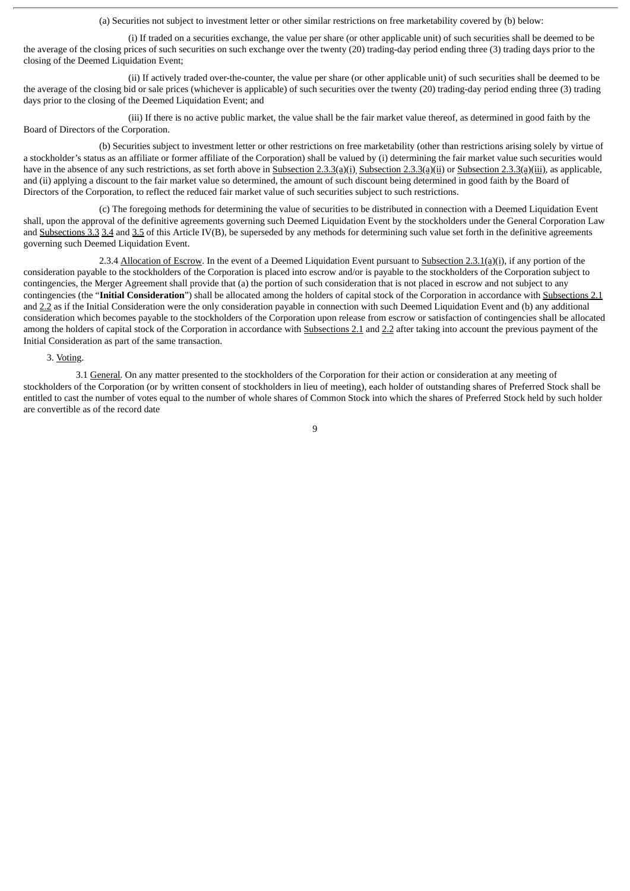(a) Securities not subject to investment letter or other similar restrictions on free marketability covered by (b) below:

(i) If traded on a securities exchange, the value per share (or other applicable unit) of such securities shall be deemed to be the average of the closing prices of such securities on such exchange over the twenty (20) trading-day period ending three (3) trading days prior to the closing of the Deemed Liquidation Event;

(ii) If actively traded over-the-counter, the value per share (or other applicable unit) of such securities shall be deemed to be the average of the closing bid or sale prices (whichever is applicable) of such securities over the twenty (20) trading-day period ending three (3) trading days prior to the closing of the Deemed Liquidation Event; and

(iii) If there is no active public market, the value shall be the fair market value thereof, as determined in good faith by the Board of Directors of the Corporation.

(b) Securities subject to investment letter or other restrictions on free marketability (other than restrictions arising solely by virtue of a stockholder's status as an affiliate or former affiliate of the Corporation) shall be valued by (i) determining the fair market value such securities would have in the absence of any such restrictions, as set forth above in Subsection 2.3.3(a)(i), Subsection 2.3.3(a)(ii) or Subsection 2.3.3(a)(iii), as applicable, and (ii) applying a discount to the fair market value so determined, the amount of such discount being determined in good faith by the Board of Directors of the Corporation, to reflect the reduced fair market value of such securities subject to such restrictions.

(c) The foregoing methods for determining the value of securities to be distributed in connection with a Deemed Liquidation Event shall, upon the approval of the definitive agreements governing such Deemed Liquidation Event by the stockholders under the General Corporation Law and Subsections 3.3 3.4 and 3.5 of this Article IV(B), be superseded by any methods for determining such value set forth in the definitive agreements governing such Deemed Liquidation Event.

2.3.4 Allocation of Escrow. In the event of a Deemed Liquidation Event pursuant to Subsection 2.3.1(a)(i), if any portion of the consideration payable to the stockholders of the Corporation is placed into escrow and/or is payable to the stockholders of the Corporation subject to contingencies, the Merger Agreement shall provide that (a) the portion of such consideration that is not placed in escrow and not subject to any contingencies (the "**Initial Consideration**") shall be allocated among the holders of capital stock of the Corporation in accordance with Subsections 2.1 and 2.2 as if the Initial Consideration were the only consideration payable in connection with such Deemed Liquidation Event and (b) any additional consideration which becomes payable to the stockholders of the Corporation upon release from escrow or satisfaction of contingencies shall be allocated among the holders of capital stock of the Corporation in accordance with Subsections 2.1 and 2.2 after taking into account the previous payment of the Initial Consideration as part of the same transaction.

3. Voting.

3.1 General. On any matter presented to the stockholders of the Corporation for their action or consideration at any meeting of stockholders of the Corporation (or by written consent of stockholders in lieu of meeting), each holder of outstanding shares of Preferred Stock shall be entitled to cast the number of votes equal to the number of whole shares of Common Stock into which the shares of Preferred Stock held by such holder are convertible as of the record date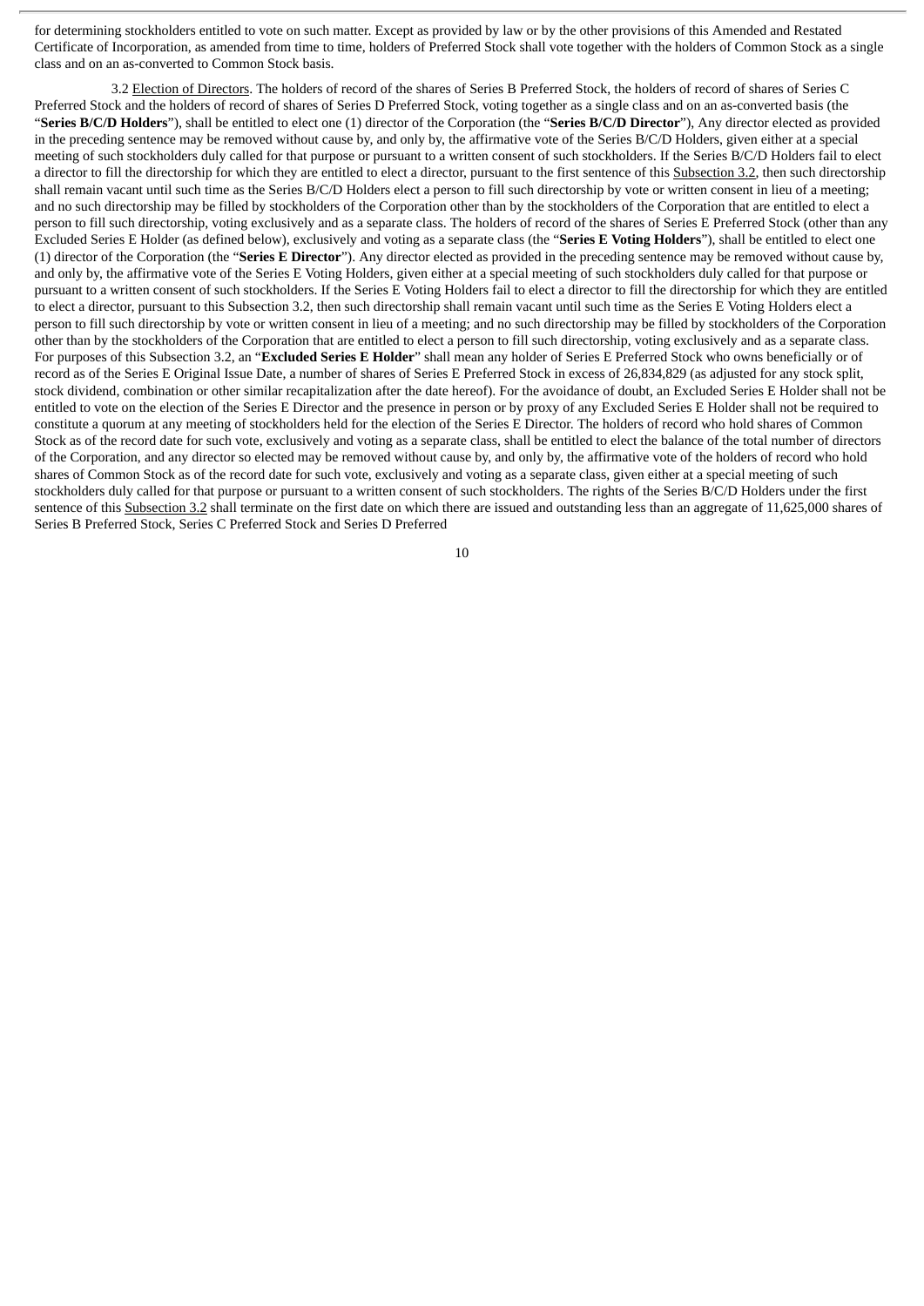for determining stockholders entitled to vote on such matter. Except as provided by law or by the other provisions of this Amended and Restated Certificate of Incorporation, as amended from time to time, holders of Preferred Stock shall vote together with the holders of Common Stock as a single class and on an as-converted to Common Stock basis.

3.2 Election of Directors. The holders of record of the shares of Series B Preferred Stock, the holders of record of shares of Series C Preferred Stock and the holders of record of shares of Series D Preferred Stock, voting together as a single class and on an as-converted basis (the "**Series B/C/D Holders**"), shall be entitled to elect one (1) director of the Corporation (the "**Series B/C/D Director**"), Any director elected as provided in the preceding sentence may be removed without cause by, and only by, the affirmative vote of the Series B/C/D Holders, given either at a special meeting of such stockholders duly called for that purpose or pursuant to a written consent of such stockholders. If the Series B/C/D Holders fail to elect a director to fill the directorship for which they are entitled to elect a director, pursuant to the first sentence of this Subsection 3.2, then such directorship shall remain vacant until such time as the Series B/C/D Holders elect a person to fill such directorship by vote or written consent in lieu of a meeting; and no such directorship may be filled by stockholders of the Corporation other than by the stockholders of the Corporation that are entitled to elect a person to fill such directorship, voting exclusively and as a separate class. The holders of record of the shares of Series E Preferred Stock (other than any Excluded Series E Holder (as defined below), exclusively and voting as a separate class (the "**Series E Voting Holders**"), shall be entitled to elect one (1) director of the Corporation (the "**Series E Director**"). Any director elected as provided in the preceding sentence may be removed without cause by, and only by, the affirmative vote of the Series E Voting Holders, given either at a special meeting of such stockholders duly called for that purpose or pursuant to a written consent of such stockholders. If the Series E Voting Holders fail to elect a director to fill the directorship for which they are entitled to elect a director, pursuant to this Subsection 3.2, then such directorship shall remain vacant until such time as the Series E Voting Holders elect a person to fill such directorship by vote or written consent in lieu of a meeting; and no such directorship may be filled by stockholders of the Corporation other than by the stockholders of the Corporation that are entitled to elect a person to fill such directorship, voting exclusively and as a separate class. For purposes of this Subsection 3.2, an "**Excluded Series E Holder**" shall mean any holder of Series E Preferred Stock who owns beneficially or of record as of the Series E Original Issue Date, a number of shares of Series E Preferred Stock in excess of 26,834,829 (as adjusted for any stock split, stock dividend, combination or other similar recapitalization after the date hereof). For the avoidance of doubt, an Excluded Series E Holder shall not be entitled to vote on the election of the Series E Director and the presence in person or by proxy of any Excluded Series E Holder shall not be required to constitute a quorum at any meeting of stockholders held for the election of the Series E Director. The holders of record who hold shares of Common Stock as of the record date for such vote, exclusively and voting as a separate class, shall be entitled to elect the balance of the total number of directors of the Corporation, and any director so elected may be removed without cause by, and only by, the affirmative vote of the holders of record who hold shares of Common Stock as of the record date for such vote, exclusively and voting as a separate class, given either at a special meeting of such stockholders duly called for that purpose or pursuant to a written consent of such stockholders. The rights of the Series B/C/D Holders under the first sentence of this Subsection 3.2 shall terminate on the first date on which there are issued and outstanding less than an aggregate of 11,625,000 shares of Series B Preferred Stock, Series C Preferred Stock and Series D Preferred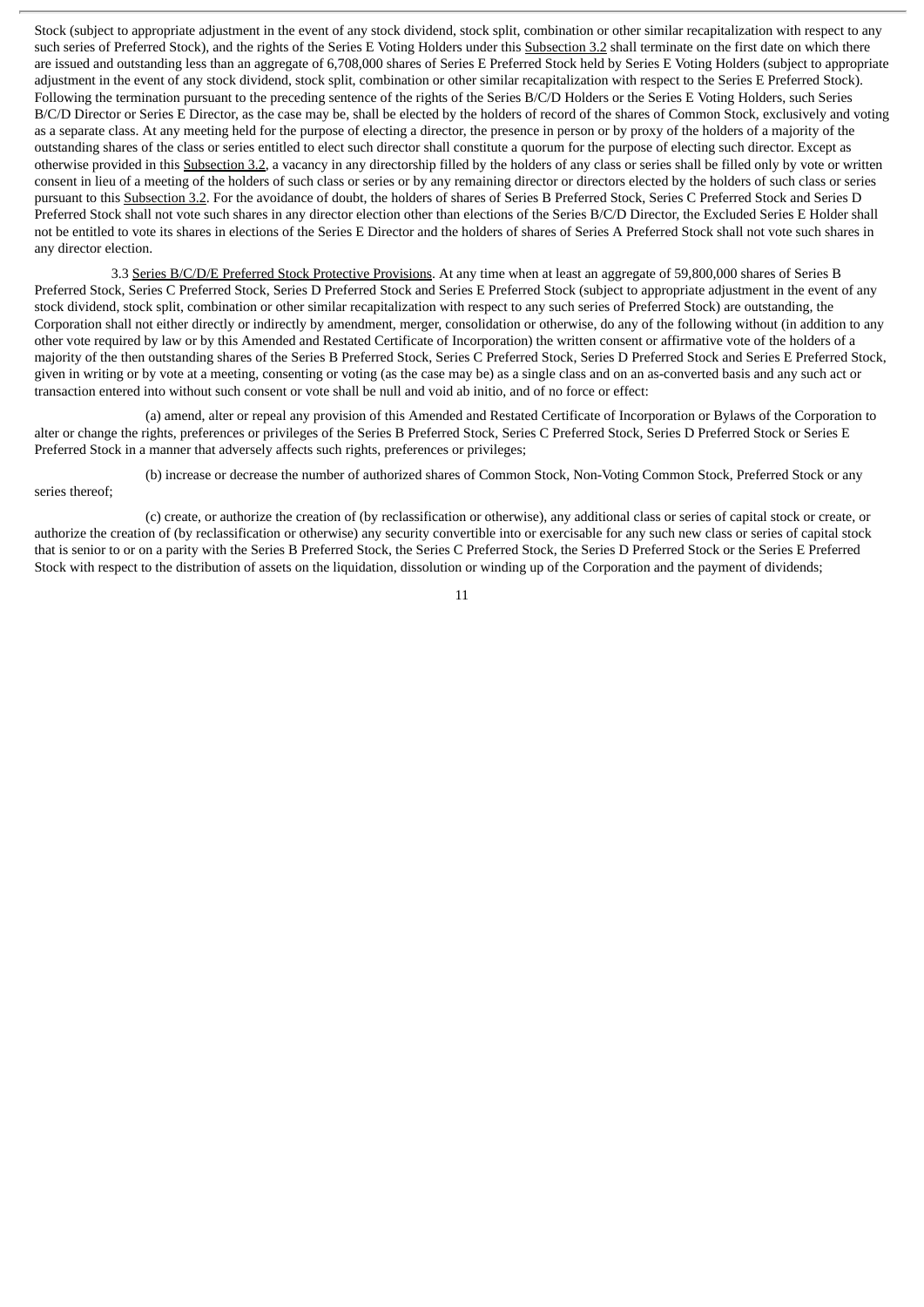Stock (subject to appropriate adjustment in the event of any stock dividend, stock split, combination or other similar recapitalization with respect to any such series of Preferred Stock), and the rights of the Series E Voting Holders under this Subsection 3.2 shall terminate on the first date on which there are issued and outstanding less than an aggregate of 6,708,000 shares of Series E Preferred Stock held by Series E Voting Holders (subject to appropriate adjustment in the event of any stock dividend, stock split, combination or other similar recapitalization with respect to the Series E Preferred Stock). Following the termination pursuant to the preceding sentence of the rights of the Series B/C/D Holders or the Series E Voting Holders, such Series B/C/D Director or Series E Director, as the case may be, shall be elected by the holders of record of the shares of Common Stock, exclusively and voting as a separate class. At any meeting held for the purpose of electing a director, the presence in person or by proxy of the holders of a majority of the outstanding shares of the class or series entitled to elect such director shall constitute a quorum for the purpose of electing such director. Except as otherwise provided in this Subsection 3.2, a vacancy in any directorship filled by the holders of any class or series shall be filled only by vote or written consent in lieu of a meeting of the holders of such class or series or by any remaining director or directors elected by the holders of such class or series pursuant to this Subsection 3.2. For the avoidance of doubt, the holders of shares of Series B Preferred Stock, Series C Preferred Stock and Series D Preferred Stock shall not vote such shares in any director election other than elections of the Series B/C/D Director, the Excluded Series E Holder shall not be entitled to vote its shares in elections of the Series E Director and the holders of shares of Series A Preferred Stock shall not vote such shares in any director election.

3.3 Series B/C/D/E Preferred Stock Protective Provisions. At any time when at least an aggregate of 59,800,000 shares of Series B Preferred Stock, Series C Preferred Stock, Series D Preferred Stock and Series E Preferred Stock (subject to appropriate adjustment in the event of any stock dividend, stock split, combination or other similar recapitalization with respect to any such series of Preferred Stock) are outstanding, the Corporation shall not either directly or indirectly by amendment, merger, consolidation or otherwise, do any of the following without (in addition to any other vote required by law or by this Amended and Restated Certificate of Incorporation) the written consent or affirmative vote of the holders of a majority of the then outstanding shares of the Series B Preferred Stock, Series C Preferred Stock, Series D Preferred Stock and Series E Preferred Stock, given in writing or by vote at a meeting, consenting or voting (as the case may be) as a single class and on an as-converted basis and any such act or transaction entered into without such consent or vote shall be null and void ab initio, and of no force or effect:

(a) amend, alter or repeal any provision of this Amended and Restated Certificate of Incorporation or Bylaws of the Corporation to alter or change the rights, preferences or privileges of the Series B Preferred Stock, Series C Preferred Stock, Series D Preferred Stock or Series E Preferred Stock in a manner that adversely affects such rights, preferences or privileges;

(b) increase or decrease the number of authorized shares of Common Stock, Non-Voting Common Stock, Preferred Stock or any series thereof;

(c) create, or authorize the creation of (by reclassification or otherwise), any additional class or series of capital stock or create, or authorize the creation of (by reclassification or otherwise) any security convertible into or exercisable for any such new class or series of capital stock that is senior to or on a parity with the Series B Preferred Stock, the Series C Preferred Stock, the Series D Preferred Stock or the Series E Preferred Stock with respect to the distribution of assets on the liquidation, dissolution or winding up of the Corporation and the payment of dividends;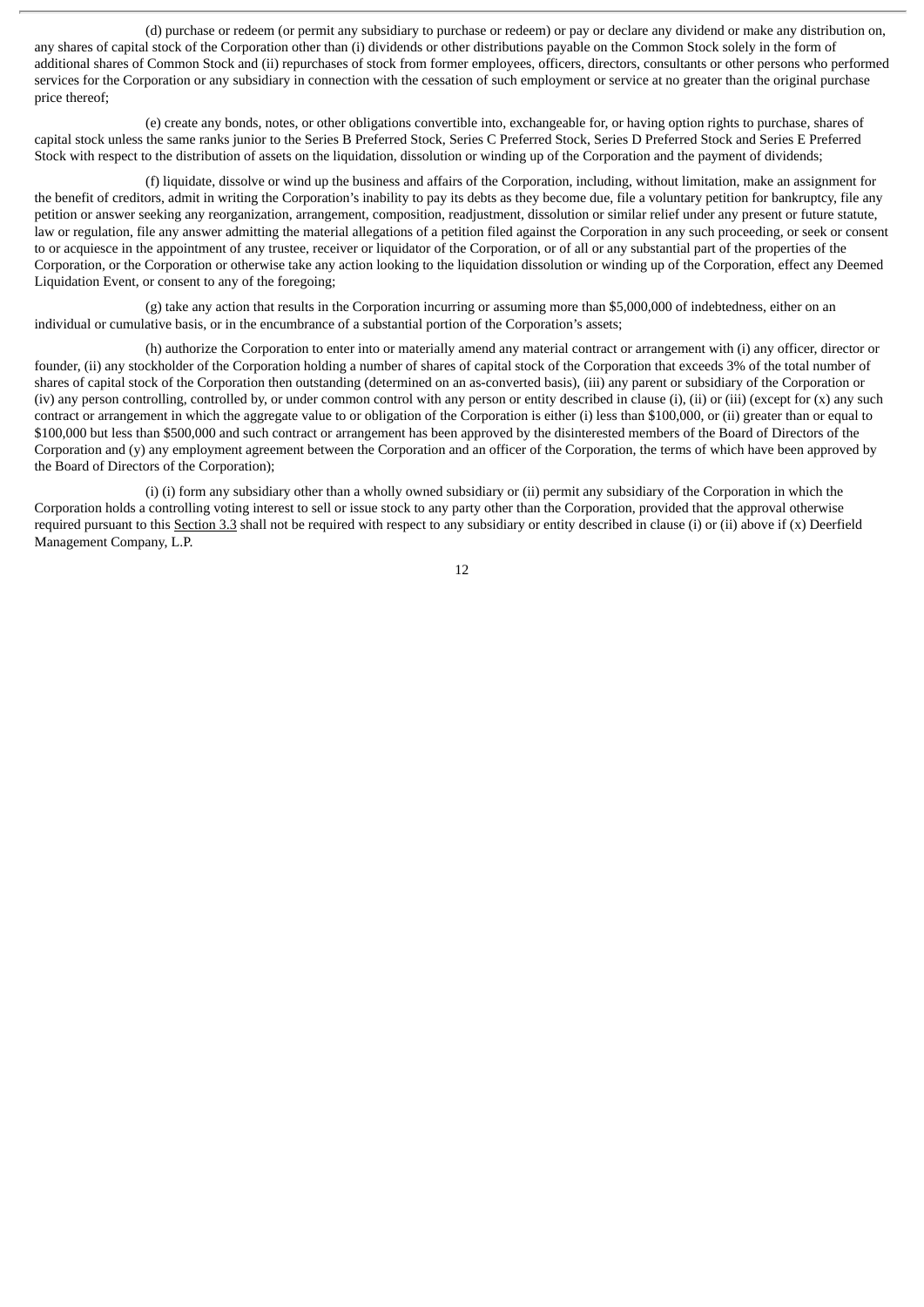(d) purchase or redeem (or permit any subsidiary to purchase or redeem) or pay or declare any dividend or make any distribution on, any shares of capital stock of the Corporation other than (i) dividends or other distributions payable on the Common Stock solely in the form of additional shares of Common Stock and (ii) repurchases of stock from former employees, officers, directors, consultants or other persons who performed services for the Corporation or any subsidiary in connection with the cessation of such employment or service at no greater than the original purchase price thereof;

(e) create any bonds, notes, or other obligations convertible into, exchangeable for, or having option rights to purchase, shares of capital stock unless the same ranks junior to the Series B Preferred Stock, Series C Preferred Stock, Series D Preferred Stock and Series E Preferred Stock with respect to the distribution of assets on the liquidation, dissolution or winding up of the Corporation and the payment of dividends;

(f) liquidate, dissolve or wind up the business and affairs of the Corporation, including, without limitation, make an assignment for the benefit of creditors, admit in writing the Corporation's inability to pay its debts as they become due, file a voluntary petition for bankruptcy, file any petition or answer seeking any reorganization, arrangement, composition, readjustment, dissolution or similar relief under any present or future statute, law or regulation, file any answer admitting the material allegations of a petition filed against the Corporation in any such proceeding, or seek or consent to or acquiesce in the appointment of any trustee, receiver or liquidator of the Corporation, or of all or any substantial part of the properties of the Corporation, or the Corporation or otherwise take any action looking to the liquidation dissolution or winding up of the Corporation, effect any Deemed Liquidation Event, or consent to any of the foregoing;

(g) take any action that results in the Corporation incurring or assuming more than $5,000,000 of indebtedness, either on an individual or cumulative basis, or in the encumbrance of a substantial portion of the Corporation's assets;

(h) authorize the Corporation to enter into or materially amend any material contract or arrangement with (i) any officer, director or founder, (ii) any stockholder of the Corporation holding a number of shares of capital stock of the Corporation that exceeds 3% of the total number of shares of capital stock of the Corporation then outstanding (determined on an as-converted basis), (iii) any parent or subsidiary of the Corporation or (iv) any person controlling, controlled by, or under common control with any person or entity described in clause (i), (ii) or (iii) (except for (x) any such contract or arrangement in which the aggregate value to or obligation of the Corporation is either (i) less than $100,000, or (ii) greater than or equal to $100,000 but less than $500,000 and such contract or arrangement has been approved by the disinterested members of the Board of Directors of the Corporation and (y) any employment agreement between the Corporation and an officer of the Corporation, the terms of which have been approved by the Board of Directors of the Corporation);

(i) (i) form any subsidiary other than a wholly owned subsidiary or (ii) permit any subsidiary of the Corporation in which the Corporation holds a controlling voting interest to sell or issue stock to any party other than the Corporation, provided that the approval otherwise required pursuant to this Section 3.3 shall not be required with respect to any subsidiary or entity described in clause (i) or (ii) above if (x) Deerfield Management Company, L.P.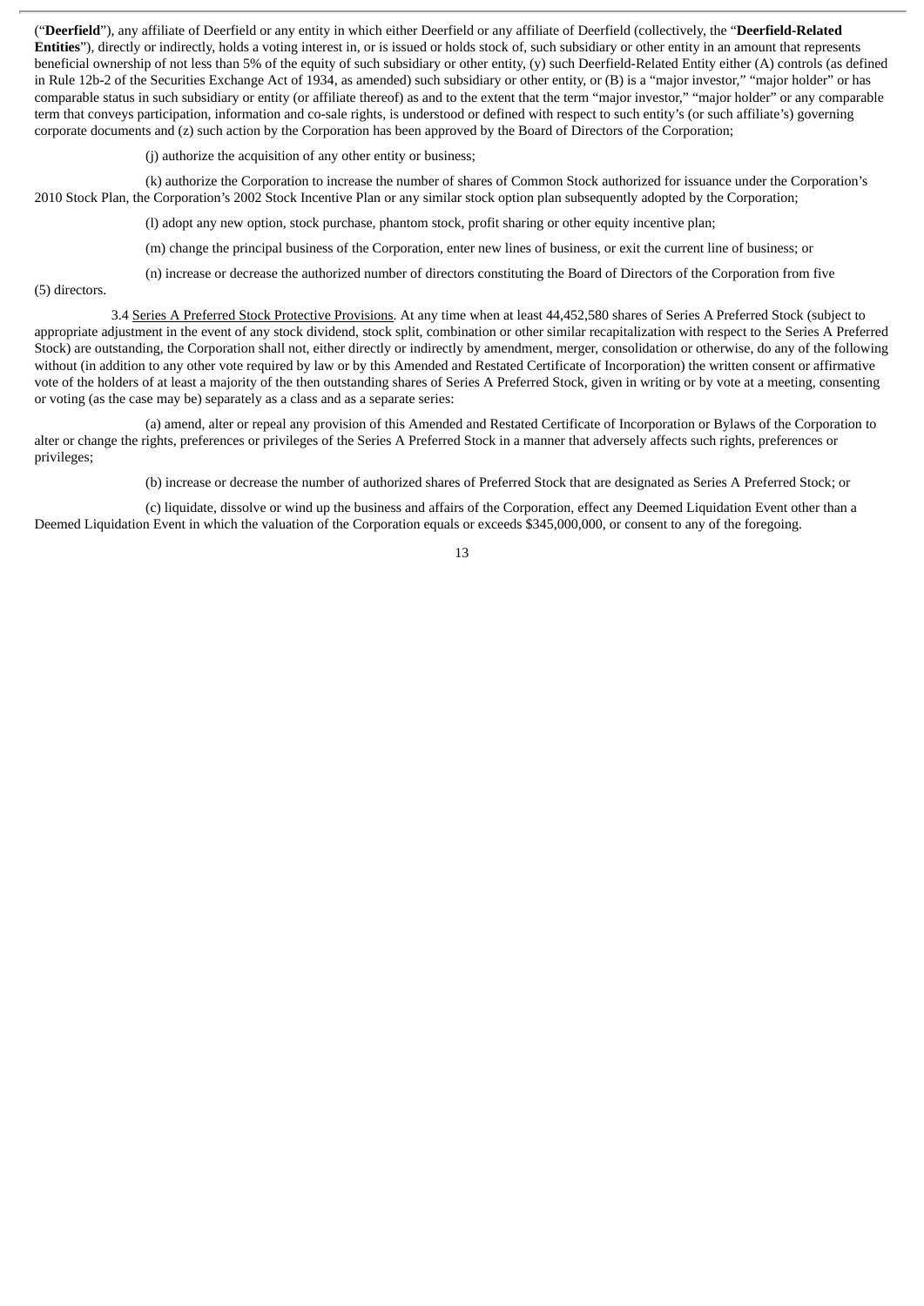("**Deerfield**"), any affiliate of Deerfield or any entity in which either Deerfield or any affiliate of Deerfield (collectively, the "**Deerfield-Related Entities**"), directly or indirectly, holds a voting interest in, or is issued or holds stock of, such subsidiary or other entity in an amount that represents beneficial ownership of not less than 5% of the equity of such subsidiary or other entity, (y) such Deerfield-Related Entity either (A) controls (as defined in Rule 12b-2 of the Securities Exchange Act of 1934, as amended) such subsidiary or other entity, or (B) is a "major investor," "major holder" or has comparable status in such subsidiary or entity (or affiliate thereof) as and to the extent that the term "major investor," "major holder" or any comparable term that conveys participation, information and co-sale rights, is understood or defined with respect to such entity's (or such affiliate's) governing corporate documents and (z) such action by the Corporation has been approved by the Board of Directors of the Corporation;

(j) authorize the acquisition of any other entity or business;

(k) authorize the Corporation to increase the number of shares of Common Stock authorized for issuance under the Corporation's 2010 Stock Plan, the Corporation's 2002 Stock Incentive Plan or any similar stock option plan subsequently adopted by the Corporation;

(l) adopt any new option, stock purchase, phantom stock, profit sharing or other equity incentive plan;

(m) change the principal business of the Corporation, enter new lines of business, or exit the current line of business; or

(n) increase or decrease the authorized number of directors constituting the Board of Directors of the Corporation from five (5) directors.

3.4 Series A Preferred Stock Protective Provisions. At any time when at least 44,452,580 shares of Series A Preferred Stock (subject to appropriate adjustment in the event of any stock dividend, stock split, combination or other similar recapitalization with respect to the Series A Preferred Stock) are outstanding, the Corporation shall not, either directly or indirectly by amendment, merger, consolidation or otherwise, do any of the following without (in addition to any other vote required by law or by this Amended and Restated Certificate of Incorporation) the written consent or affirmative vote of the holders of at least a majority of the then outstanding shares of Series A Preferred Stock, given in writing or by vote at a meeting, consenting or voting (as the case may be) separately as a class and as a separate series:

(a) amend, alter or repeal any provision of this Amended and Restated Certificate of Incorporation or Bylaws of the Corporation to alter or change the rights, preferences or privileges of the Series A Preferred Stock in a manner that adversely affects such rights, preferences or privileges;

(b) increase or decrease the number of authorized shares of Preferred Stock that are designated as Series A Preferred Stock; or

(c) liquidate, dissolve or wind up the business and affairs of the Corporation, effect any Deemed Liquidation Event other than a Deemed Liquidation Event in which the valuation of the Corporation equals or exceeds $345,000,000, or consent to any of the foregoing.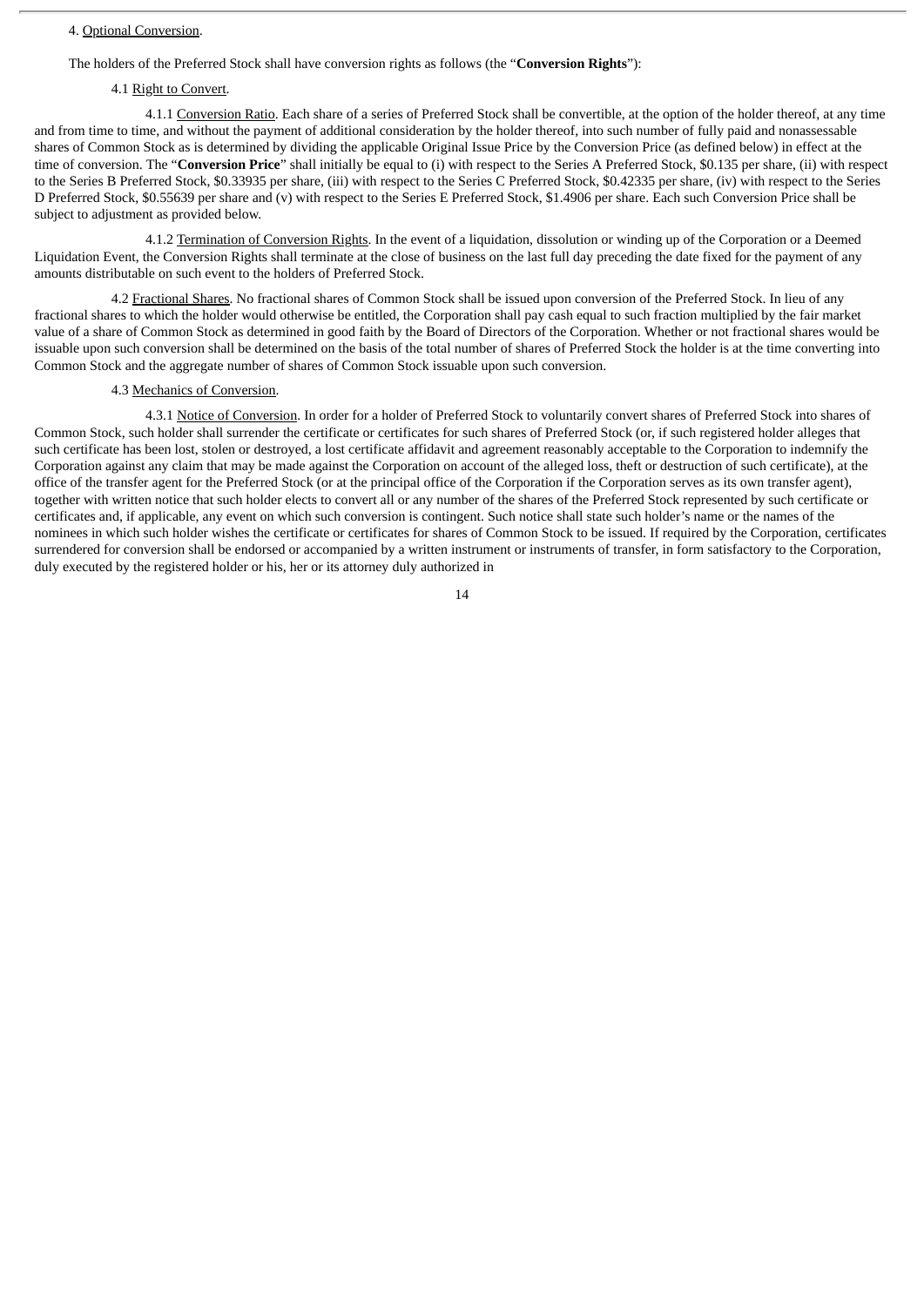4. Optional Conversion.

The holders of the Preferred Stock shall have conversion rights as follows (the "**Conversion Rights**"):

4.1 Right to Convert.

4.1.1 Conversion Ratio. Each share of a series of Preferred Stock shall be convertible, at the option of the holder thereof, at any time and from time to time, and without the payment of additional consideration by the holder thereof, into such number of fully paid and nonassessable shares of Common Stock as is determined by dividing the applicable Original Issue Price by the Conversion Price (as defined below) in effect at the time of conversion. The "**Conversion Price**" shall initially be equal to (i) with respect to the Series A Preferred Stock, $0.135 per share, (ii) with respect to the Series B Preferred Stock, $0.33935 per share, (iii) with respect to the Series C Preferred Stock, $0.42335 per share, (iv) with respect to the Series D Preferred Stock, $0.55639 per share and (v) with respect to the Series E Preferred Stock, $1.4906 per share. Each such Conversion Price shall be subject to adjustment as provided below.

4.1.2 Termination of Conversion Rights. In the event of a liquidation, dissolution or winding up of the Corporation or a Deemed Liquidation Event, the Conversion Rights shall terminate at the close of business on the last full day preceding the date fixed for the payment of any amounts distributable on such event to the holders of Preferred Stock.

4.2 Fractional Shares. No fractional shares of Common Stock shall be issued upon conversion of the Preferred Stock. In lieu of any fractional shares to which the holder would otherwise be entitled, the Corporation shall pay cash equal to such fraction multiplied by the fair market value of a share of Common Stock as determined in good faith by the Board of Directors of the Corporation. Whether or not fractional shares would be issuable upon such conversion shall be determined on the basis of the total number of shares of Preferred Stock the holder is at the time converting into Common Stock and the aggregate number of shares of Common Stock issuable upon such conversion.

4.3 Mechanics of Conversion.

4.3.1 Notice of Conversion. In order for a holder of Preferred Stock to voluntarily convert shares of Preferred Stock into shares of Common Stock, such holder shall surrender the certificate or certificates for such shares of Preferred Stock (or, if such registered holder alleges that such certificate has been lost, stolen or destroyed, a lost certificate affidavit and agreement reasonably acceptable to the Corporation to indemnify the Corporation against any claim that may be made against the Corporation on account of the alleged loss, theft or destruction of such certificate), at the office of the transfer agent for the Preferred Stock (or at the principal office of the Corporation if the Corporation serves as its own transfer agent), together with written notice that such holder elects to convert all or any number of the shares of the Preferred Stock represented by such certificate or certificates and, if applicable, any event on which such conversion is contingent. Such notice shall state such holder's name or the names of the nominees in which such holder wishes the certificate or certificates for shares of Common Stock to be issued. If required by the Corporation, certificates surrendered for conversion shall be endorsed or accompanied by a written instrument or instruments of transfer, in form satisfactory to the Corporation, duly executed by the registered holder or his, her or its attorney duly authorized in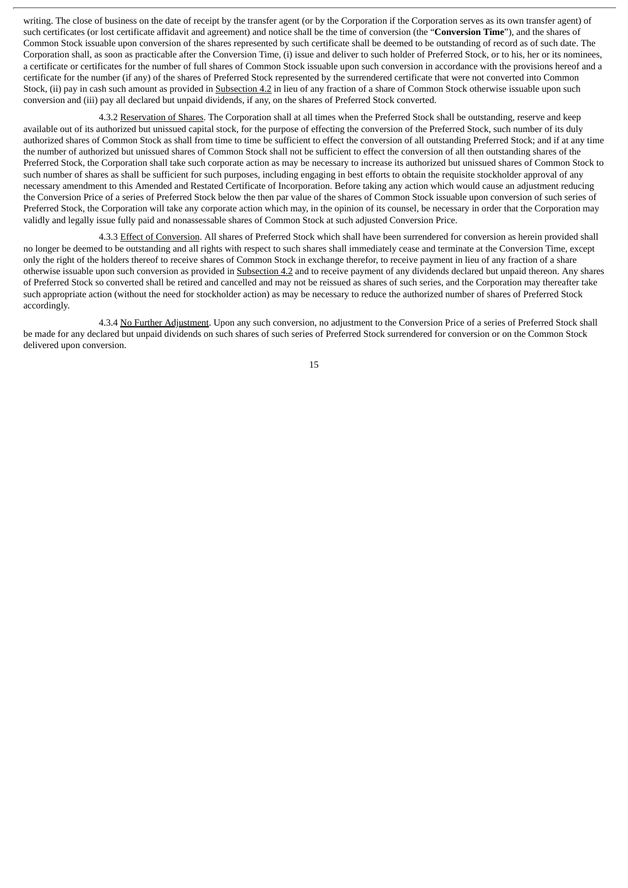writing. The close of business on the date of receipt by the transfer agent (or by the Corporation if the Corporation serves as its own transfer agent) of such certificates (or lost certificate affidavit and agreement) and notice shall be the time of conversion (the "**Conversion Time**"), and the shares of Common Stock issuable upon conversion of the shares represented by such certificate shall be deemed to be outstanding of record as of such date. The Corporation shall, as soon as practicable after the Conversion Time, (i) issue and deliver to such holder of Preferred Stock, or to his, her or its nominees, a certificate or certificates for the number of full shares of Common Stock issuable upon such conversion in accordance with the provisions hereof and a certificate for the number (if any) of the shares of Preferred Stock represented by the surrendered certificate that were not converted into Common Stock, (ii) pay in cash such amount as provided in Subsection 4.2 in lieu of any fraction of a share of Common Stock otherwise issuable upon such conversion and (iii) pay all declared but unpaid dividends, if any, on the shares of Preferred Stock converted.

4.3.2 Reservation of Shares. The Corporation shall at all times when the Preferred Stock shall be outstanding, reserve and keep available out of its authorized but unissued capital stock, for the purpose of effecting the conversion of the Preferred Stock, such number of its duly authorized shares of Common Stock as shall from time to time be sufficient to effect the conversion of all outstanding Preferred Stock; and if at any time the number of authorized but unissued shares of Common Stock shall not be sufficient to effect the conversion of all then outstanding shares of the Preferred Stock, the Corporation shall take such corporate action as may be necessary to increase its authorized but unissued shares of Common Stock to such number of shares as shall be sufficient for such purposes, including engaging in best efforts to obtain the requisite stockholder approval of any necessary amendment to this Amended and Restated Certificate of Incorporation. Before taking any action which would cause an adjustment reducing the Conversion Price of a series of Preferred Stock below the then par value of the shares of Common Stock issuable upon conversion of such series of Preferred Stock, the Corporation will take any corporate action which may, in the opinion of its counsel, be necessary in order that the Corporation may validly and legally issue fully paid and nonassessable shares of Common Stock at such adjusted Conversion Price.

4.3.3 Effect of Conversion. All shares of Preferred Stock which shall have been surrendered for conversion as herein provided shall no longer be deemed to be outstanding and all rights with respect to such shares shall immediately cease and terminate at the Conversion Time, except only the right of the holders thereof to receive shares of Common Stock in exchange therefor, to receive payment in lieu of any fraction of a share otherwise issuable upon such conversion as provided in Subsection 4.2 and to receive payment of any dividends declared but unpaid thereon. Any shares of Preferred Stock so converted shall be retired and cancelled and may not be reissued as shares of such series, and the Corporation may thereafter take such appropriate action (without the need for stockholder action) as may be necessary to reduce the authorized number of shares of Preferred Stock accordingly.

4.3.4 No Further Adjustment. Upon any such conversion, no adjustment to the Conversion Price of a series of Preferred Stock shall be made for any declared but unpaid dividends on such shares of such series of Preferred Stock surrendered for conversion or on the Common Stock delivered upon conversion.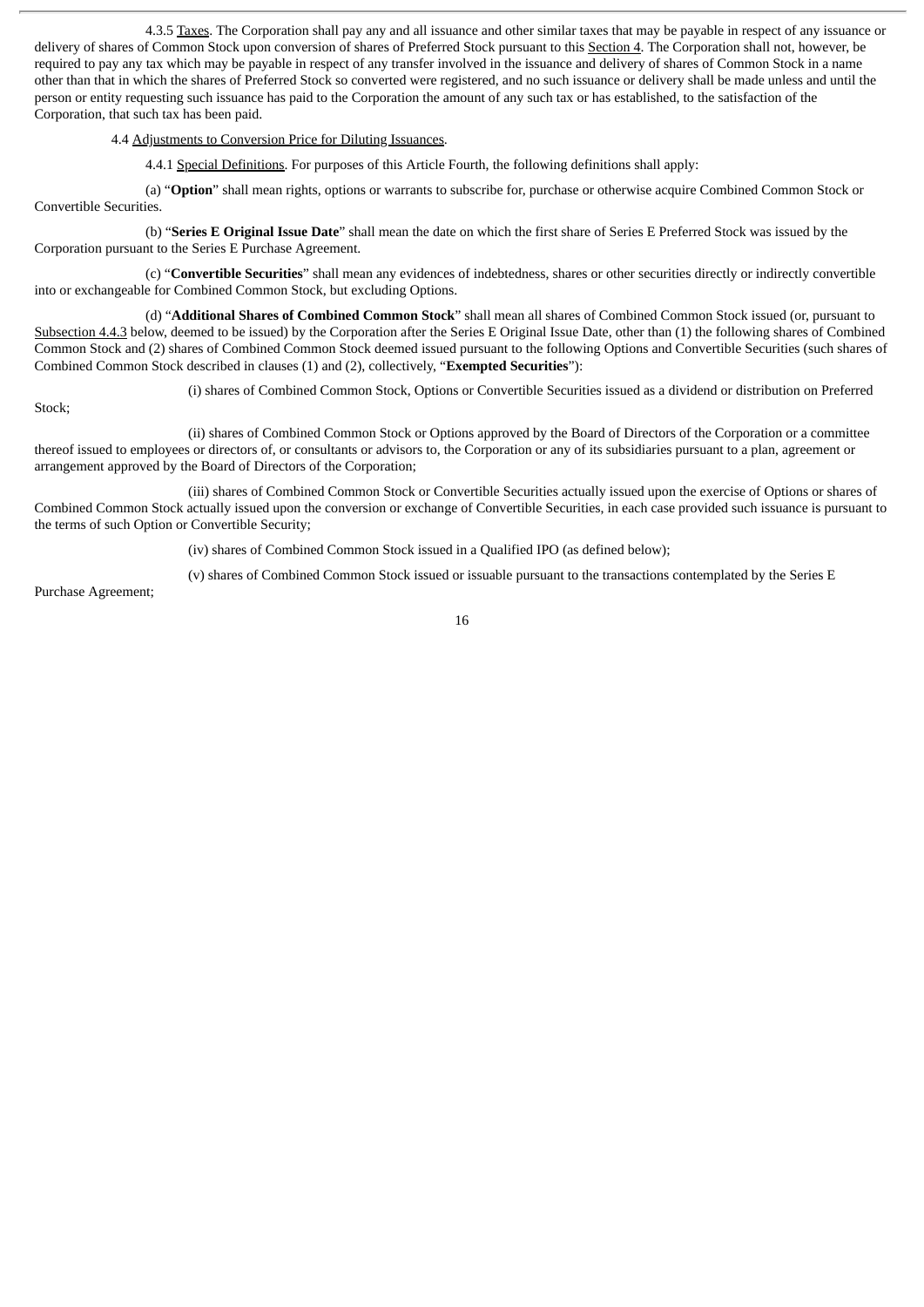4.3.5 Taxes. The Corporation shall pay any and all issuance and other similar taxes that may be payable in respect of any issuance or delivery of shares of Common Stock upon conversion of shares of Preferred Stock pursuant to this Section 4. The Corporation shall not, however, be required to pay any tax which may be payable in respect of any transfer involved in the issuance and delivery of shares of Common Stock in a name other than that in which the shares of Preferred Stock so converted were registered, and no such issuance or delivery shall be made unless and until the person or entity requesting such issuance has paid to the Corporation the amount of any such tax or has established, to the satisfaction of the Corporation, that such tax has been paid.

4.4 Adjustments to Conversion Price for Diluting Issuances.

4.4.1 Special Definitions. For purposes of this Article Fourth, the following definitions shall apply:

(a) "**Option**" shall mean rights, options or warrants to subscribe for, purchase or otherwise acquire Combined Common Stock or Convertible Securities.

(b) "**Series E Original Issue Date**" shall mean the date on which the first share of Series E Preferred Stock was issued by the Corporation pursuant to the Series E Purchase Agreement.

(c) "**Convertible Securities**" shall mean any evidences of indebtedness, shares or other securities directly or indirectly convertible into or exchangeable for Combined Common Stock, but excluding Options.

(d) "**Additional Shares of Combined Common Stock**" shall mean all shares of Combined Common Stock issued (or, pursuant to Subsection 4.4.3 below, deemed to be issued) by the Corporation after the Series E Original Issue Date, other than (1) the following shares of Combined Common Stock and (2) shares of Combined Common Stock deemed issued pursuant to the following Options and Convertible Securities (such shares of Combined Common Stock described in clauses (1) and (2), collectively, "**Exempted Securities**"):

(i) shares of Combined Common Stock, Options or Convertible Securities issued as a dividend or distribution on Preferred Stock;

(ii) shares of Combined Common Stock or Options approved by the Board of Directors of the Corporation or a committee thereof issued to employees or directors of, or consultants or advisors to, the Corporation or any of its subsidiaries pursuant to a plan, agreement or arrangement approved by the Board of Directors of the Corporation;

(iii) shares of Combined Common Stock or Convertible Securities actually issued upon the exercise of Options or shares of Combined Common Stock actually issued upon the conversion or exchange of Convertible Securities, in each case provided such issuance is pursuant to the terms of such Option or Convertible Security;

(iv) shares of Combined Common Stock issued in a Qualified IPO (as defined below);

(v) shares of Combined Common Stock issued or issuable pursuant to the transactions contemplated by the Series E Purchase Agreement;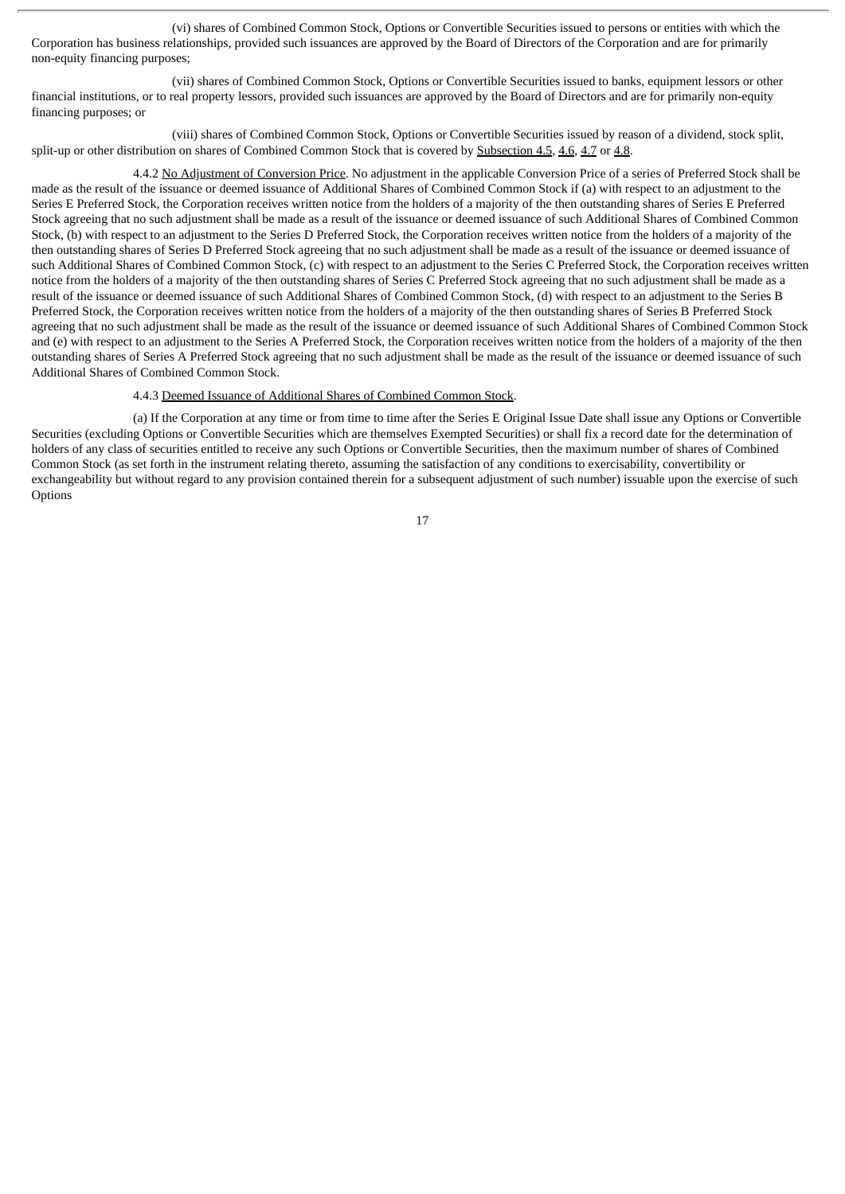(vi) shares of Combined Common Stock, Options or Convertible Securities issued to persons or entities with which the Corporation has business relationships, provided such issuances are approved by the Board of Directors of the Corporation and are for primarily non-equity financing purposes;

(vii) shares of Combined Common Stock, Options or Convertible Securities issued to banks, equipment lessors or other financial institutions, or to real property lessors, provided such issuances are approved by the Board of Directors and are for primarily non-equity financing purposes; or

(viii) shares of Combined Common Stock, Options or Convertible Securities issued by reason of a dividend, stock split, split-up or other distribution on shares of Combined Common Stock that is covered by Subsection 4.5, 4.6, 4.7 or 4.8.

4.4.2 No Adjustment of Conversion Price. No adjustment in the applicable Conversion Price of a series of Preferred Stock shall be made as the result of the issuance or deemed issuance of Additional Shares of Combined Common Stock if (a) with respect to an adjustment to the Series E Preferred Stock, the Corporation receives written notice from the holders of a majority of the then outstanding shares of Series E Preferred Stock agreeing that no such adjustment shall be made as a result of the issuance or deemed issuance of such Additional Shares of Combined Common Stock, (b) with respect to an adjustment to the Series D Preferred Stock, the Corporation receives written notice from the holders of a majority of the then outstanding shares of Series D Preferred Stock agreeing that no such adjustment shall be made as a result of the issuance or deemed issuance of such Additional Shares of Combined Common Stock, (c) with respect to an adjustment to the Series C Preferred Stock, the Corporation receives written notice from the holders of a majority of the then outstanding shares of Series C Preferred Stock agreeing that no such adjustment shall be made as a result of the issuance or deemed issuance of such Additional Shares of Combined Common Stock, (d) with respect to an adjustment to the Series B Preferred Stock, the Corporation receives written notice from the holders of a majority of the then outstanding shares of Series B Preferred Stock agreeing that no such adjustment shall be made as the result of the issuance or deemed issuance of such Additional Shares of Combined Common Stock and (e) with respect to an adjustment to the Series A Preferred Stock, the Corporation receives written notice from the holders of a majority of the then outstanding shares of Series A Preferred Stock agreeing that no such adjustment shall be made as the result of the issuance or deemed issuance of such Additional Shares of Combined Common Stock.

4.4.3 Deemed Issuance of Additional Shares of Combined Common Stock.

(a) If the Corporation at any time or from time to time after the Series E Original Issue Date shall issue any Options or Convertible Securities (excluding Options or Convertible Securities which are themselves Exempted Securities) or shall fix a record date for the determination of holders of any class of securities entitled to receive any such Options or Convertible Securities, then the maximum number of shares of Combined Common Stock (as set forth in the instrument relating thereto, assuming the satisfaction of any conditions to exercisability, convertibility or exchangeability but without regard to any provision contained therein for a subsequent adjustment of such number) issuable upon the exercise of such Options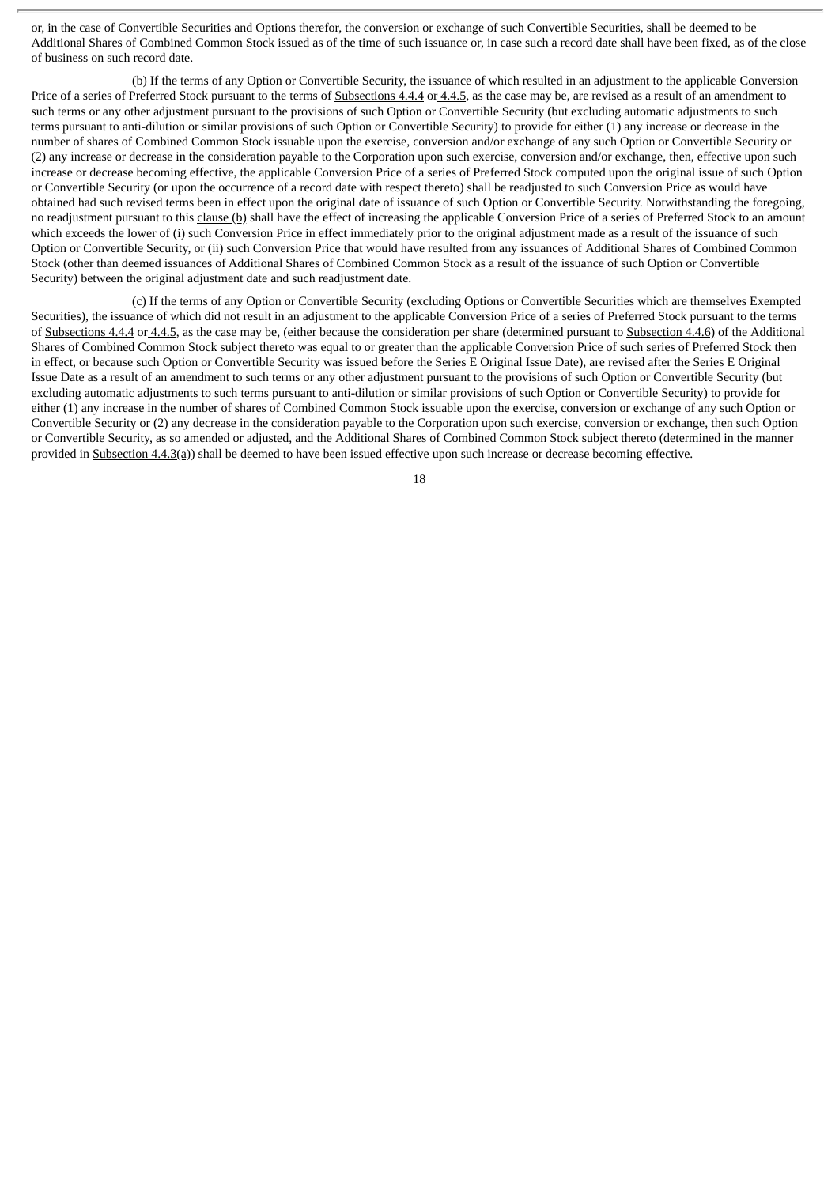or, in the case of Convertible Securities and Options therefor, the conversion or exchange of such Convertible Securities, shall be deemed to be Additional Shares of Combined Common Stock issued as of the time of such issuance or, in case such a record date shall have been fixed, as of the close of business on such record date.

(b) If the terms of any Option or Convertible Security, the issuance of which resulted in an adjustment to the applicable Conversion Price of a series of Preferred Stock pursuant to the terms of Subsections 4.4.4 or 4.4.5, as the case may be, are revised as a result of an amendment to such terms or any other adjustment pursuant to the provisions of such Option or Convertible Security (but excluding automatic adjustments to such terms pursuant to anti-dilution or similar provisions of such Option or Convertible Security) to provide for either (1) any increase or decrease in the number of shares of Combined Common Stock issuable upon the exercise, conversion and/or exchange of any such Option or Convertible Security or (2) any increase or decrease in the consideration payable to the Corporation upon such exercise, conversion and/or exchange, then, effective upon such increase or decrease becoming effective, the applicable Conversion Price of a series of Preferred Stock computed upon the original issue of such Option or Convertible Security (or upon the occurrence of a record date with respect thereto) shall be readjusted to such Conversion Price as would have obtained had such revised terms been in effect upon the original date of issuance of such Option or Convertible Security. Notwithstanding the foregoing, no readjustment pursuant to this clause (b) shall have the effect of increasing the applicable Conversion Price of a series of Preferred Stock to an amount which exceeds the lower of (i) such Conversion Price in effect immediately prior to the original adjustment made as a result of the issuance of such Option or Convertible Security, or (ii) such Conversion Price that would have resulted from any issuances of Additional Shares of Combined Common Stock (other than deemed issuances of Additional Shares of Combined Common Stock as a result of the issuance of such Option or Convertible Security) between the original adjustment date and such readjustment date.

(c) If the terms of any Option or Convertible Security (excluding Options or Convertible Securities which are themselves Exempted Securities), the issuance of which did not result in an adjustment to the applicable Conversion Price of a series of Preferred Stock pursuant to the terms of Subsections 4.4.4 or 4.4.5, as the case may be, (either because the consideration per share (determined pursuant to Subsection 4.4.6) of the Additional Shares of Combined Common Stock subject thereto was equal to or greater than the applicable Conversion Price of such series of Preferred Stock then in effect, or because such Option or Convertible Security was issued before the Series E Original Issue Date), are revised after the Series E Original Issue Date as a result of an amendment to such terms or any other adjustment pursuant to the provisions of such Option or Convertible Security (but excluding automatic adjustments to such terms pursuant to anti-dilution or similar provisions of such Option or Convertible Security) to provide for either (1) any increase in the number of shares of Combined Common Stock issuable upon the exercise, conversion or exchange of any such Option or Convertible Security or (2) any decrease in the consideration payable to the Corporation upon such exercise, conversion or exchange, then such Option or Convertible Security, as so amended or adjusted, and the Additional Shares of Combined Common Stock subject thereto (determined in the manner provided in Subsection 4.4.3(a)) shall be deemed to have been issued effective upon such increase or decrease becoming effective.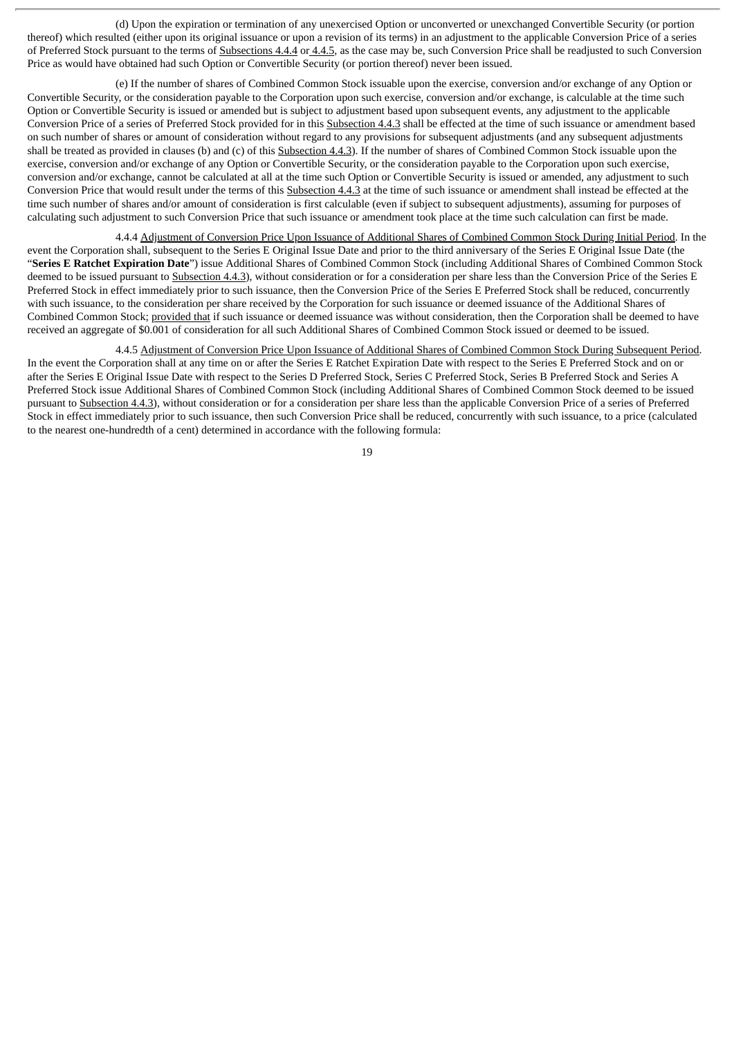(d) Upon the expiration or termination of any unexercised Option or unconverted or unexchanged Convertible Security (or portion thereof) which resulted (either upon its original issuance or upon a revision of its terms) in an adjustment to the applicable Conversion Price of a series of Preferred Stock pursuant to the terms of Subsections 4.4.4 or 4.4.5, as the case may be, such Conversion Price shall be readjusted to such Conversion Price as would have obtained had such Option or Convertible Security (or portion thereof) never been issued.

(e) If the number of shares of Combined Common Stock issuable upon the exercise, conversion and/or exchange of any Option or Convertible Security, or the consideration payable to the Corporation upon such exercise, conversion and/or exchange, is calculable at the time such Option or Convertible Security is issued or amended but is subject to adjustment based upon subsequent events, any adjustment to the applicable Conversion Price of a series of Preferred Stock provided for in this Subsection 4.4.3 shall be effected at the time of such issuance or amendment based on such number of shares or amount of consideration without regard to any provisions for subsequent adjustments (and any subsequent adjustments shall be treated as provided in clauses (b) and (c) of this Subsection 4.4.3). If the number of shares of Combined Common Stock issuable upon the exercise, conversion and/or exchange of any Option or Convertible Security, or the consideration payable to the Corporation upon such exercise, conversion and/or exchange, cannot be calculated at all at the time such Option or Convertible Security is issued or amended, any adjustment to such Conversion Price that would result under the terms of this Subsection 4.4.3 at the time of such issuance or amendment shall instead be effected at the time such number of shares and/or amount of consideration is first calculable (even if subject to subsequent adjustments), assuming for purposes of calculating such adjustment to such Conversion Price that such issuance or amendment took place at the time such calculation can first be made.

4.4.4 Adjustment of Conversion Price Upon Issuance of Additional Shares of Combined Common Stock During Initial Period. In the event the Corporation shall, subsequent to the Series E Original Issue Date and prior to the third anniversary of the Series E Original Issue Date (the "**Series E Ratchet Expiration Date**") issue Additional Shares of Combined Common Stock (including Additional Shares of Combined Common Stock deemed to be issued pursuant to Subsection 4.4.3), without consideration or for a consideration per share less than the Conversion Price of the Series E Preferred Stock in effect immediately prior to such issuance, then the Conversion Price of the Series E Preferred Stock shall be reduced, concurrently with such issuance, to the consideration per share received by the Corporation for such issuance or deemed issuance of the Additional Shares of Combined Common Stock; provided that if such issuance or deemed issuance was without consideration, then the Corporation shall be deemed to have received an aggregate of $0.001 of consideration for all such Additional Shares of Combined Common Stock issued or deemed to be issued.

4.4.5 Adjustment of Conversion Price Upon Issuance of Additional Shares of Combined Common Stock During Subsequent Period. In the event the Corporation shall at any time on or after the Series E Ratchet Expiration Date with respect to the Series E Preferred Stock and on or after the Series E Original Issue Date with respect to the Series D Preferred Stock, Series C Preferred Stock, Series B Preferred Stock and Series A Preferred Stock issue Additional Shares of Combined Common Stock (including Additional Shares of Combined Common Stock deemed to be issued pursuant to Subsection 4.4.3), without consideration or for a consideration per share less than the applicable Conversion Price of a series of Preferred Stock in effect immediately prior to such issuance, then such Conversion Price shall be reduced, concurrently with such issuance, to a price (calculated to the nearest one-hundredth of a cent) determined in accordance with the following formula: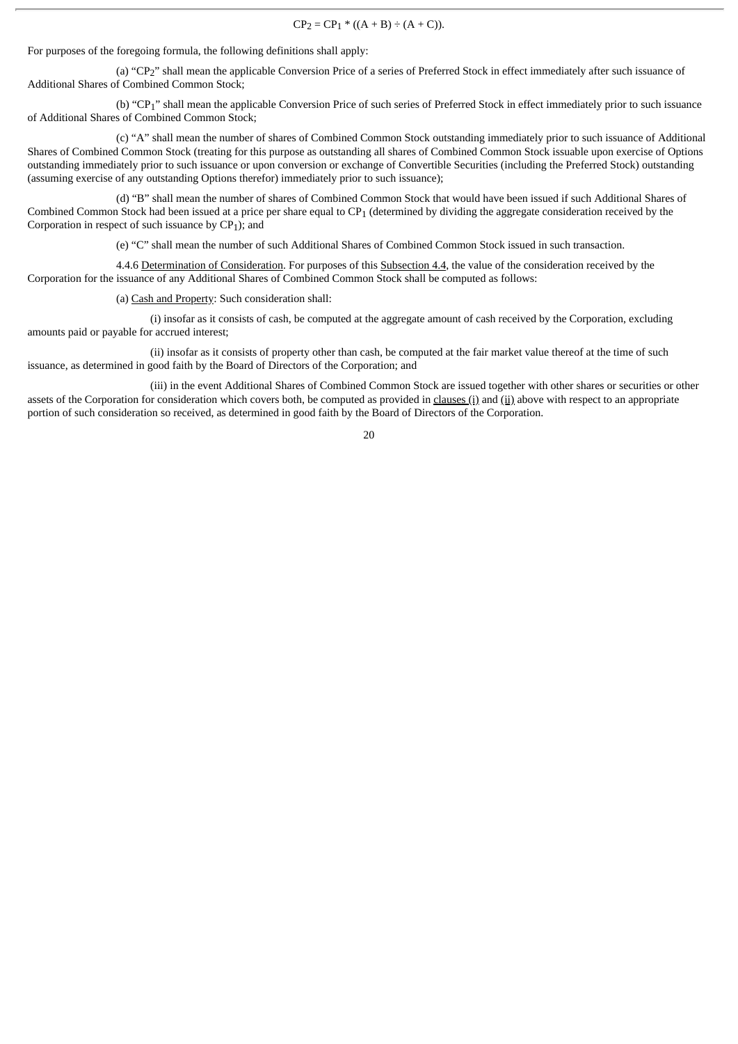$$CP_2 = CP_1 * ((A + B) \div (A + C)).$$

For purposes of the foregoing formula, the following definitions shall apply:

(a) "$CP_2$" shall mean the applicable Conversion Price of a series of Preferred Stock in effect immediately after such issuance of Additional Shares of Combined Common Stock;

(b) "$CP_1$" shall mean the applicable Conversion Price of such series of Preferred Stock in effect immediately prior to such issuance of Additional Shares of Combined Common Stock;

(c) "A" shall mean the number of shares of Combined Common Stock outstanding immediately prior to such issuance of Additional Shares of Combined Common Stock (treating for this purpose as outstanding all shares of Combined Common Stock issuable upon exercise of Options outstanding immediately prior to such issuance or upon conversion or exchange of Convertible Securities (including the Preferred Stock) outstanding (assuming exercise of any outstanding Options therefor) immediately prior to such issuance);

(d) "B" shall mean the number of shares of Combined Common Stock that would have been issued if such Additional Shares of Combined Common Stock had been issued at a price per share equal to $CP_1$ (determined by dividing the aggregate consideration received by the Corporation in respect of such issuance by $CP_1$); and

(e) "C" shall mean the number of such Additional Shares of Combined Common Stock issued in such transaction.

4.4.6 Determination of Consideration. For purposes of this Subsection 4.4, the value of the consideration received by the Corporation for the issuance of any Additional Shares of Combined Common Stock shall be computed as follows:

(a) Cash and Property: Such consideration shall:

(i) insofar as it consists of cash, be computed at the aggregate amount of cash received by the Corporation, excluding amounts paid or payable for accrued interest;

(ii) insofar as it consists of property other than cash, be computed at the fair market value thereof at the time of such issuance, as determined in good faith by the Board of Directors of the Corporation; and

(iii) in the event Additional Shares of Combined Common Stock are issued together with other shares or securities or other assets of the Corporation for consideration which covers both, be computed as provided in clauses (i) and (ii) above with respect to an appropriate portion of such consideration so received, as determined in good faith by the Board of Directors of the Corporation.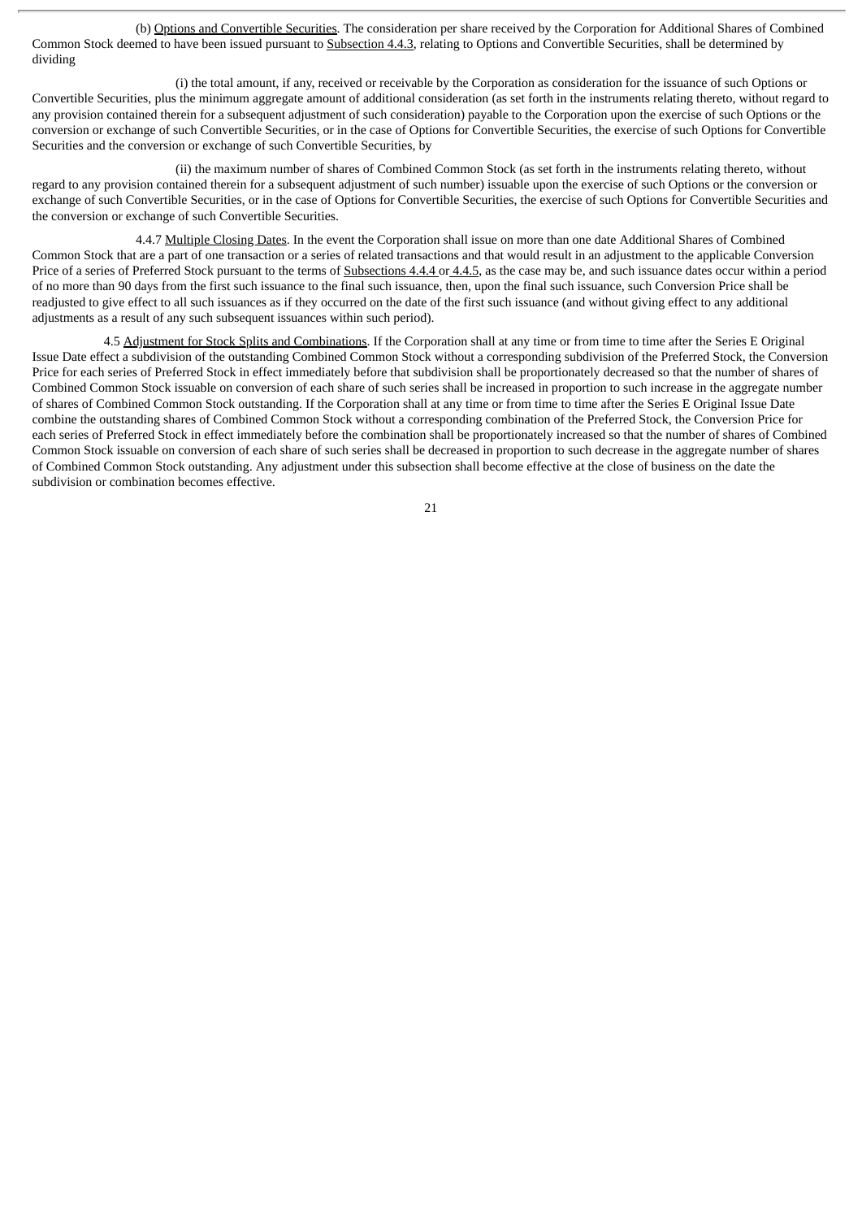(b) Options and Convertible Securities. The consideration per share received by the Corporation for Additional Shares of Combined Common Stock deemed to have been issued pursuant to Subsection 4.4.3, relating to Options and Convertible Securities, shall be determined by dividing

(i) the total amount, if any, received or receivable by the Corporation as consideration for the issuance of such Options or Convertible Securities, plus the minimum aggregate amount of additional consideration (as set forth in the instruments relating thereto, without regard to any provision contained therein for a subsequent adjustment of such consideration) payable to the Corporation upon the exercise of such Options or the conversion or exchange of such Convertible Securities, or in the case of Options for Convertible Securities, the exercise of such Options for Convertible Securities and the conversion or exchange of such Convertible Securities, by

(ii) the maximum number of shares of Combined Common Stock (as set forth in the instruments relating thereto, without regard to any provision contained therein for a subsequent adjustment of such number) issuable upon the exercise of such Options or the conversion or exchange of such Convertible Securities, or in the case of Options for Convertible Securities, the exercise of such Options for Convertible Securities and the conversion or exchange of such Convertible Securities.

4.4.7 Multiple Closing Dates. In the event the Corporation shall issue on more than one date Additional Shares of Combined Common Stock that are a part of one transaction or a series of related transactions and that would result in an adjustment to the applicable Conversion Price of a series of Preferred Stock pursuant to the terms of Subsections 4.4.4 or 4.4.5, as the case may be, and such issuance dates occur within a period of no more than 90 days from the first such issuance to the final such issuance, then, upon the final such issuance, such Conversion Price shall be readjusted to give effect to all such issuances as if they occurred on the date of the first such issuance (and without giving effect to any additional adjustments as a result of any such subsequent issuances within such period).

4.5 Adjustment for Stock Splits and Combinations. If the Corporation shall at any time or from time to time after the Series E Original Issue Date effect a subdivision of the outstanding Combined Common Stock without a corresponding subdivision of the Preferred Stock, the Conversion Price for each series of Preferred Stock in effect immediately before that subdivision shall be proportionately decreased so that the number of shares of Combined Common Stock issuable on conversion of each share of such series shall be increased in proportion to such increase in the aggregate number of shares of Combined Common Stock outstanding. If the Corporation shall at any time or from time to time after the Series E Original Issue Date combine the outstanding shares of Combined Common Stock without a corresponding combination of the Preferred Stock, the Conversion Price for each series of Preferred Stock in effect immediately before the combination shall be proportionately increased so that the number of shares of Combined Common Stock issuable on conversion of each share of such series shall be decreased in proportion to such decrease in the aggregate number of shares of Combined Common Stock outstanding. Any adjustment under this subsection shall become effective at the close of business on the date the subdivision or combination becomes effective.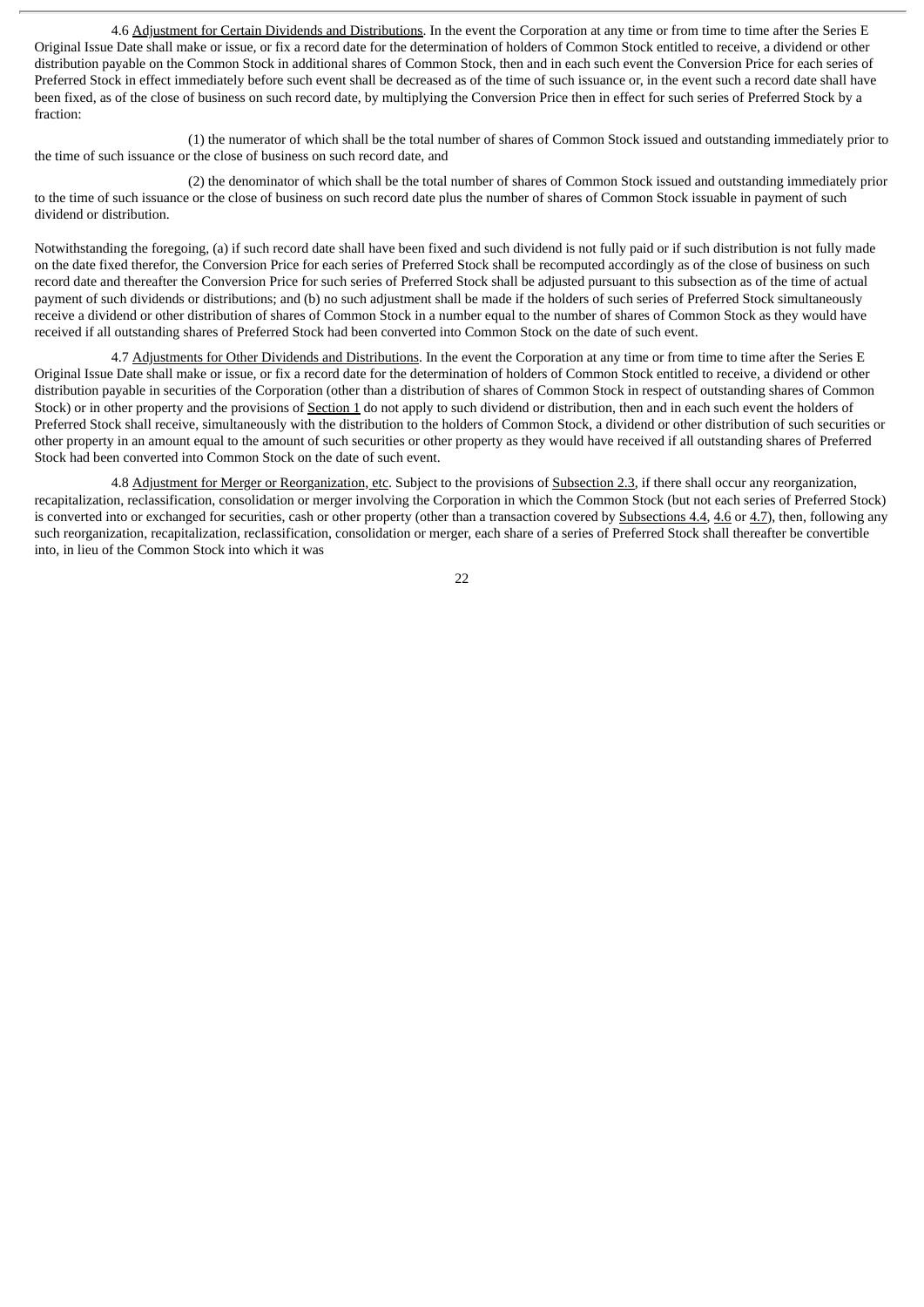4.6 Adjustment for Certain Dividends and Distributions. In the event the Corporation at any time or from time to time after the Series E Original Issue Date shall make or issue, or fix a record date for the determination of holders of Common Stock entitled to receive, a dividend or other distribution payable on the Common Stock in additional shares of Common Stock, then and in each such event the Conversion Price for each series of Preferred Stock in effect immediately before such event shall be decreased as of the time of such issuance or, in the event such a record date shall have been fixed, as of the close of business on such record date, by multiplying the Conversion Price then in effect for such series of Preferred Stock by a fraction:

(1) the numerator of which shall be the total number of shares of Common Stock issued and outstanding immediately prior to the time of such issuance or the close of business on such record date, and

(2) the denominator of which shall be the total number of shares of Common Stock issued and outstanding immediately prior to the time of such issuance or the close of business on such record date plus the number of shares of Common Stock issuable in payment of such dividend or distribution.

Notwithstanding the foregoing, (a) if such record date shall have been fixed and such dividend is not fully paid or if such distribution is not fully made on the date fixed therefor, the Conversion Price for each series of Preferred Stock shall be recomputed accordingly as of the close of business on such record date and thereafter the Conversion Price for such series of Preferred Stock shall be adjusted pursuant to this subsection as of the time of actual payment of such dividends or distributions; and (b) no such adjustment shall be made if the holders of such series of Preferred Stock simultaneously receive a dividend or other distribution of shares of Common Stock in a number equal to the number of shares of Common Stock as they would have received if all outstanding shares of Preferred Stock had been converted into Common Stock on the date of such event.

4.7 Adjustments for Other Dividends and Distributions. In the event the Corporation at any time or from time to time after the Series E Original Issue Date shall make or issue, or fix a record date for the determination of holders of Common Stock entitled to receive, a dividend or other distribution payable in securities of the Corporation (other than a distribution of shares of Common Stock in respect of outstanding shares of Common Stock) or in other property and the provisions of Section 1 do not apply to such dividend or distribution, then and in each such event the holders of Preferred Stock shall receive, simultaneously with the distribution to the holders of Common Stock, a dividend or other distribution of such securities or other property in an amount equal to the amount of such securities or other property as they would have received if all outstanding shares of Preferred Stock had been converted into Common Stock on the date of such event.

4.8 Adjustment for Merger or Reorganization, etc. Subject to the provisions of Subsection 2.3, if there shall occur any reorganization, recapitalization, reclassification, consolidation or merger involving the Corporation in which the Common Stock (but not each series of Preferred Stock) is converted into or exchanged for securities, cash or other property (other than a transaction covered by Subsections 4.4, 4.6 or 4.7), then, following any such reorganization, recapitalization, reclassification, consolidation or merger, each share of a series of Preferred Stock shall thereafter be convertible into, in lieu of the Common Stock into which it was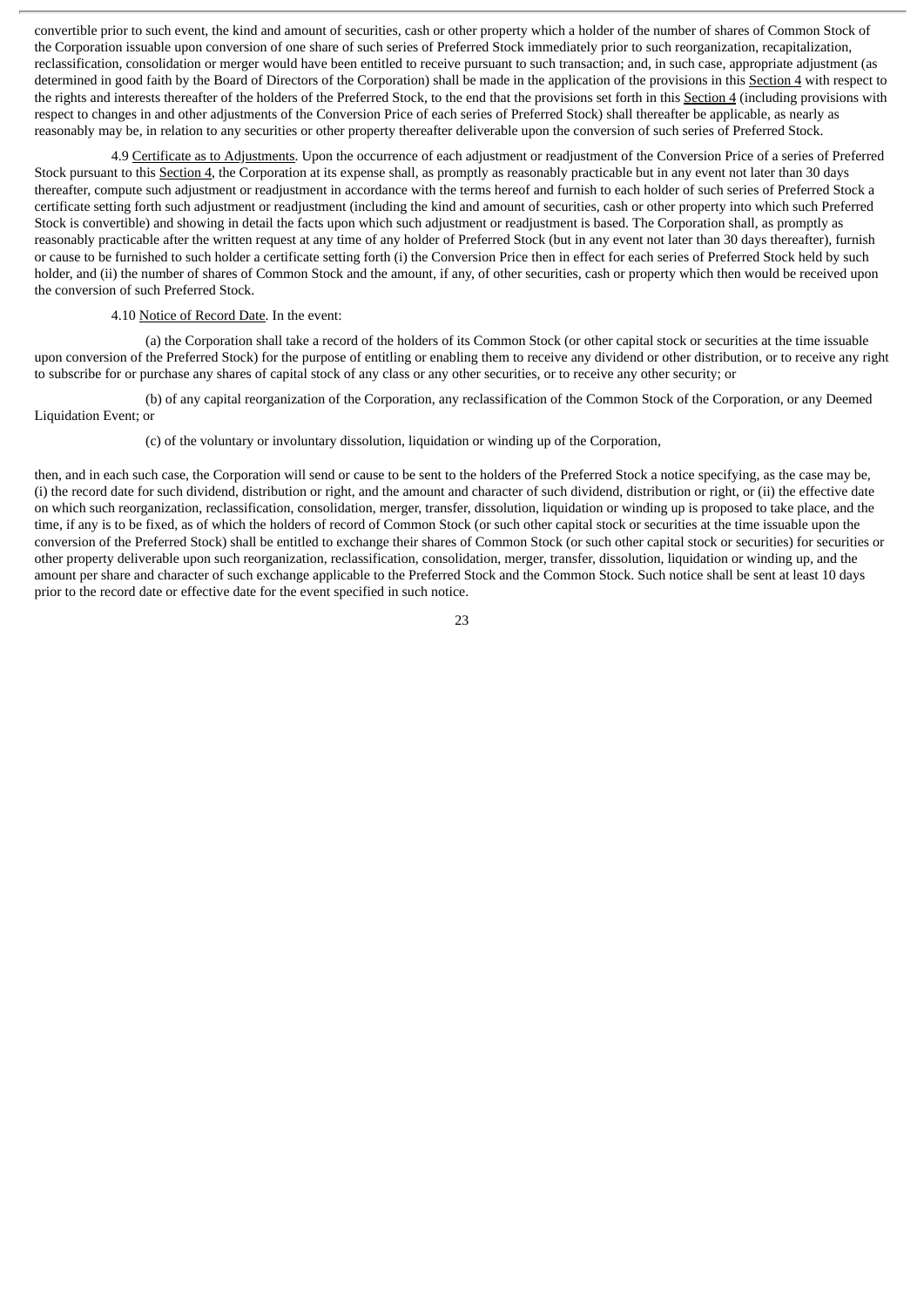convertible prior to such event, the kind and amount of securities, cash or other property which a holder of the number of shares of Common Stock of the Corporation issuable upon conversion of one share of such series of Preferred Stock immediately prior to such reorganization, recapitalization, reclassification, consolidation or merger would have been entitled to receive pursuant to such transaction; and, in such case, appropriate adjustment (as determined in good faith by the Board of Directors of the Corporation) shall be made in the application of the provisions in this Section 4 with respect to the rights and interests thereafter of the holders of the Preferred Stock, to the end that the provisions set forth in this Section 4 (including provisions with respect to changes in and other adjustments of the Conversion Price of each series of Preferred Stock) shall thereafter be applicable, as nearly as reasonably may be, in relation to any securities or other property thereafter deliverable upon the conversion of such series of Preferred Stock.

4.9 Certificate as to Adjustments. Upon the occurrence of each adjustment or readjustment of the Conversion Price of a series of Preferred Stock pursuant to this Section 4, the Corporation at its expense shall, as promptly as reasonably practicable but in any event not later than 30 days thereafter, compute such adjustment or readjustment in accordance with the terms hereof and furnish to each holder of such series of Preferred Stock a certificate setting forth such adjustment or readjustment (including the kind and amount of securities, cash or other property into which such Preferred Stock is convertible) and showing in detail the facts upon which such adjustment or readjustment is based. The Corporation shall, as promptly as reasonably practicable after the written request at any time of any holder of Preferred Stock (but in any event not later than 30 days thereafter), furnish or cause to be furnished to such holder a certificate setting forth (i) the Conversion Price then in effect for each series of Preferred Stock held by such holder, and (ii) the number of shares of Common Stock and the amount, if any, of other securities, cash or property which then would be received upon the conversion of such Preferred Stock.

4.10 Notice of Record Date. In the event:

(a) the Corporation shall take a record of the holders of its Common Stock (or other capital stock or securities at the time issuable upon conversion of the Preferred Stock) for the purpose of entitling or enabling them to receive any dividend or other distribution, or to receive any right to subscribe for or purchase any shares of capital stock of any class or any other securities, or to receive any other security; or

(b) of any capital reorganization of the Corporation, any reclassification of the Common Stock of the Corporation, or any Deemed Liquidation Event; or

(c) of the voluntary or involuntary dissolution, liquidation or winding up of the Corporation,

then, and in each such case, the Corporation will send or cause to be sent to the holders of the Preferred Stock a notice specifying, as the case may be, (i) the record date for such dividend, distribution or right, and the amount and character of such dividend, distribution or right, or (ii) the effective date on which such reorganization, reclassification, consolidation, merger, transfer, dissolution, liquidation or winding up is proposed to take place, and the time, if any is to be fixed, as of which the holders of record of Common Stock (or such other capital stock or securities at the time issuable upon the conversion of the Preferred Stock) shall be entitled to exchange their shares of Common Stock (or such other capital stock or securities) for securities or other property deliverable upon such reorganization, reclassification, consolidation, merger, transfer, dissolution, liquidation or winding up, and the amount per share and character of such exchange applicable to the Preferred Stock and the Common Stock. Such notice shall be sent at least 10 days prior to the record date or effective date for the event specified in such notice.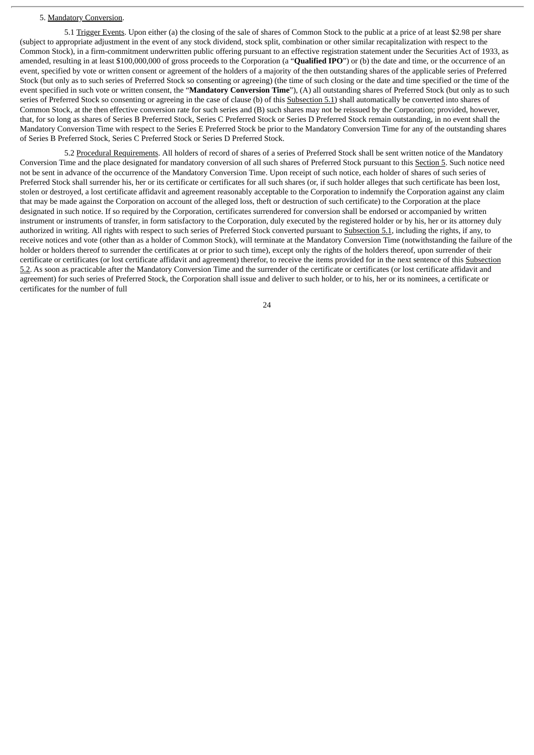5. Mandatory Conversion.

5.1 Trigger Events. Upon either (a) the closing of the sale of shares of Common Stock to the public at a price of at least $2.98 per share (subject to appropriate adjustment in the event of any stock dividend, stock split, combination or other similar recapitalization with respect to the Common Stock), in a firm-commitment underwritten public offering pursuant to an effective registration statement under the Securities Act of 1933, as amended, resulting in at least $100,000,000 of gross proceeds to the Corporation (a "**Qualified IPO**") or (b) the date and time, or the occurrence of an event, specified by vote or written consent or agreement of the holders of a majority of the then outstanding shares of the applicable series of Preferred Stock (but only as to such series of Preferred Stock so consenting or agreeing) (the time of such closing or the date and time specified or the time of the event specified in such vote or written consent, the "**Mandatory Conversion Time**"), (A) all outstanding shares of Preferred Stock (but only as to such series of Preferred Stock so consenting or agreeing in the case of clause (b) of this Subsection 5.1) shall automatically be converted into shares of Common Stock, at the then effective conversion rate for such series and (B) such shares may not be reissued by the Corporation; provided, however, that, for so long as shares of Series B Preferred Stock, Series C Preferred Stock or Series D Preferred Stock remain outstanding, in no event shall the Mandatory Conversion Time with respect to the Series E Preferred Stock be prior to the Mandatory Conversion Time for any of the outstanding shares of Series B Preferred Stock, Series C Preferred Stock or Series D Preferred Stock.

5.2 Procedural Requirements. All holders of record of shares of a series of Preferred Stock shall be sent written notice of the Mandatory Conversion Time and the place designated for mandatory conversion of all such shares of Preferred Stock pursuant to this Section 5. Such notice need not be sent in advance of the occurrence of the Mandatory Conversion Time. Upon receipt of such notice, each holder of shares of such series of Preferred Stock shall surrender his, her or its certificate or certificates for all such shares (or, if such holder alleges that such certificate has been lost, stolen or destroyed, a lost certificate affidavit and agreement reasonably acceptable to the Corporation to indemnify the Corporation against any claim that may be made against the Corporation on account of the alleged loss, theft or destruction of such certificate) to the Corporation at the place designated in such notice. If so required by the Corporation, certificates surrendered for conversion shall be endorsed or accompanied by written instrument or instruments of transfer, in form satisfactory to the Corporation, duly executed by the registered holder or by his, her or its attorney duly authorized in writing. All rights with respect to such series of Preferred Stock converted pursuant to Subsection 5.1, including the rights, if any, to receive notices and vote (other than as a holder of Common Stock), will terminate at the Mandatory Conversion Time (notwithstanding the failure of the holder or holders thereof to surrender the certificates at or prior to such time), except only the rights of the holders thereof, upon surrender of their certificate or certificates (or lost certificate affidavit and agreement) therefor, to receive the items provided for in the next sentence of this Subsection 5.2. As soon as practicable after the Mandatory Conversion Time and the surrender of the certificate or certificates (or lost certificate affidavit and agreement) for such series of Preferred Stock, the Corporation shall issue and deliver to such holder, or to his, her or its nominees, a certificate or certificates for the number of full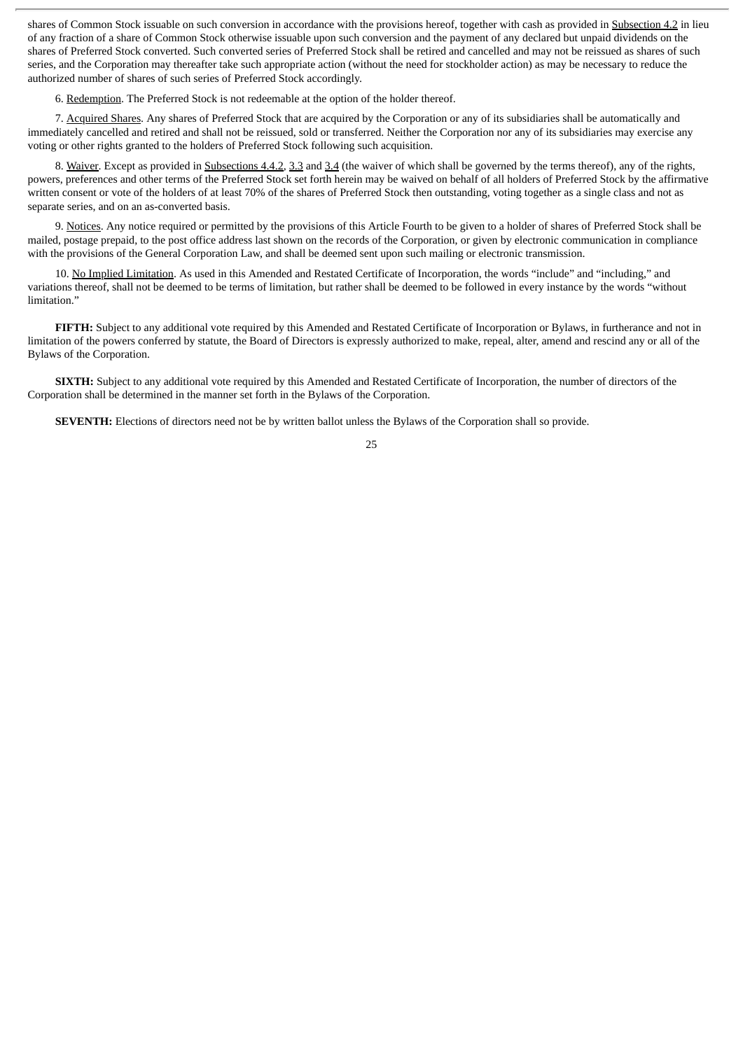shares of Common Stock issuable on such conversion in accordance with the provisions hereof, together with cash as provided in Subsection 4.2 in lieu of any fraction of a share of Common Stock otherwise issuable upon such conversion and the payment of any declared but unpaid dividends on the shares of Preferred Stock converted. Such converted series of Preferred Stock shall be retired and cancelled and may not be reissued as shares of such series, and the Corporation may thereafter take such appropriate action (without the need for stockholder action) as may be necessary to reduce the authorized number of shares of such series of Preferred Stock accordingly.

6. Redemption. The Preferred Stock is not redeemable at the option of the holder thereof.

7. Acquired Shares. Any shares of Preferred Stock that are acquired by the Corporation or any of its subsidiaries shall be automatically and immediately cancelled and retired and shall not be reissued, sold or transferred. Neither the Corporation nor any of its subsidiaries may exercise any voting or other rights granted to the holders of Preferred Stock following such acquisition.

8. Waiver. Except as provided in Subsections 4.4.2, 3.3 and 3.4 (the waiver of which shall be governed by the terms thereof), any of the rights, powers, preferences and other terms of the Preferred Stock set forth herein may be waived on behalf of all holders of Preferred Stock by the affirmative written consent or vote of the holders of at least 70% of the shares of Preferred Stock then outstanding, voting together as a single class and not as separate series, and on an as-converted basis.

9. Notices. Any notice required or permitted by the provisions of this Article Fourth to be given to a holder of shares of Preferred Stock shall be mailed, postage prepaid, to the post office address last shown on the records of the Corporation, or given by electronic communication in compliance with the provisions of the General Corporation Law, and shall be deemed sent upon such mailing or electronic transmission.

10. No Implied Limitation. As used in this Amended and Restated Certificate of Incorporation, the words "include" and "including," and variations thereof, shall not be deemed to be terms of limitation, but rather shall be deemed to be followed in every instance by the words "without limitation."

**FIFTH:** Subject to any additional vote required by this Amended and Restated Certificate of Incorporation or Bylaws, in furtherance and not in limitation of the powers conferred by statute, the Board of Directors is expressly authorized to make, repeal, alter, amend and rescind any or all of the Bylaws of the Corporation.

**SIXTH:** Subject to any additional vote required by this Amended and Restated Certificate of Incorporation, the number of directors of the Corporation shall be determined in the manner set forth in the Bylaws of the Corporation.

**SEVENTH:** Elections of directors need not be by written ballot unless the Bylaws of the Corporation shall so provide.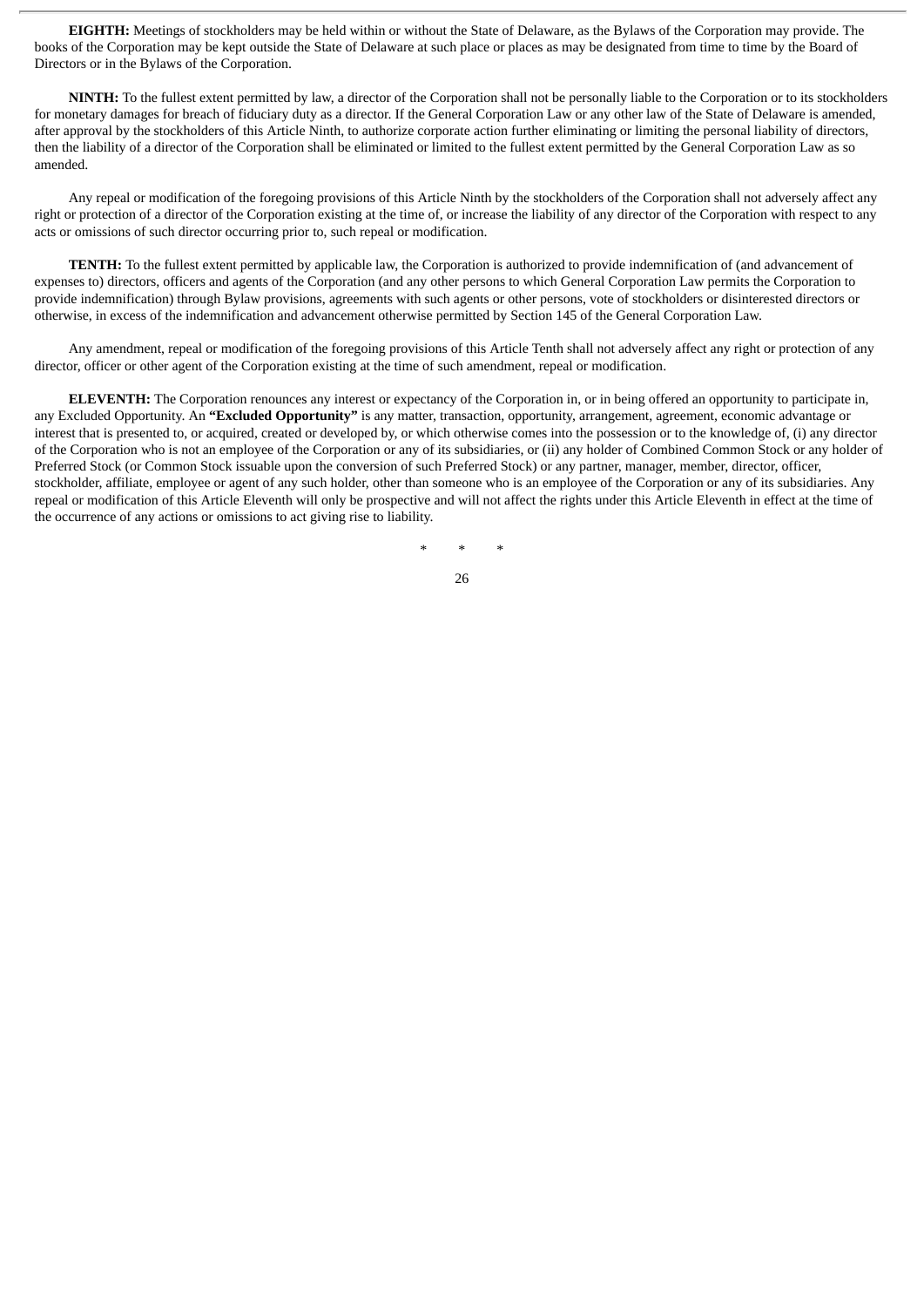**EIGHTH:** Meetings of stockholders may be held within or without the State of Delaware, as the Bylaws of the Corporation may provide. The books of the Corporation may be kept outside the State of Delaware at such place or places as may be designated from time to time by the Board of Directors or in the Bylaws of the Corporation.

**NINTH:** To the fullest extent permitted by law, a director of the Corporation shall not be personally liable to the Corporation or to its stockholders for monetary damages for breach of fiduciary duty as a director. If the General Corporation Law or any other law of the State of Delaware is amended, after approval by the stockholders of this Article Ninth, to authorize corporate action further eliminating or limiting the personal liability of directors, then the liability of a director of the Corporation shall be eliminated or limited to the fullest extent permitted by the General Corporation Law as so amended.

Any repeal or modification of the foregoing provisions of this Article Ninth by the stockholders of the Corporation shall not adversely affect any right or protection of a director of the Corporation existing at the time of, or increase the liability of any director of the Corporation with respect to any acts or omissions of such director occurring prior to, such repeal or modification.

**TENTH:** To the fullest extent permitted by applicable law, the Corporation is authorized to provide indemnification of (and advancement of expenses to) directors, officers and agents of the Corporation (and any other persons to which General Corporation Law permits the Corporation to provide indemnification) through Bylaw provisions, agreements with such agents or other persons, vote of stockholders or disinterested directors or otherwise, in excess of the indemnification and advancement otherwise permitted by Section 145 of the General Corporation Law.

Any amendment, repeal or modification of the foregoing provisions of this Article Tenth shall not adversely affect any right or protection of any director, officer or other agent of the Corporation existing at the time of such amendment, repeal or modification.

**ELEVENTH:** The Corporation renounces any interest or expectancy of the Corporation in, or in being offered an opportunity to participate in, any Excluded Opportunity. An **"Excluded Opportunity"** is any matter, transaction, opportunity, arrangement, agreement, economic advantage or interest that is presented to, or acquired, created or developed by, or which otherwise comes into the possession or to the knowledge of, (i) any director of the Corporation who is not an employee of the Corporation or any of its subsidiaries, or (ii) any holder of Combined Common Stock or any holder of Preferred Stock (or Common Stock issuable upon the conversion of such Preferred Stock) or any partner, manager, member, director, officer, stockholder, affiliate, employee or agent of any such holder, other than someone who is an employee of the Corporation or any of its subsidiaries. Any repeal or modification of this Article Eleventh will only be prospective and will not affect the rights under this Article Eleventh in effect at the time of the occurrence of any actions or omissions to act giving rise to liability.

\* \* \*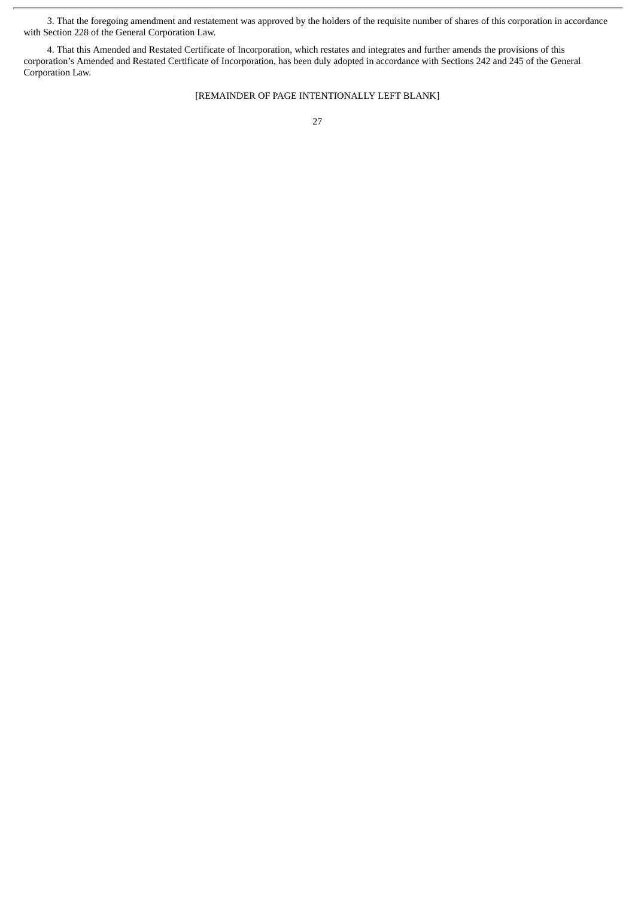3. That the foregoing amendment and restatement was approved by the holders of the requisite number of shares of this corporation in accordance with Section 228 of the General Corporation Law.

4. That this Amended and Restated Certificate of Incorporation, which restates and integrates and further amends the provisions of this corporation's Amended and Restated Certificate of Incorporation, has been duly adopted in accordance with Sections 242 and 245 of the General Corporation Law.

[REMAINDER OF PAGE INTENTIONALLY LEFT BLANK]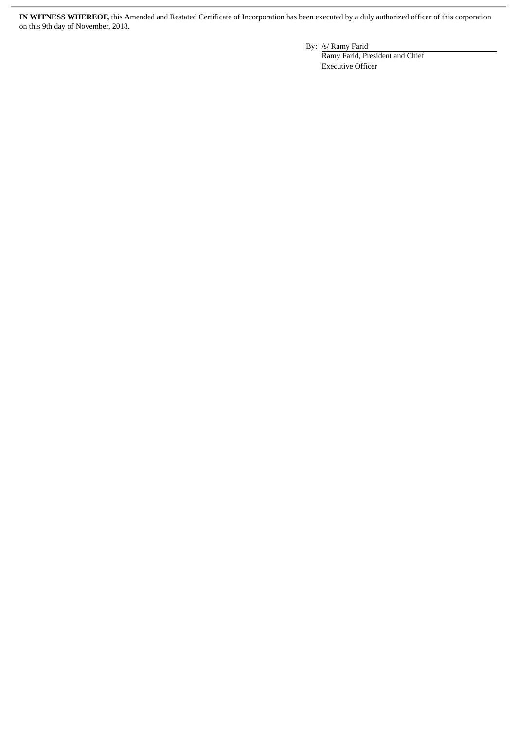**IN WITNESS WHEREOF,** this Amended and Restated Certificate of Incorporation has been executed by a duly authorized officer of this corporation on this 9th day of November, 2018.

By: /s/ Ramy Farid  
Ramy Farid, President and Chief Executive Officer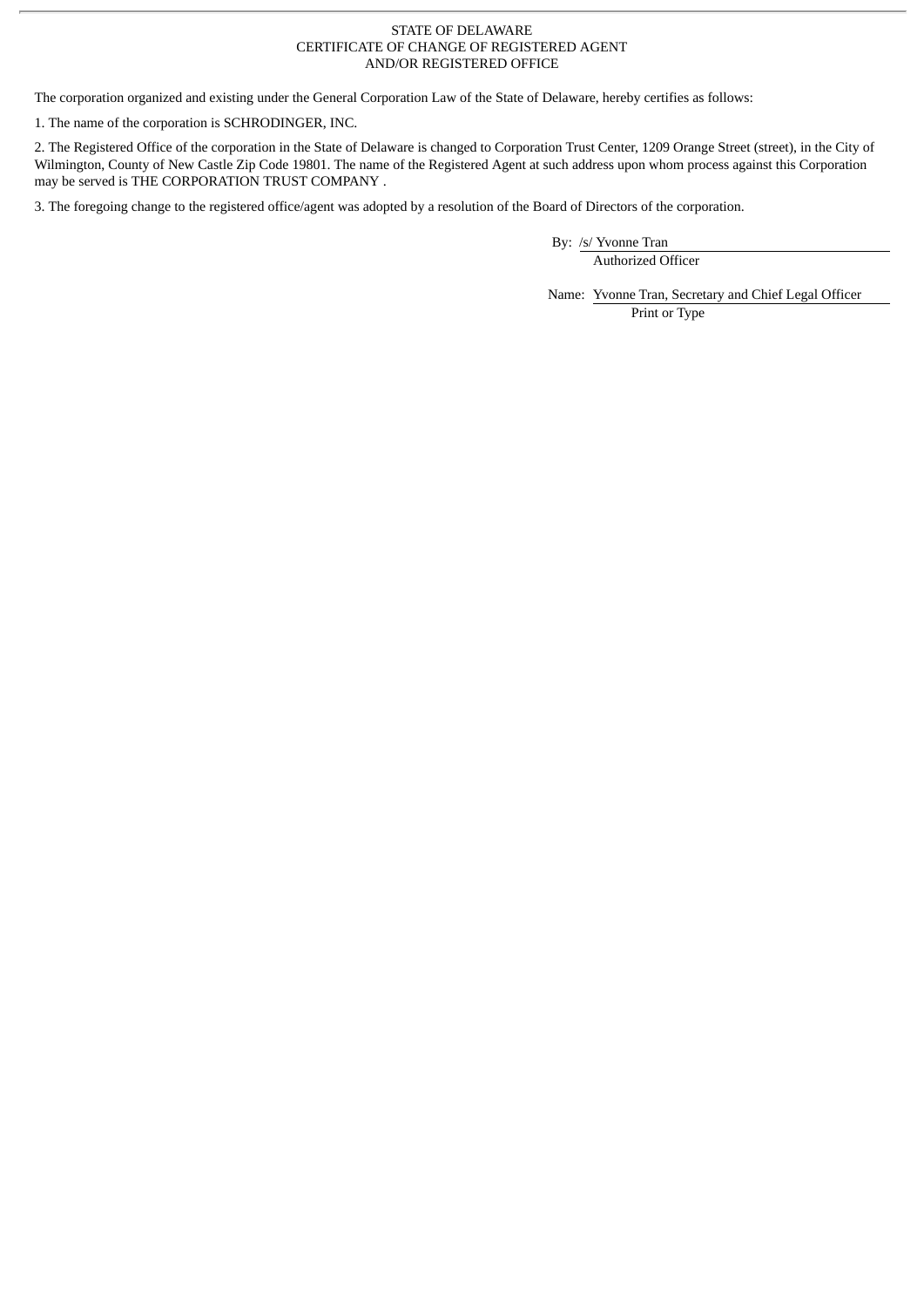STATE OF DELAWARE
CERTIFICATE OF CHANGE OF REGISTERED AGENT
AND/OR REGISTERED OFFICE

The corporation organized and existing under the General Corporation Law of the State of Delaware, hereby certifies as follows:

1. The name of the corporation is SCHRODINGER, INC.

2. The Registered Office of the corporation in the State of Delaware is changed to Corporation Trust Center, 1209 Orange Street (street), in the City of Wilmington, County of New Castle Zip Code 19801. The name of the Registered Agent at such address upon whom process against this Corporation may be served is THE CORPORATION TRUST COMPANY .

3. The foregoing change to the registered office/agent was adopted by a resolution of the Board of Directors of the corporation.

By: /s/ Yvonne Tran
Authorized Officer

Name: Yvonne Tran, Secretary and Chief Legal Officer
Print or Type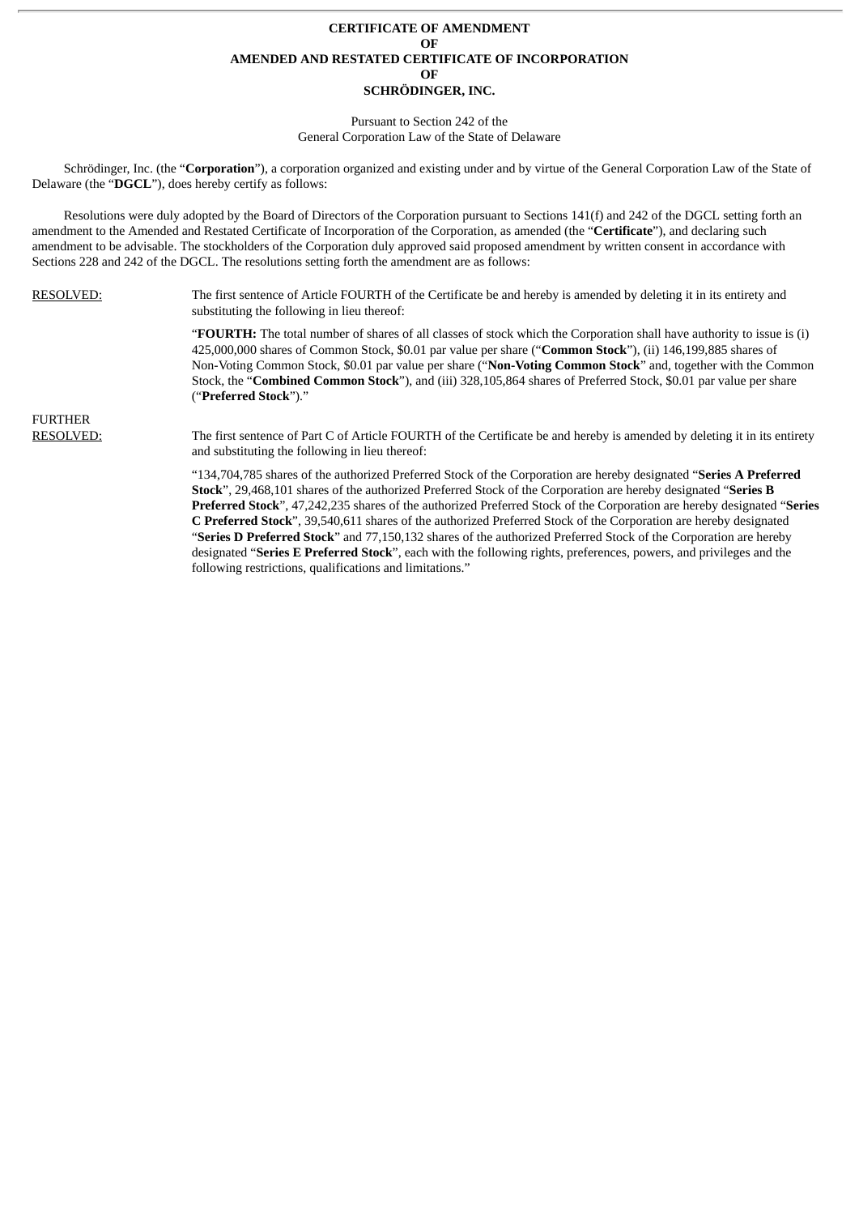**CERTIFICATE OF AMENDMENT**
**OF**
**AMENDED AND RESTATED CERTIFICATE OF INCORPORATION**
**OF**
**SCHRÖDINGER, INC.**

Pursuant to Section 242 of the
General Corporation Law of the State of Delaware

Schrödinger, Inc. (the "**Corporation**"), a corporation organized and existing under and by virtue of the General Corporation Law of the State of Delaware (the "**DGCL**"), does hereby certify as follows:

Resolutions were duly adopted by the Board of Directors of the Corporation pursuant to Sections 141(f) and 242 of the DGCL setting forth an amendment to the Amended and Restated Certificate of Incorporation of the Corporation, as amended (the "**Certificate**"), and declaring such amendment to be advisable. The stockholders of the Corporation duly approved said proposed amendment by written consent in accordance with Sections 228 and 242 of the DGCL. The resolutions setting forth the amendment are as follows:

RESOLVED: The first sentence of Article FOURTH of the Certificate be and hereby is amended by deleting it in its entirety and substituting the following in lieu thereof:

"**FOURTH:** The total number of shares of all classes of stock which the Corporation shall have authority to issue is (i) 425,000,000 shares of Common Stock, $0.01 par value per share ("**Common Stock**"), (ii) 146,199,885 shares of Non-Voting Common Stock, $0.01 par value per share ("**Non-Voting Common Stock**" and, together with the Common Stock, the "**Combined Common Stock**"), and (iii) 328,105,864 shares of Preferred Stock, $0.01 par value per share ("**Preferred Stock**")."

FURTHER RESOLVED: The first sentence of Part C of Article FOURTH of the Certificate be and hereby is amended by deleting it in its entirety and substituting the following in lieu thereof:

"134,704,785 shares of the authorized Preferred Stock of the Corporation are hereby designated "**Series A Preferred Stock**", 29,468,101 shares of the authorized Preferred Stock of the Corporation are hereby designated "**Series B Preferred Stock**", 47,242,235 shares of the authorized Preferred Stock of the Corporation are hereby designated "**Series C Preferred Stock**", 39,540,611 shares of the authorized Preferred Stock of the Corporation are hereby designated "**Series D Preferred Stock**" and 77,150,132 shares of the authorized Preferred Stock of the Corporation are hereby designated "**Series E Preferred Stock**", each with the following rights, preferences, powers, and privileges and the following restrictions, qualifications and limitations."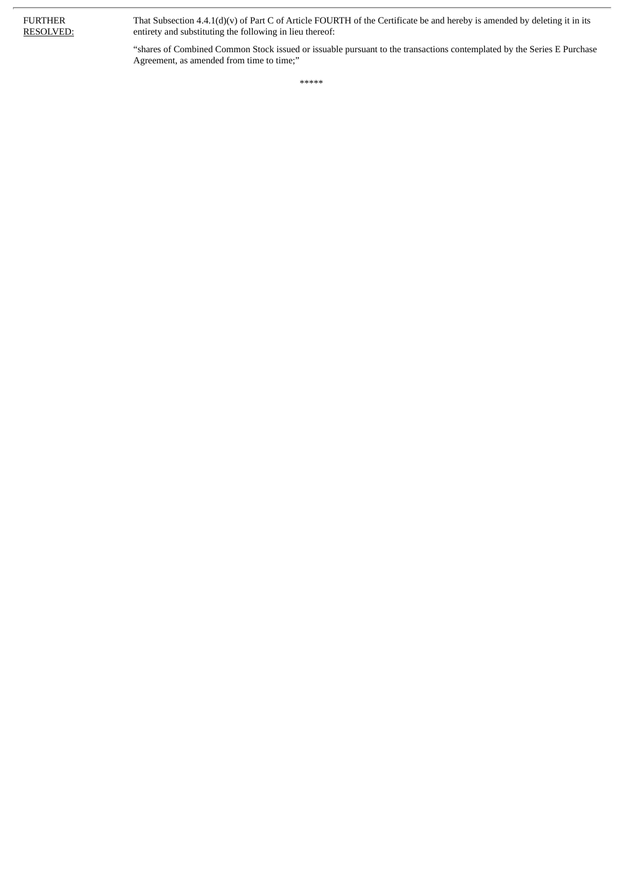FURTHER <u>RESOLVED:</u>

That Subsection 4.4.1(d)(v) of Part C of Article FOURTH of the Certificate be and hereby is amended by deleting it in its entirety and substituting the following in lieu thereof:

"shares of Combined Common Stock issued or issuable pursuant to the transactions contemplated by the Series E Purchase Agreement, as amended from time to time;"

*****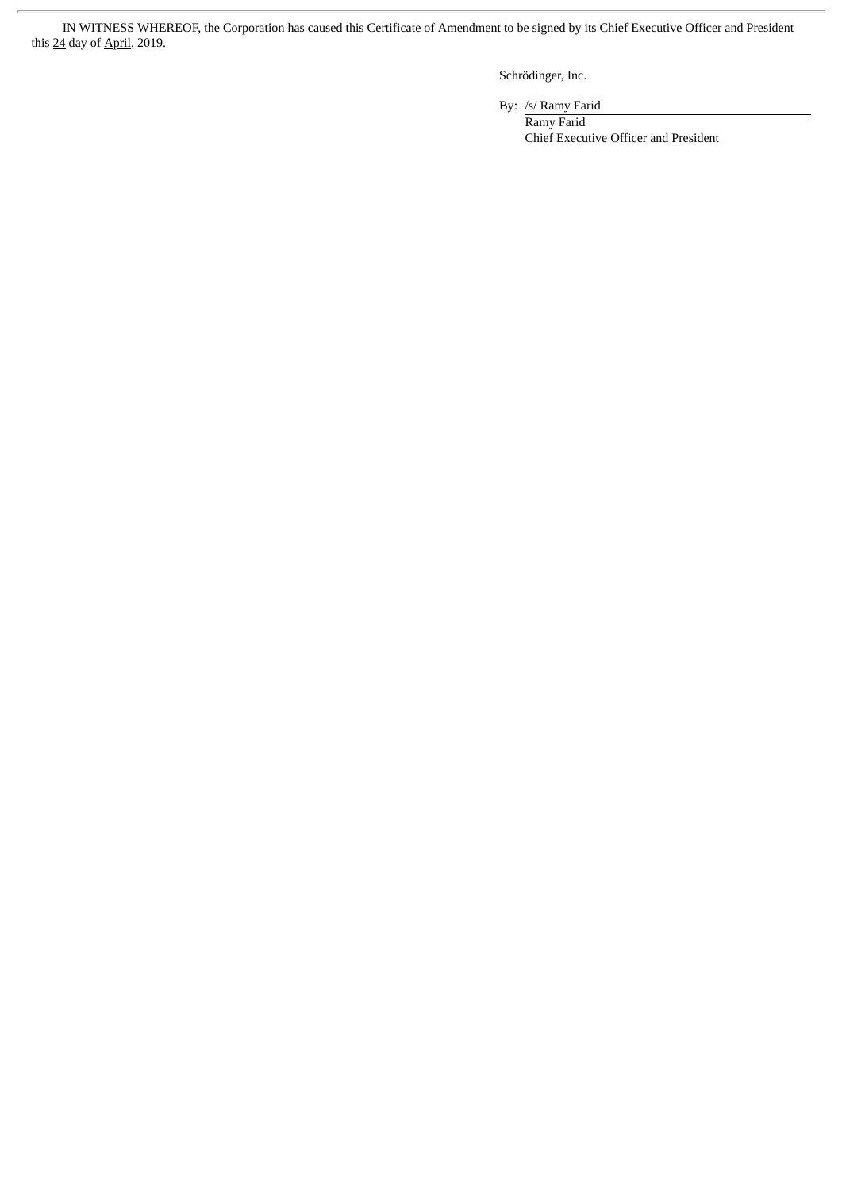IN WITNESS WHEREOF, the Corporation has caused this Certificate of Amendment to be signed by its Chief Executive Officer and President this 24 day of April, 2019.

Schrödinger, Inc.

By: /s/ Ramy Farid
Ramy Farid
Chief Executive Officer and President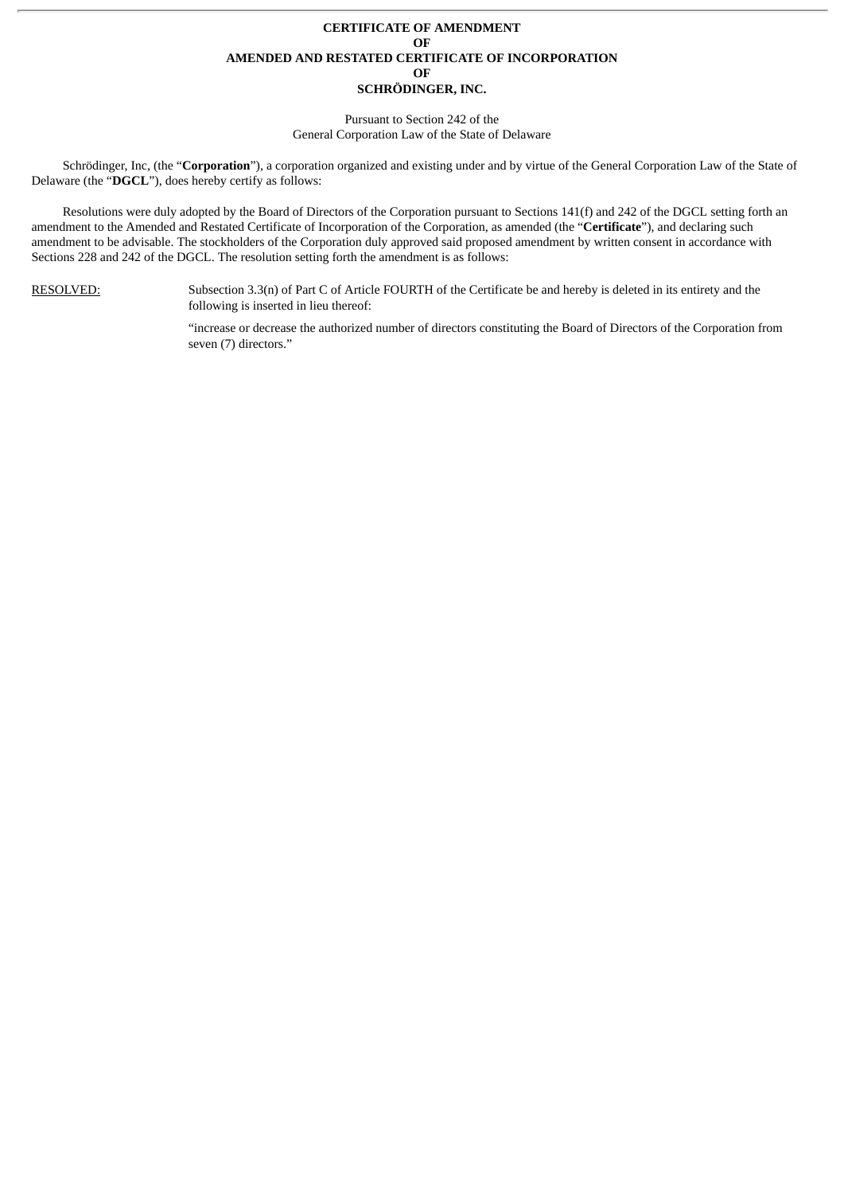**CERTIFICATE OF AMENDMENT**
**OF**
**AMENDED AND RESTATED CERTIFICATE OF INCORPORATION**
**OF**
**SCHRÖDINGER, INC.**

Pursuant to Section 242 of the
General Corporation Law of the State of Delaware

Schrödinger, Inc, (the "**Corporation**"), a corporation organized and existing under and by virtue of the General Corporation Law of the State of Delaware (the "**DGCL**"), does hereby certify as follows:

Resolutions were duly adopted by the Board of Directors of the Corporation pursuant to Sections 141(f) and 242 of the DGCL setting forth an amendment to the Amended and Restated Certificate of Incorporation of the Corporation, as amended (the "**Certificate**"), and declaring such amendment to be advisable. The stockholders of the Corporation duly approved said proposed amendment by written consent in accordance with Sections 228 and 242 of the DGCL. The resolution setting forth the amendment is as follows:

<u>RESOLVED:</u> Subsection 3.3(n) of Part C of Article FOURTH of the Certificate be and hereby is deleted in its entirety and the following is inserted in lieu thereof:

"increase or decrease the authorized number of directors constituting the Board of Directors of the Corporation from seven (7) directors."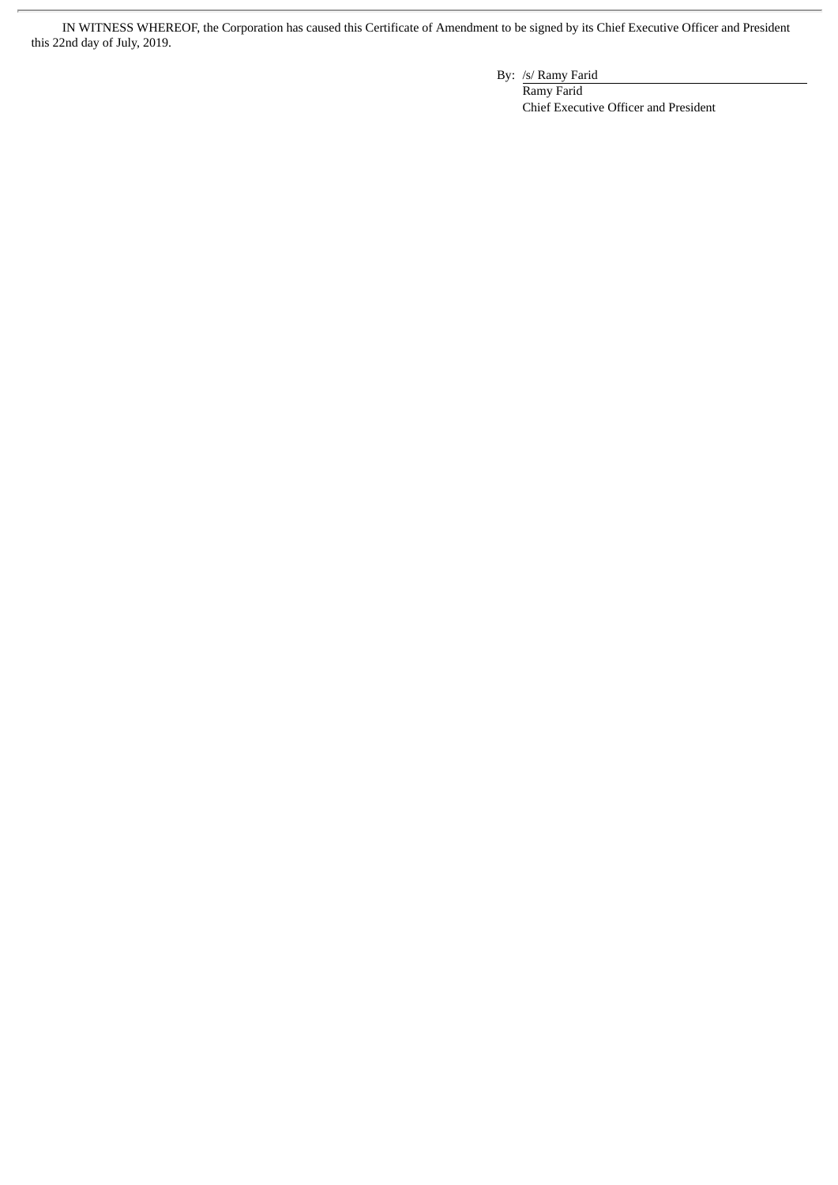IN WITNESS WHEREOF, the Corporation has caused this Certificate of Amendment to be signed by its Chief Executive Officer and President this 22nd day of July, 2019.

By: /s/ Ramy Farid
Ramy Farid
Chief Executive Officer and President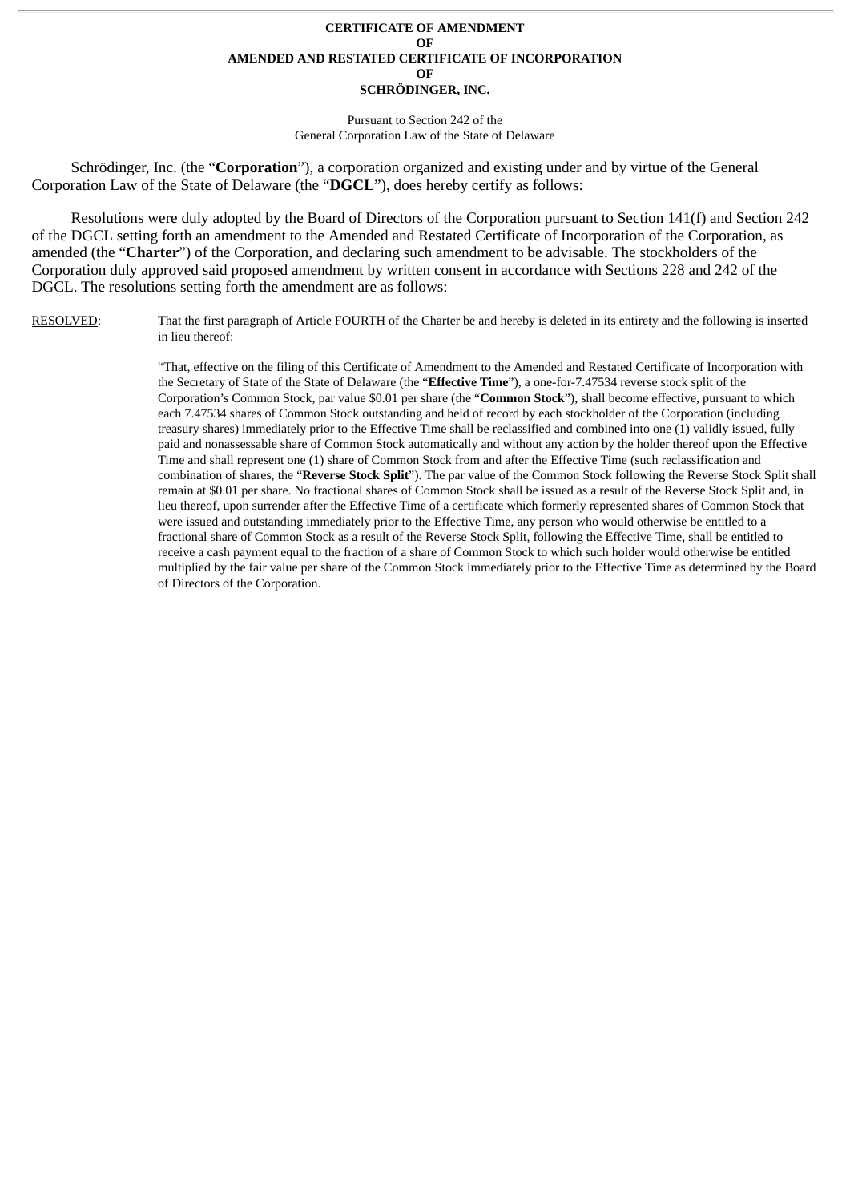**CERTIFICATE OF AMENDMENT**
**OF**
**AMENDED AND RESTATED CERTIFICATE OF INCORPORATION**
**OF**
**SCHRÖDINGER, INC.**

Pursuant to Section 242 of the
General Corporation Law of the State of Delaware

Schrödinger, Inc. (the "**Corporation**"), a corporation organized and existing under and by virtue of the General Corporation Law of the State of Delaware (the "**DGCL**"), does hereby certify as follows:

Resolutions were duly adopted by the Board of Directors of the Corporation pursuant to Section 141(f) and Section 242 of the DGCL setting forth an amendment to the Amended and Restated Certificate of Incorporation of the Corporation, as amended (the "**Charter**") of the Corporation, and declaring such amendment to be advisable. The stockholders of the Corporation duly approved said proposed amendment by written consent in accordance with Sections 228 and 242 of the DGCL. The resolutions setting forth the amendment are as follows:

RESOLVED: That the first paragraph of Article FOURTH of the Charter be and hereby is deleted in its entirety and the following is inserted in lieu thereof:

"That, effective on the filing of this Certificate of Amendment to the Amended and Restated Certificate of Incorporation with the Secretary of State of the State of Delaware (the "**Effective Time**"), a one-for-7.47534 reverse stock split of the Corporation's Common Stock, par value $0.01 per share (the "**Common Stock**"), shall become effective, pursuant to which each 7.47534 shares of Common Stock outstanding and held of record by each stockholder of the Corporation (including treasury shares) immediately prior to the Effective Time shall be reclassified and combined into one (1) validly issued, fully paid and nonassessable share of Common Stock automatically and without any action by the holder thereof upon the Effective Time and shall represent one (1) share of Common Stock from and after the Effective Time (such reclassification and combination of shares, the "**Reverse Stock Split**"). The par value of the Common Stock following the Reverse Stock Split shall remain at $0.01 per share. No fractional shares of Common Stock shall be issued as a result of the Reverse Stock Split and, in lieu thereof, upon surrender after the Effective Time of a certificate which formerly represented shares of Common Stock that were issued and outstanding immediately prior to the Effective Time, any person who would otherwise be entitled to a fractional share of Common Stock as a result of the Reverse Stock Split, following the Effective Time, shall be entitled to receive a cash payment equal to the fraction of a share of Common Stock to which such holder would otherwise be entitled multiplied by the fair value per share of the Common Stock immediately prior to the Effective Time as determined by the Board of Directors of the Corporation.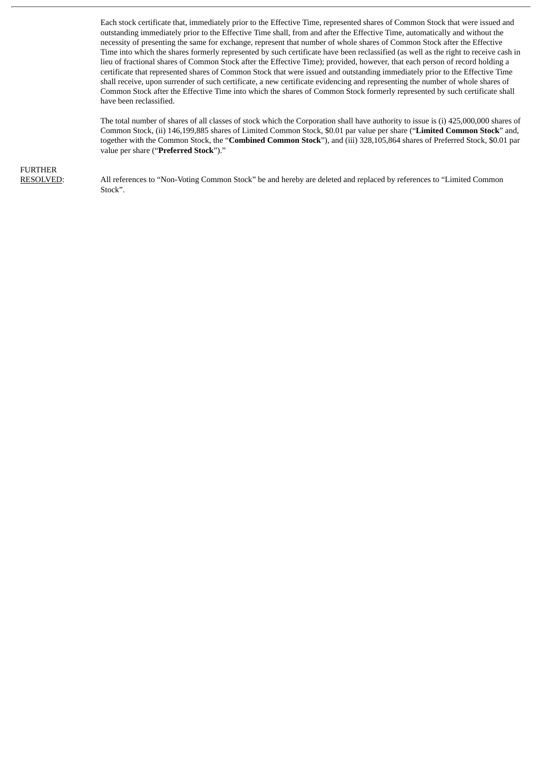Each stock certificate that, immediately prior to the Effective Time, represented shares of Common Stock that were issued and outstanding immediately prior to the Effective Time shall, from and after the Effective Time, automatically and without the necessity of presenting the same for exchange, represent that number of whole shares of Common Stock after the Effective Time into which the shares formerly represented by such certificate have been reclassified (as well as the right to receive cash in lieu of fractional shares of Common Stock after the Effective Time); provided, however, that each person of record holding a certificate that represented shares of Common Stock that were issued and outstanding immediately prior to the Effective Time shall receive, upon surrender of such certificate, a new certificate evidencing and representing the number of whole shares of Common Stock after the Effective Time into which the shares of Common Stock formerly represented by such certificate shall have been reclassified.

The total number of shares of all classes of stock which the Corporation shall have authority to issue is (i) 425,000,000 shares of Common Stock, (ii) 146,199,885 shares of Limited Common Stock, $0.01 par value per share ("**Limited Common Stock**" and, together with the Common Stock, the "**Combined Common Stock**"), and (iii) 328,105,864 shares of Preferred Stock, $0.01 par value per share ("**Preferred Stock**")."

FURTHER RESOLVED: All references to "Non-Voting Common Stock" be and hereby are deleted and replaced by references to "Limited Common Stock".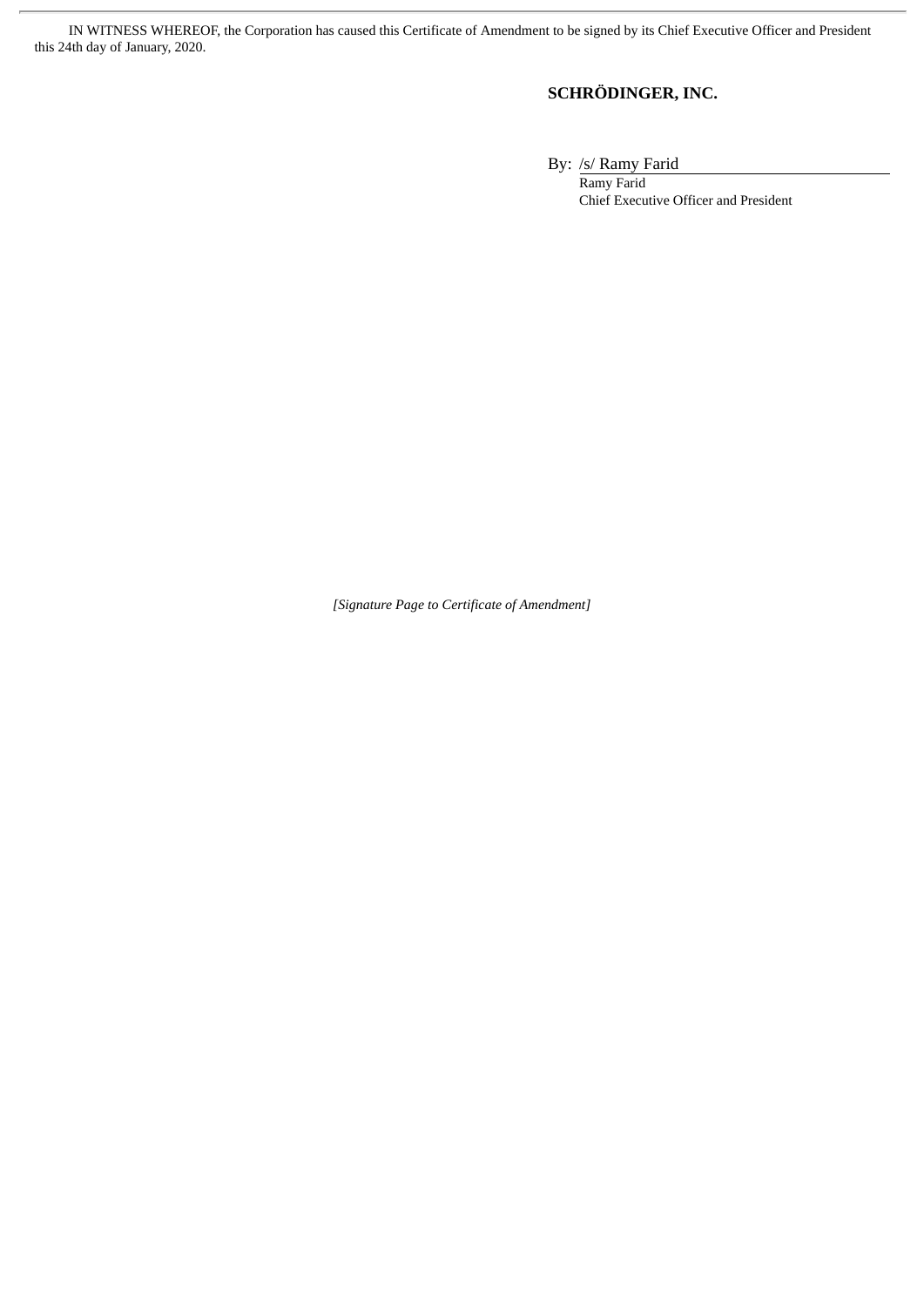IN WITNESS WHEREOF, the Corporation has caused this Certificate of Amendment to be signed by its Chief Executive Officer and President this 24th day of January, 2020.

**SCHRÖDINGER, INC.**

By: /s/ Ramy Farid
Ramy Farid
Chief Executive Officer and President

*[Signature Page to Certificate of Amendment]*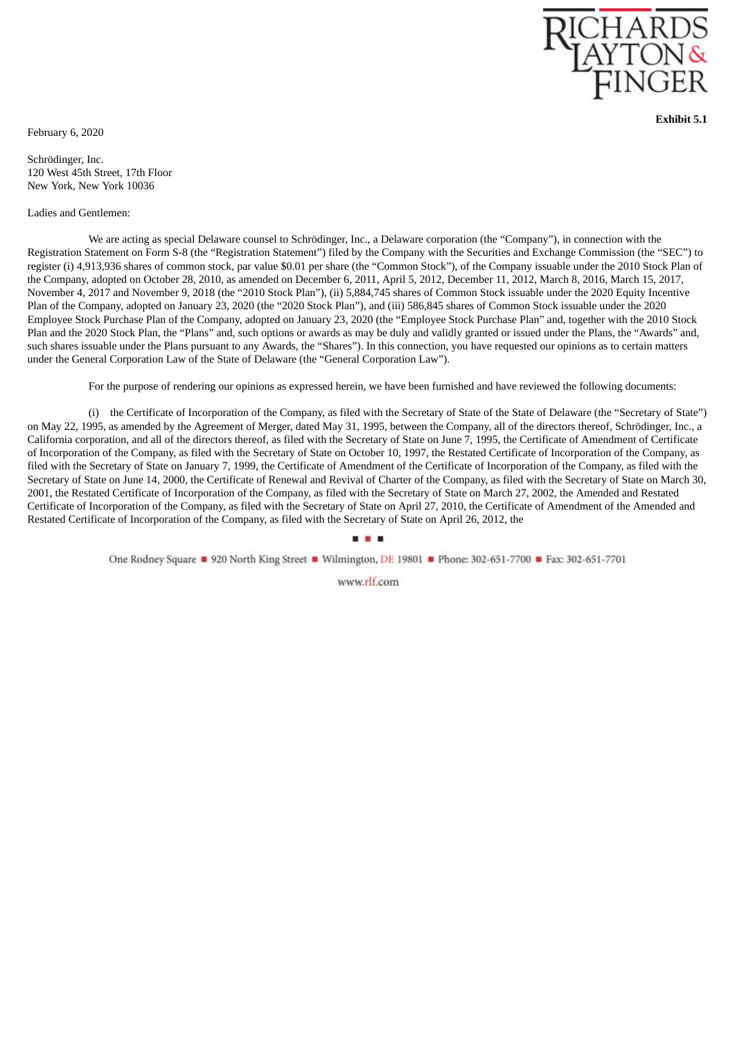**Exhibit 5.1**

February 6, 2020

Schrödinger, Inc.
120 West 45th Street, 17th Floor
New York, New York 10036

Ladies and Gentlemen:

We are acting as special Delaware counsel to Schrödinger, Inc., a Delaware corporation (the "Company"), in connection with the Registration Statement on Form S-8 (the "Registration Statement") filed by the Company with the Securities and Exchange Commission (the "SEC") to register (i) 4,913,936 shares of common stock, par value $0.01 per share (the "Common Stock"), of the Company issuable under the 2010 Stock Plan of the Company, adopted on October 28, 2010, as amended on December 6, 2011, April 5, 2012, December 11, 2012, March 8, 2016, March 15, 2017, November 4, 2017 and November 9, 2018 (the "2010 Stock Plan"), (ii) 5,884,745 shares of Common Stock issuable under the 2020 Equity Incentive Plan of the Company, adopted on January 23, 2020 (the "2020 Stock Plan"), and (iii) 586,845 shares of Common Stock issuable under the 2020 Employee Stock Purchase Plan of the Company, adopted on January 23, 2020 (the "Employee Stock Purchase Plan" and, together with the 2010 Stock Plan and the 2020 Stock Plan, the "Plans" and, such options or awards as may be duly and validly granted or issued under the Plans, the "Awards" and, such shares issuable under the Plans pursuant to any Awards, the "Shares"). In this connection, you have requested our opinions as to certain matters under the General Corporation Law of the State of Delaware (the "General Corporation Law").

For the purpose of rendering our opinions as expressed herein, we have been furnished and have reviewed the following documents:

(i) the Certificate of Incorporation of the Company, as filed with the Secretary of State of the State of Delaware (the "Secretary of State") on May 22, 1995, as amended by the Agreement of Merger, dated May 31, 1995, between the Company, all of the directors thereof, Schrödinger, Inc., a California corporation, and all of the directors thereof, as filed with the Secretary of State on June 7, 1995, the Certificate of Amendment of Certificate of Incorporation of the Company, as filed with the Secretary of State on October 10, 1997, the Restated Certificate of Incorporation of the Company, as filed with the Secretary of State on January 7, 1999, the Certificate of Amendment of the Certificate of Incorporation of the Company, as filed with the Secretary of State on June 14, 2000, the Certificate of Renewal and Revival of Charter of the Company, as filed with the Secretary of State on March 30, 2001, the Restated Certificate of Incorporation of the Company, as filed with the Secretary of State on March 27, 2002, the Amended and Restated Certificate of Incorporation of the Company, as filed with the Secretary of State on April 27, 2010, the Certificate of Amendment of the Amended and Restated Certificate of Incorporation of the Company, as filed with the Secretary of State on April 26, 2012, the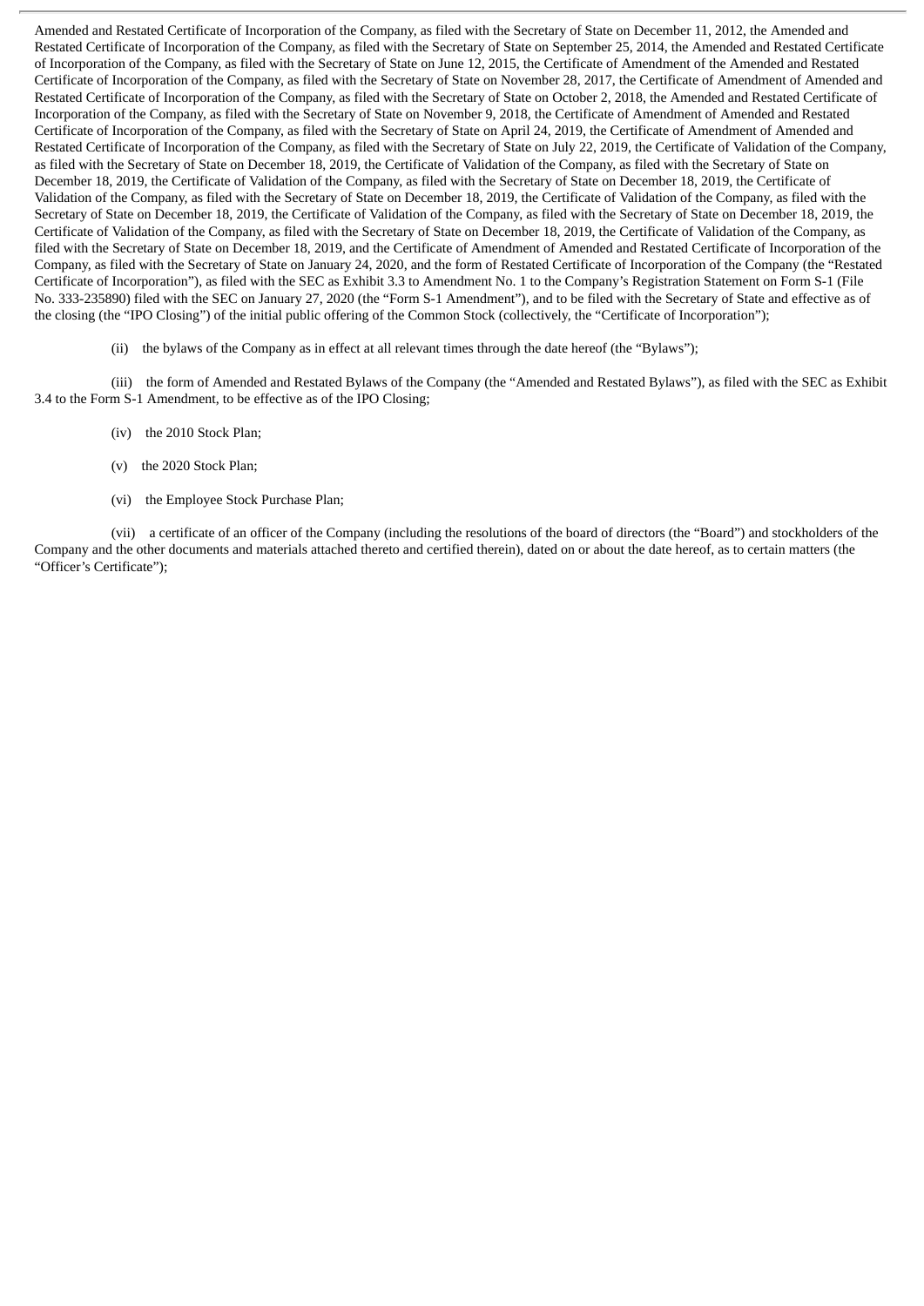Amended and Restated Certificate of Incorporation of the Company, as filed with the Secretary of State on December 11, 2012, the Amended and Restated Certificate of Incorporation of the Company, as filed with the Secretary of State on September 25, 2014, the Amended and Restated Certificate of Incorporation of the Company, as filed with the Secretary of State on June 12, 2015, the Certificate of Amendment of the Amended and Restated Certificate of Incorporation of the Company, as filed with the Secretary of State on November 28, 2017, the Certificate of Amendment of Amended and Restated Certificate of Incorporation of the Company, as filed with the Secretary of State on October 2, 2018, the Amended and Restated Certificate of Incorporation of the Company, as filed with the Secretary of State on November 9, 2018, the Certificate of Amendment of Amended and Restated Certificate of Incorporation of the Company, as filed with the Secretary of State on April 24, 2019, the Certificate of Amendment of Amended and Restated Certificate of Incorporation of the Company, as filed with the Secretary of State on July 22, 2019, the Certificate of Validation of the Company, as filed with the Secretary of State on December 18, 2019, the Certificate of Validation of the Company, as filed with the Secretary of State on December 18, 2019, the Certificate of Validation of the Company, as filed with the Secretary of State on December 18, 2019, the Certificate of Validation of the Company, as filed with the Secretary of State on December 18, 2019, the Certificate of Validation of the Company, as filed with the Secretary of State on December 18, 2019, the Certificate of Validation of the Company, as filed with the Secretary of State on December 18, 2019, the Certificate of Validation of the Company, as filed with the Secretary of State on December 18, 2019, the Certificate of Validation of the Company, as filed with the Secretary of State on December 18, 2019, and the Certificate of Amendment of Amended and Restated Certificate of Incorporation of the Company, as filed with the Secretary of State on January 24, 2020, and the form of Restated Certificate of Incorporation of the Company (the "Restated Certificate of Incorporation"), as filed with the SEC as Exhibit 3.3 to Amendment No. 1 to the Company's Registration Statement on Form S-1 (File No. 333-235890) filed with the SEC on January 27, 2020 (the "Form S-1 Amendment"), and to be filed with the Secretary of State and effective as of the closing (the "IPO Closing") of the initial public offering of the Common Stock (collectively, the "Certificate of Incorporation");

(ii) the bylaws of the Company as in effect at all relevant times through the date hereof (the "Bylaws");

(iii) the form of Amended and Restated Bylaws of the Company (the "Amended and Restated Bylaws"), as filed with the SEC as Exhibit 3.4 to the Form S-1 Amendment, to be effective as of the IPO Closing;

(iv) the 2010 Stock Plan;

(v) the 2020 Stock Plan;

(vi) the Employee Stock Purchase Plan;

(vii) a certificate of an officer of the Company (including the resolutions of the board of directors (the "Board") and stockholders of the Company and the other documents and materials attached thereto and certified therein), dated on or about the date hereof, as to certain matters (the "Officer's Certificate");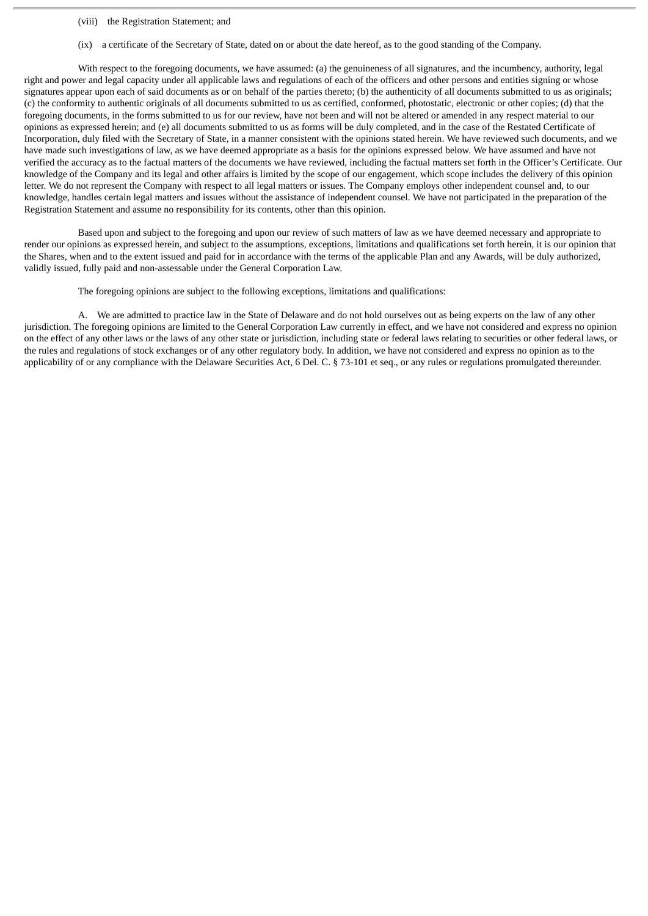(viii) the Registration Statement; and

(ix) a certificate of the Secretary of State, dated on or about the date hereof, as to the good standing of the Company.

With respect to the foregoing documents, we have assumed: (a) the genuineness of all signatures, and the incumbency, authority, legal right and power and legal capacity under all applicable laws and regulations of each of the officers and other persons and entities signing or whose signatures appear upon each of said documents as or on behalf of the parties thereto; (b) the authenticity of all documents submitted to us as originals; (c) the conformity to authentic originals of all documents submitted to us as certified, conformed, photostatic, electronic or other copies; (d) that the foregoing documents, in the forms submitted to us for our review, have not been and will not be altered or amended in any respect material to our opinions as expressed herein; and (e) all documents submitted to us as forms will be duly completed, and in the case of the Restated Certificate of Incorporation, duly filed with the Secretary of State, in a manner consistent with the opinions stated herein. We have reviewed such documents, and we have made such investigations of law, as we have deemed appropriate as a basis for the opinions expressed below. We have assumed and have not verified the accuracy as to the factual matters of the documents we have reviewed, including the factual matters set forth in the Officer's Certificate. Our knowledge of the Company and its legal and other affairs is limited by the scope of our engagement, which scope includes the delivery of this opinion letter. We do not represent the Company with respect to all legal matters or issues. The Company employs other independent counsel and, to our knowledge, handles certain legal matters and issues without the assistance of independent counsel. We have not participated in the preparation of the Registration Statement and assume no responsibility for its contents, other than this opinion.

Based upon and subject to the foregoing and upon our review of such matters of law as we have deemed necessary and appropriate to render our opinions as expressed herein, and subject to the assumptions, exceptions, limitations and qualifications set forth herein, it is our opinion that the Shares, when and to the extent issued and paid for in accordance with the terms of the applicable Plan and any Awards, will be duly authorized, validly issued, fully paid and non-assessable under the General Corporation Law.

The foregoing opinions are subject to the following exceptions, limitations and qualifications:

A. We are admitted to practice law in the State of Delaware and do not hold ourselves out as being experts on the law of any other jurisdiction. The foregoing opinions are limited to the General Corporation Law currently in effect, and we have not considered and express no opinion on the effect of any other laws or the laws of any other state or jurisdiction, including state or federal laws relating to securities or other federal laws, or the rules and regulations of stock exchanges or of any other regulatory body. In addition, we have not considered and express no opinion as to the applicability of or any compliance with the Delaware Securities Act, 6 Del. C. § 73-101 et seq., or any rules or regulations promulgated thereunder.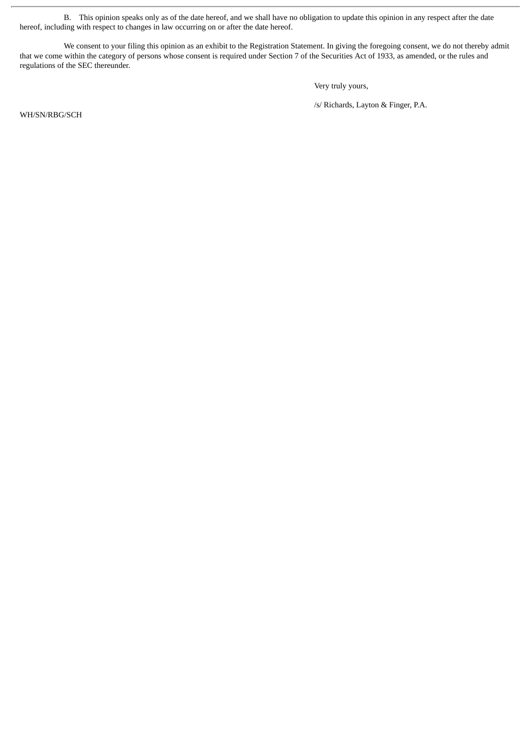B. This opinion speaks only as of the date hereof, and we shall have no obligation to update this opinion in any respect after the date hereof, including with respect to changes in law occurring on or after the date hereof.

We consent to your filing this opinion as an exhibit to the Registration Statement. In giving the foregoing consent, we do not thereby admit that we come within the category of persons whose consent is required under Section 7 of the Securities Act of 1933, as amended, or the rules and regulations of the SEC thereunder.

Very truly yours,

/s/ Richards, Layton & Finger, P.A.

WH/SN/RBG/SCH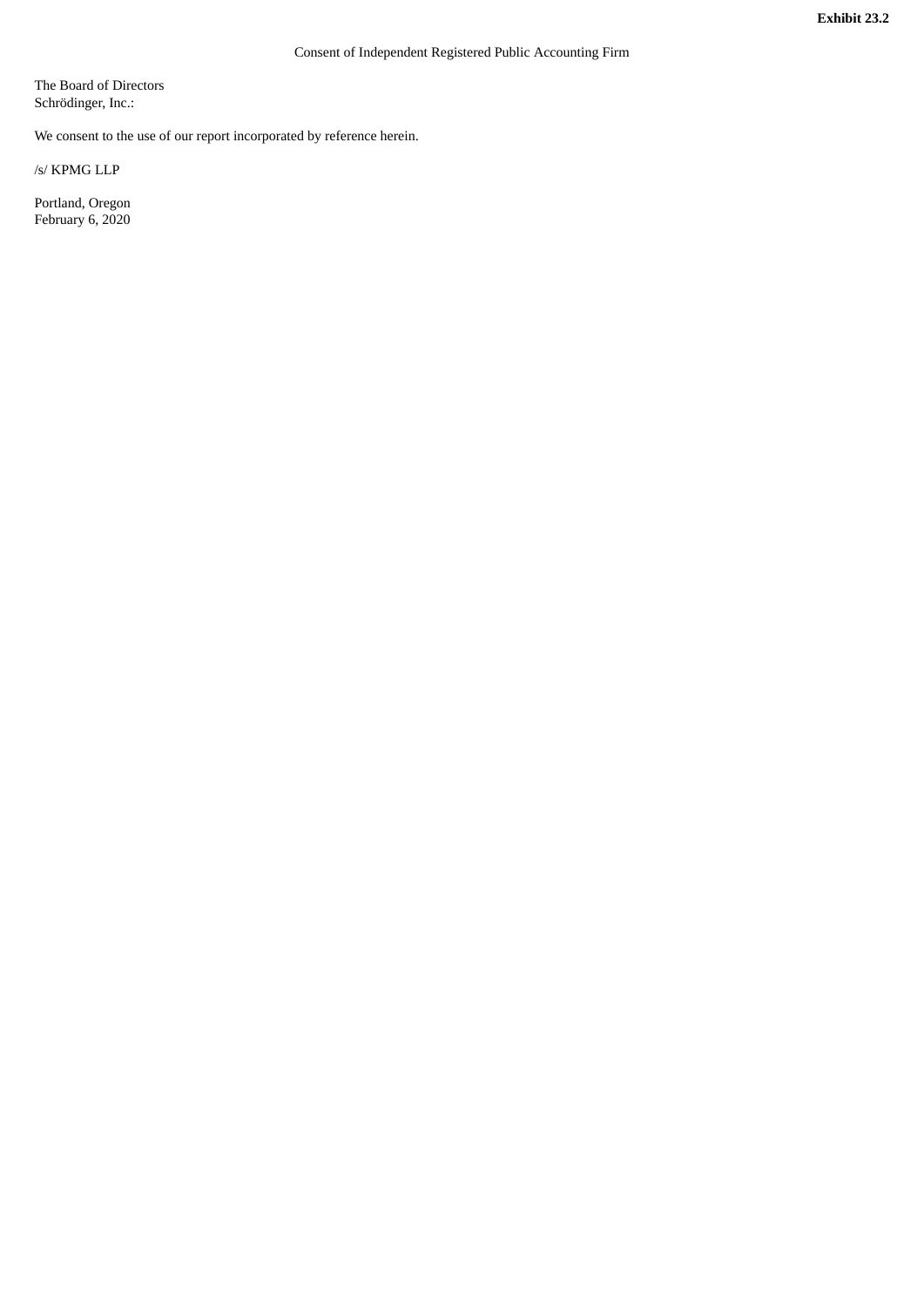**Exhibit 23.2**

Consent of Independent Registered Public Accounting Firm

The Board of Directors
Schrödinger, Inc.:

We consent to the use of our report incorporated by reference herein.

/s/ KPMG LLP

Portland, Oregon
February 6, 2020